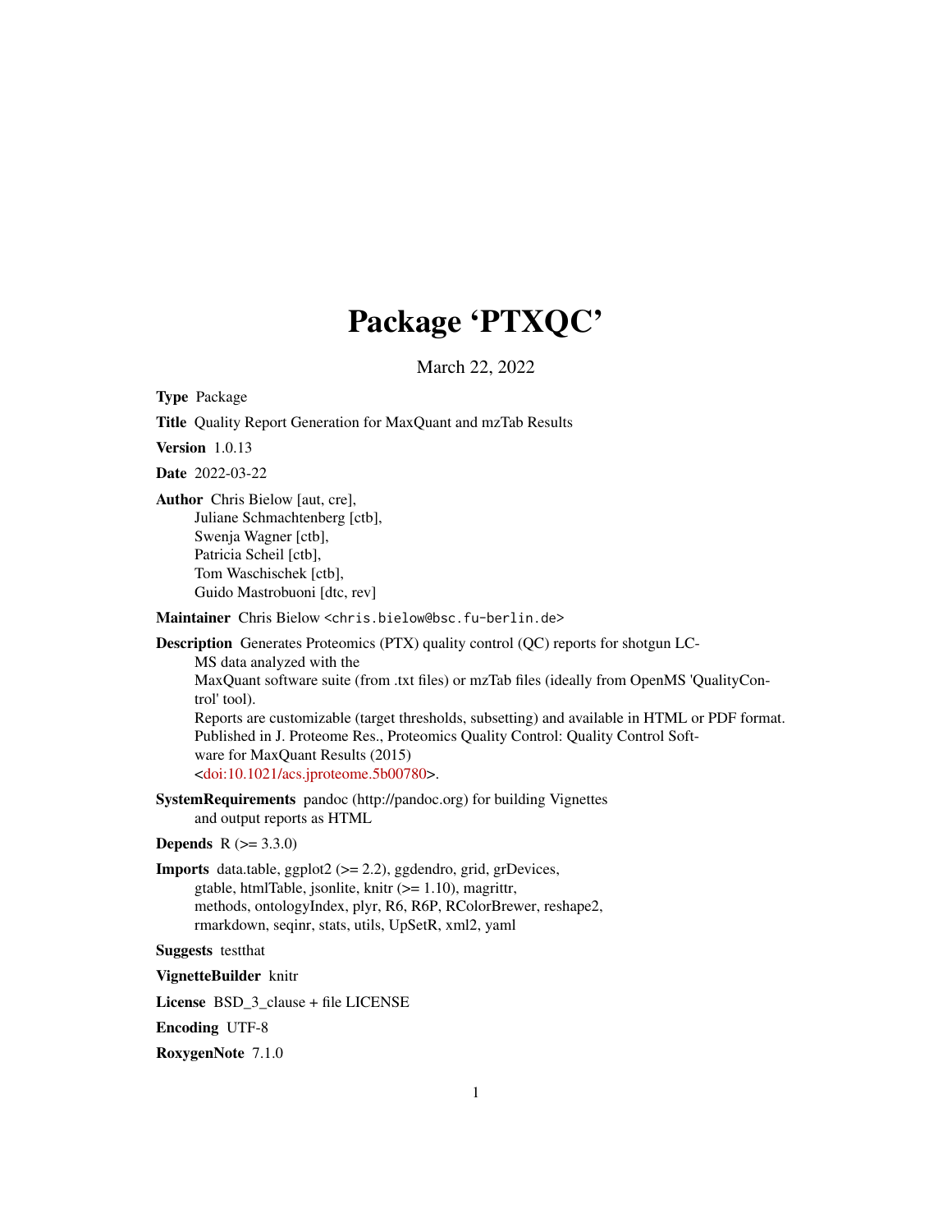# Package 'PTXQC'

March 22, 2022

**Type** Package

**Title** Quality Report Generation for MaxQuant and mzTab Results

**Version** 1.0.13

**Date** 2022-03-22

**Author** Chris Bielow [aut, cre],
Juliane Schmachtenberg [ctb],
Swenja Wagner [ctb],
Patricia Scheil [ctb],
Tom Waschischek [ctb],
Guido Mastrobuoni [dtc, rev]

**Maintainer** Chris Bielow <chris.bielow@bsc.fu-berlin.de>

**Description** Generates Proteomics (PTX) quality control (QC) reports for shotgun LC-MS data analyzed with the
MaxQuant software suite (from .txt files) or mzTab files (ideally from OpenMS 'QualityControl' tool).
Reports are customizable (target thresholds, subsetting) and available in HTML or PDF format.
Published in J. Proteome Res., Proteomics Quality Control: Quality Control Software for MaxQuant Results (2015)
<doi:10.1021/acs.jproteome.5b00780>.

**SystemRequirements** pandoc (http://pandoc.org) for building Vignettes
and output reports as HTML

**Depends** R (>= 3.3.0)

**Imports** data.table, ggplot2 (>= 2.2), ggdendro, grid, grDevices,
gtable, htmlTable, jsonlite, knitr (>= 1.10), magrittr,
methods, ontologyIndex, plyr, R6, R6P, RColorBrewer, reshape2,
rmarkdown, seqinr, stats, utils, UpSetR, xml2, yaml

**Suggests** testthat

**VignetteBuilder** knitr

**License** BSD_3_clause + file LICENSE

**Encoding** UTF-8

**RoxygenNote** 7.1.0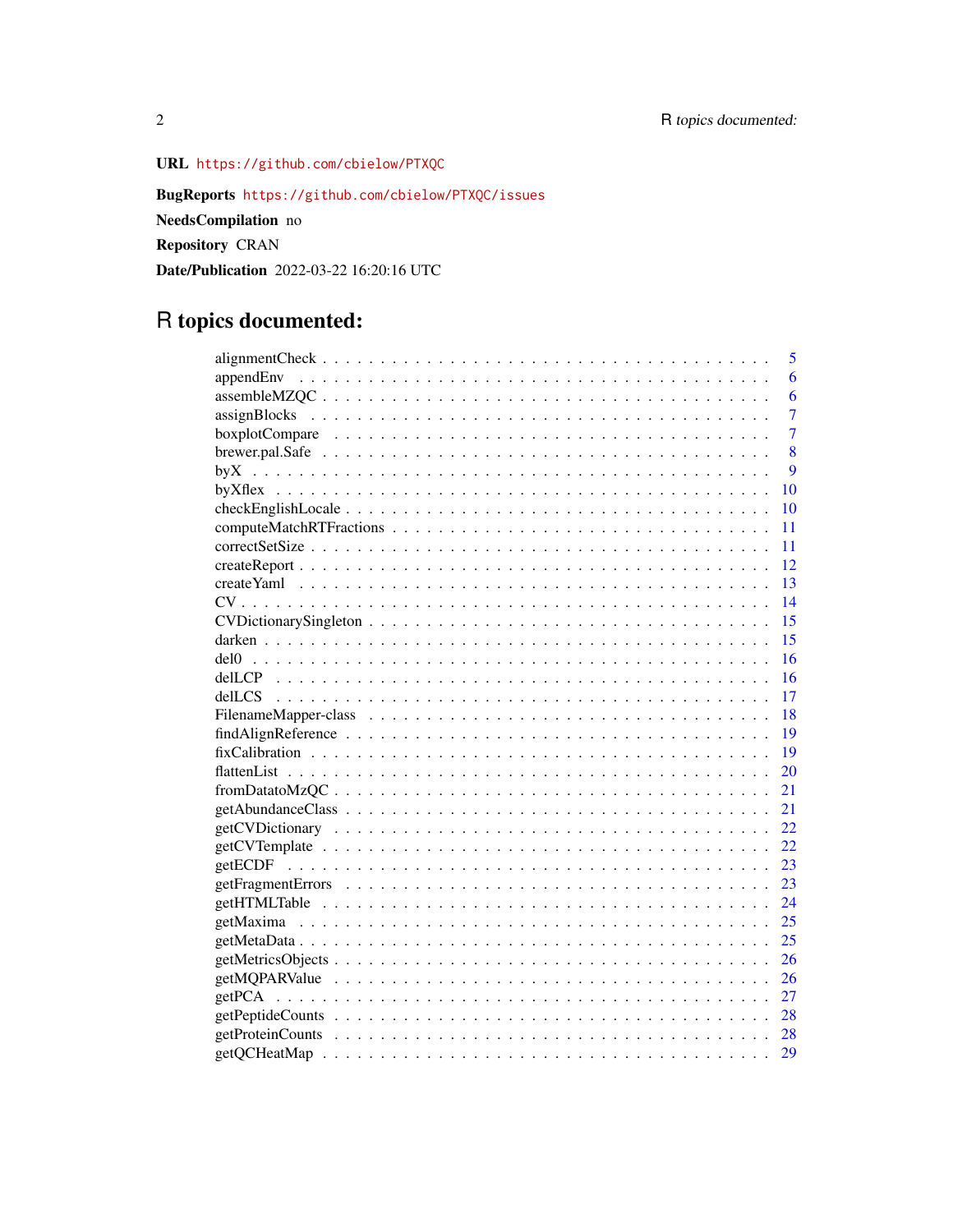**URL** https://github.com/cbielow/PTXQC

**BugReports** https://github.com/cbielow/PTXQC/issues

**NeedsCompilation** no

**Repository** CRAN

**Date/Publication** 2022-03-22 16:20:16 UTC

# R topics documented:

| | |
|---|---|
| alignmentCheck | 5 |
| appendEnv | 6 |
| assembleMZQC | 6 |
| assignBlocks | 7 |
| boxplotCompare | 7 |
| brewer.pal.Safe | 8 |
| byX | 9 |
| byXflex | 10 |
| checkEnglishLocale | 10 |
| computeMatchRTFractions | 11 |
| correctSetSize | 11 |
| createReport | 12 |
| createYaml | 13 |
| CV | 14 |
| CVDictionarySingleton | 15 |
| darken | 15 |
| del0 | 16 |
| delLCP | 16 |
| delLCS | 17 |
| FilenameMapper-class | 18 |
| findAlignReference | 19 |
| fixCalibration | 19 |
| flattenList | 20 |
| fromDatatoMzQC | 21 |
| getAbundanceClass | 21 |
| getCVDictionary | 22 |
| getCVTemplate | 22 |
| getECDF | 23 |
| getFragmentErrors | 23 |
| getHTMLTable | 24 |
| getMaxima | 25 |
| getMetaData | 25 |
| getMetricsObjects | 26 |
| getMQPARValue | 26 |
| getPCA | 27 |
| getPeptideCounts | 28 |
| getProteinCounts | 28 |
| getQCHeatMap | 29 |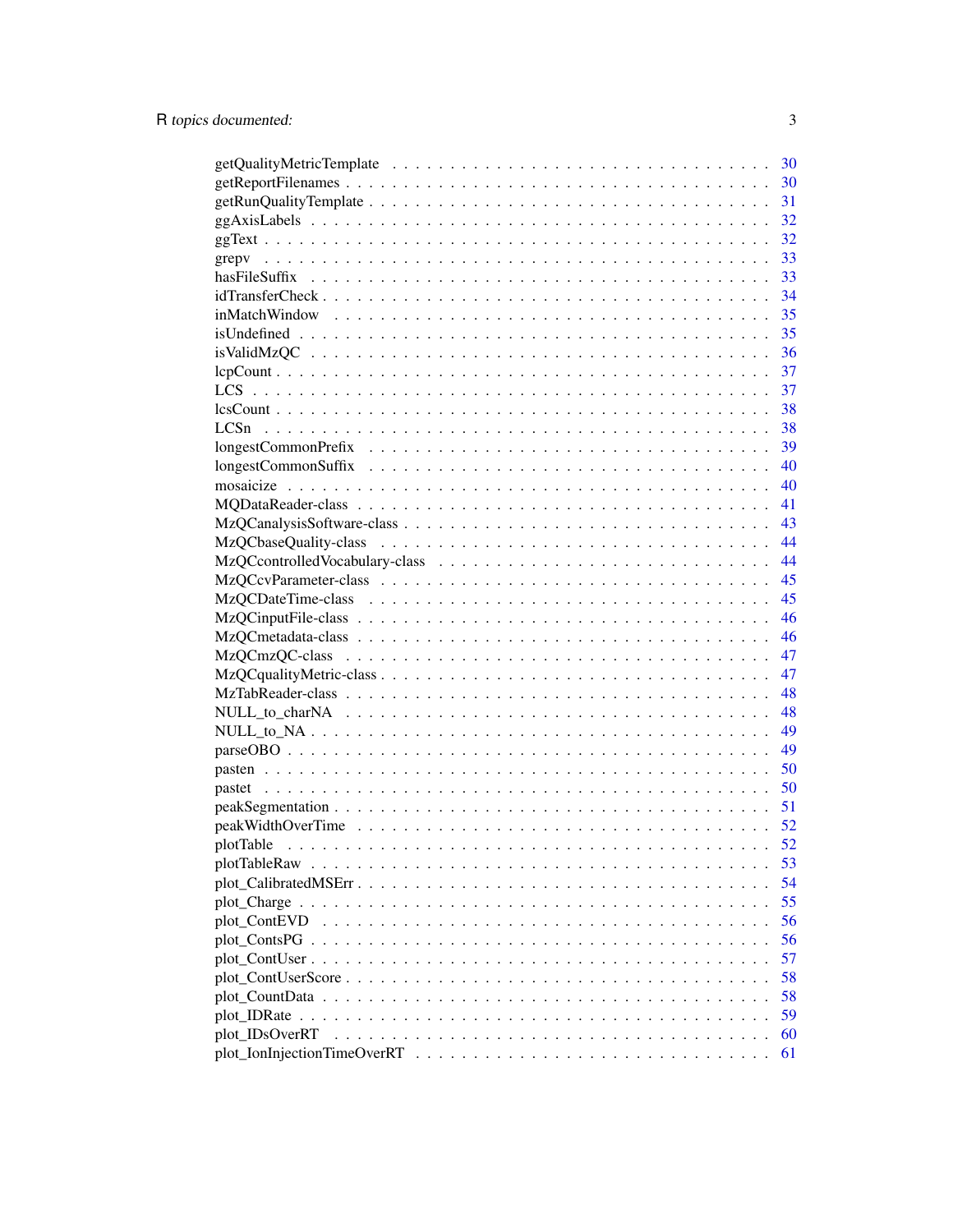getQualityMetricTemplate . . . . . . . . . . . . . . . . . . . . . . . . . . . . . . 30
getReportFilenames . . . . . . . . . . . . . . . . . . . . . . . . . . . . . . . . 30
getRunQualityTemplate . . . . . . . . . . . . . . . . . . . . . . . . . . . . . . 31
ggAxisLabels . . . . . . . . . . . . . . . . . . . . . . . . . . . . . . . . . . . 32
ggText . . . . . . . . . . . . . . . . . . . . . . . . . . . . . . . . . . . . . . 32
grepv . . . . . . . . . . . . . . . . . . . . . . . . . . . . . . . . . . . . . . 33
hasFileSuffix . . . . . . . . . . . . . . . . . . . . . . . . . . . . . . . . . . 33
idTransferCheck . . . . . . . . . . . . . . . . . . . . . . . . . . . . . . . . . 34
inMatchWindow . . . . . . . . . . . . . . . . . . . . . . . . . . . . . . . . . . 35
isUndefined . . . . . . . . . . . . . . . . . . . . . . . . . . . . . . . . . . . 35
isValidMzQC . . . . . . . . . . . . . . . . . . . . . . . . . . . . . . . . . . . 36
lcpCount . . . . . . . . . . . . . . . . . . . . . . . . . . . . . . . . . . . . . 37
LCS . . . . . . . . . . . . . . . . . . . . . . . . . . . . . . . . . . . . . . . 37
lcsCount . . . . . . . . . . . . . . . . . . . . . . . . . . . . . . . . . . . . . 38
LCSn . . . . . . . . . . . . . . . . . . . . . . . . . . . . . . . . . . . . . . . 38
longestCommonPrefix . . . . . . . . . . . . . . . . . . . . . . . . . . . . . . . 39
longestCommonSuffix . . . . . . . . . . . . . . . . . . . . . . . . . . . . . . . 40
mosaicize . . . . . . . . . . . . . . . . . . . . . . . . . . . . . . . . . . . . 40
MQDataReader-class . . . . . . . . . . . . . . . . . . . . . . . . . . . . . . . . 41
MzQCanalysisSoftware-class . . . . . . . . . . . . . . . . . . . . . . . . . . . . 43
MzQCbaseQuality-class . . . . . . . . . . . . . . . . . . . . . . . . . . . . . . 44
MzQCcontrolledVocabulary-class . . . . . . . . . . . . . . . . . . . . . . . . . . 44
MzQCcvParameter-class . . . . . . . . . . . . . . . . . . . . . . . . . . . . . . 45
MzQCDateTime-class . . . . . . . . . . . . . . . . . . . . . . . . . . . . . . . . 45
MzQCinputFile-class . . . . . . . . . . . . . . . . . . . . . . . . . . . . . . . . 46
MzQCmetadata-class . . . . . . . . . . . . . . . . . . . . . . . . . . . . . . . . 46
MzQCmzQC-class . . . . . . . . . . . . . . . . . . . . . . . . . . . . . . . . . . 47
MzQCqualityMetric-class . . . . . . . . . . . . . . . . . . . . . . . . . . . . . 47
MzTabReader-class . . . . . . . . . . . . . . . . . . . . . . . . . . . . . . . . 48
NULL_to_charNA . . . . . . . . . . . . . . . . . . . . . . . . . . . . . . . . . . 48
NULL_to_NA . . . . . . . . . . . . . . . . . . . . . . . . . . . . . . . . . . . . 49
parseOBO . . . . . . . . . . . . . . . . . . . . . . . . . . . . . . . . . . . . . 49
pasten . . . . . . . . . . . . . . . . . . . . . . . . . . . . . . . . . . . . . . 50
pastet . . . . . . . . . . . . . . . . . . . . . . . . . . . . . . . . . . . . . . 50
peakSegmentation . . . . . . . . . . . . . . . . . . . . . . . . . . . . . . . . . 51
peakWidthOverTime . . . . . . . . . . . . . . . . . . . . . . . . . . . . . . . . 52
plotTable . . . . . . . . . . . . . . . . . . . . . . . . . . . . . . . . . . . . 52
plotTableRaw . . . . . . . . . . . . . . . . . . . . . . . . . . . . . . . . . . . 53
plot_CalibratedMSErr . . . . . . . . . . . . . . . . . . . . . . . . . . . . . . 54
plot_Charge . . . . . . . . . . . . . . . . . . . . . . . . . . . . . . . . . . . 55
plot_ContEVD . . . . . . . . . . . . . . . . . . . . . . . . . . . . . . . . . . . 56
plot_ContsPG . . . . . . . . . . . . . . . . . . . . . . . . . . . . . . . . . . . 56
plot_ContUser . . . . . . . . . . . . . . . . . . . . . . . . . . . . . . . . . . 57
plot_ContUserScore . . . . . . . . . . . . . . . . . . . . . . . . . . . . . . . . 58
plot_CountData . . . . . . . . . . . . . . . . . . . . . . . . . . . . . . . . . . 58
plot_IDRate . . . . . . . . . . . . . . . . . . . . . . . . . . . . . . . . . . . 59
plot_IDsOverRT . . . . . . . . . . . . . . . . . . . . . . . . . . . . . . . . . . 60
plot_IonInjectionTimeOverRT . . . . . . . . . . . . . . . . . . . . . . . . . . . 61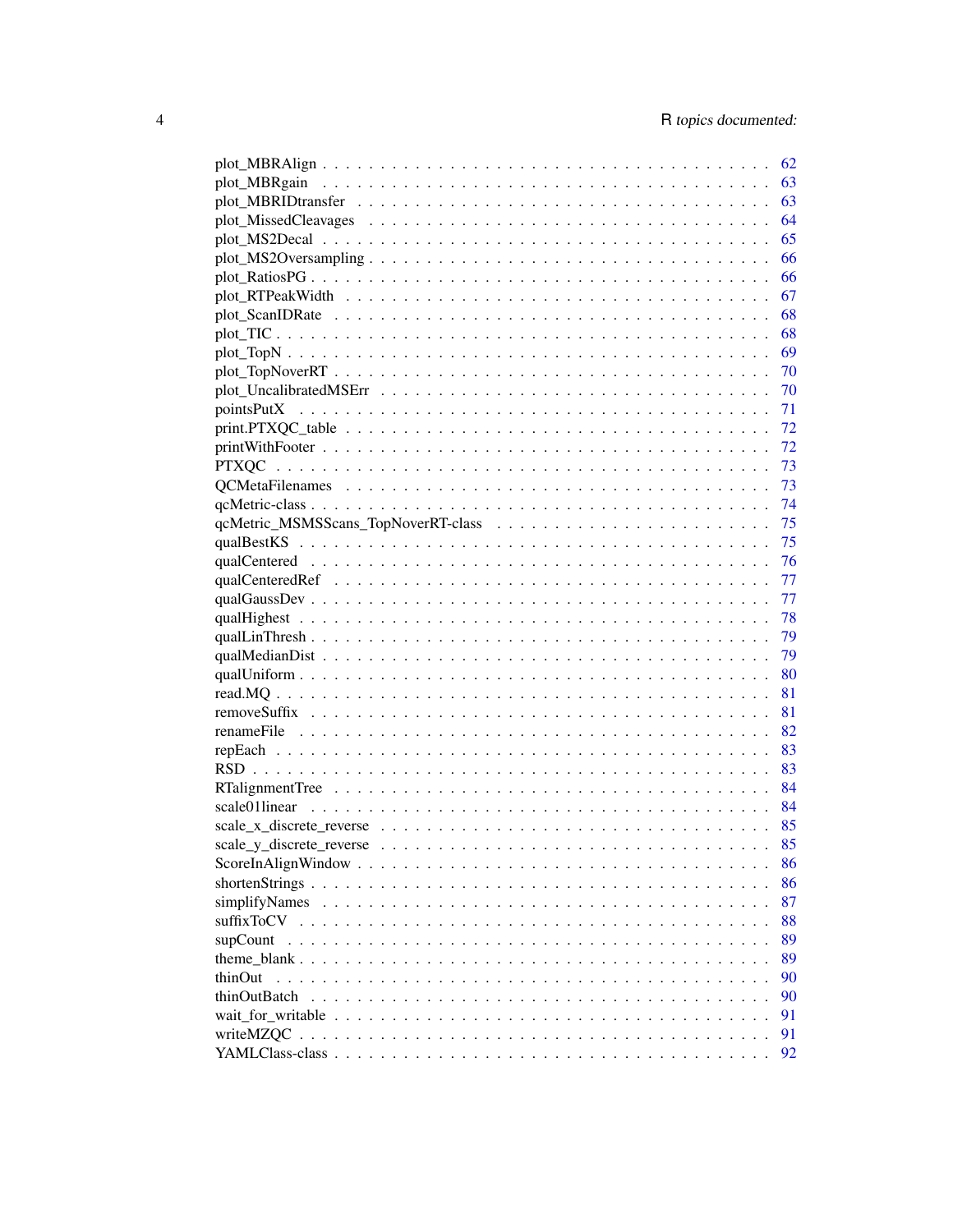plot_MBRAlign . . . . . . . . . . . . . . . . . . . . . . . . . . . . . . . . . . . . 62
plot_MBRgain . . . . . . . . . . . . . . . . . . . . . . . . . . . . . . . . . . . . 63
plot_MBRIDtransfer . . . . . . . . . . . . . . . . . . . . . . . . . . . . . . . . . 63
plot_MissedCleavages . . . . . . . . . . . . . . . . . . . . . . . . . . . . . . . . 64
plot_MS2Decal . . . . . . . . . . . . . . . . . . . . . . . . . . . . . . . . . . . . 65
plot_MS2Oversampling . . . . . . . . . . . . . . . . . . . . . . . . . . . . . . . . 66
plot_RatiosPG . . . . . . . . . . . . . . . . . . . . . . . . . . . . . . . . . . . . 66
plot_RTPeakWidth . . . . . . . . . . . . . . . . . . . . . . . . . . . . . . . . . . 67
plot_ScanIDRate . . . . . . . . . . . . . . . . . . . . . . . . . . . . . . . . . . . 68
plot_TIC . . . . . . . . . . . . . . . . . . . . . . . . . . . . . . . . . . . . . . . 68
plot_TopN . . . . . . . . . . . . . . . . . . . . . . . . . . . . . . . . . . . . . . 69
plot_TopNoverRT . . . . . . . . . . . . . . . . . . . . . . . . . . . . . . . . . . 70
plot_UncalibratedMSErr . . . . . . . . . . . . . . . . . . . . . . . . . . . . . . . 70
pointsPutX . . . . . . . . . . . . . . . . . . . . . . . . . . . . . . . . . . . . . . 71
print.PTXQC_table . . . . . . . . . . . . . . . . . . . . . . . . . . . . . . . . . . 72
printWithFooter . . . . . . . . . . . . . . . . . . . . . . . . . . . . . . . . . . . 72
PTXQC . . . . . . . . . . . . . . . . . . . . . . . . . . . . . . . . . . . . . . . . 73
QCMetaFilenames . . . . . . . . . . . . . . . . . . . . . . . . . . . . . . . . . . 73
qcMetric-class . . . . . . . . . . . . . . . . . . . . . . . . . . . . . . . . . . . . 74
qcMetric_MSMSScans_TopNoverRT-class . . . . . . . . . . . . . . . . . . . . . . . 75
qualBestKS . . . . . . . . . . . . . . . . . . . . . . . . . . . . . . . . . . . . . . 75
qualCentered . . . . . . . . . . . . . . . . . . . . . . . . . . . . . . . . . . . . 76
qualCenteredRef . . . . . . . . . . . . . . . . . . . . . . . . . . . . . . . . . . . 77
qualGaussDev . . . . . . . . . . . . . . . . . . . . . . . . . . . . . . . . . . . . 77
qualHighest . . . . . . . . . . . . . . . . . . . . . . . . . . . . . . . . . . . . . 78
qualLinThresh . . . . . . . . . . . . . . . . . . . . . . . . . . . . . . . . . . . . 79
qualMedianDist . . . . . . . . . . . . . . . . . . . . . . . . . . . . . . . . . . . 79
qualUniform . . . . . . . . . . . . . . . . . . . . . . . . . . . . . . . . . . . . . 80
read.MQ . . . . . . . . . . . . . . . . . . . . . . . . . . . . . . . . . . . . . . . 81
removeSuffix . . . . . . . . . . . . . . . . . . . . . . . . . . . . . . . . . . . . 81
renameFile . . . . . . . . . . . . . . . . . . . . . . . . . . . . . . . . . . . . . 82
repEach . . . . . . . . . . . . . . . . . . . . . . . . . . . . . . . . . . . . . . . 83
RSD . . . . . . . . . . . . . . . . . . . . . . . . . . . . . . . . . . . . . . . . . 83
RTalignmentTree . . . . . . . . . . . . . . . . . . . . . . . . . . . . . . . . . . 84
scale01linear . . . . . . . . . . . . . . . . . . . . . . . . . . . . . . . . . . . . 84
scale_x_discrete_reverse . . . . . . . . . . . . . . . . . . . . . . . . . . . . . . 85
scale_y_discrete_reverse . . . . . . . . . . . . . . . . . . . . . . . . . . . . . . 85
ScoreInAlignWindow . . . . . . . . . . . . . . . . . . . . . . . . . . . . . . . . . 86
shortenStrings . . . . . . . . . . . . . . . . . . . . . . . . . . . . . . . . . . . 86
simplifyNames . . . . . . . . . . . . . . . . . . . . . . . . . . . . . . . . . . . 87
suffixToCV . . . . . . . . . . . . . . . . . . . . . . . . . . . . . . . . . . . . . 88
supCount . . . . . . . . . . . . . . . . . . . . . . . . . . . . . . . . . . . . . . 89
theme_blank . . . . . . . . . . . . . . . . . . . . . . . . . . . . . . . . . . . . 89
thinOut . . . . . . . . . . . . . . . . . . . . . . . . . . . . . . . . . . . . . . . 90
thinOutBatch . . . . . . . . . . . . . . . . . . . . . . . . . . . . . . . . . . . . 90
wait_for_writable . . . . . . . . . . . . . . . . . . . . . . . . . . . . . . . . . 91
writeMZQC . . . . . . . . . . . . . . . . . . . . . . . . . . . . . . . . . . . . . 91
YAMLClass-class . . . . . . . . . . . . . . . . . . . . . . . . . . . . . . . . . . 92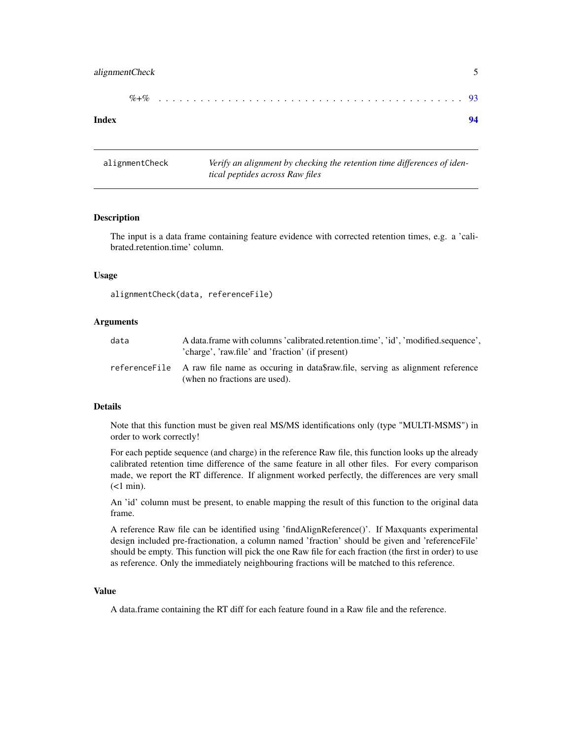%+% . . . . . . . . . . . . . . . . . . . . . . . . . . . . . . . . . . . . . . . 93

**Index** **94**

---

## alignmentCheck — *Verify an alignment by checking the retention time differences of identical peptides across Raw files*

### Description

The input is a data frame containing feature evidence with corrected retention times, e.g. a 'calibrated.retention.time' column.

### Usage

```
alignmentCheck(data, referenceFile)
```

### Arguments

| | |
|---|---|
| `data` | A data.frame with columns 'calibrated.retention.time', 'id', 'modified.sequence', 'charge', 'raw.file' and 'fraction' (if present) |
| `referenceFile` | A raw file name as occuring in data$raw.file, serving as alignment reference (when no fractions are used). |

### Details

Note that this function must be given real MS/MS identifications only (type "MULTI-MSMS") in order to work correctly!

For each peptide sequence (and charge) in the reference Raw file, this function looks up the already calibrated retention time difference of the same feature in all other files. For every comparison made, we report the RT difference. If alignment worked perfectly, the differences are very small (<1 min).

An 'id' column must be present, to enable mapping the result of this function to the original data frame.

A reference Raw file can be identified using 'findAlignReference()'. If Maxquants experimental design included pre-fractionation, a column named 'fraction' should be given and 'referenceFile' should be empty. This function will pick the one Raw file for each fraction (the first in order) to use as reference. Only the immediately neighbouring fractions will be matched to this reference.

### Value

A data.frame containing the RT diff for each feature found in a Raw file and the reference.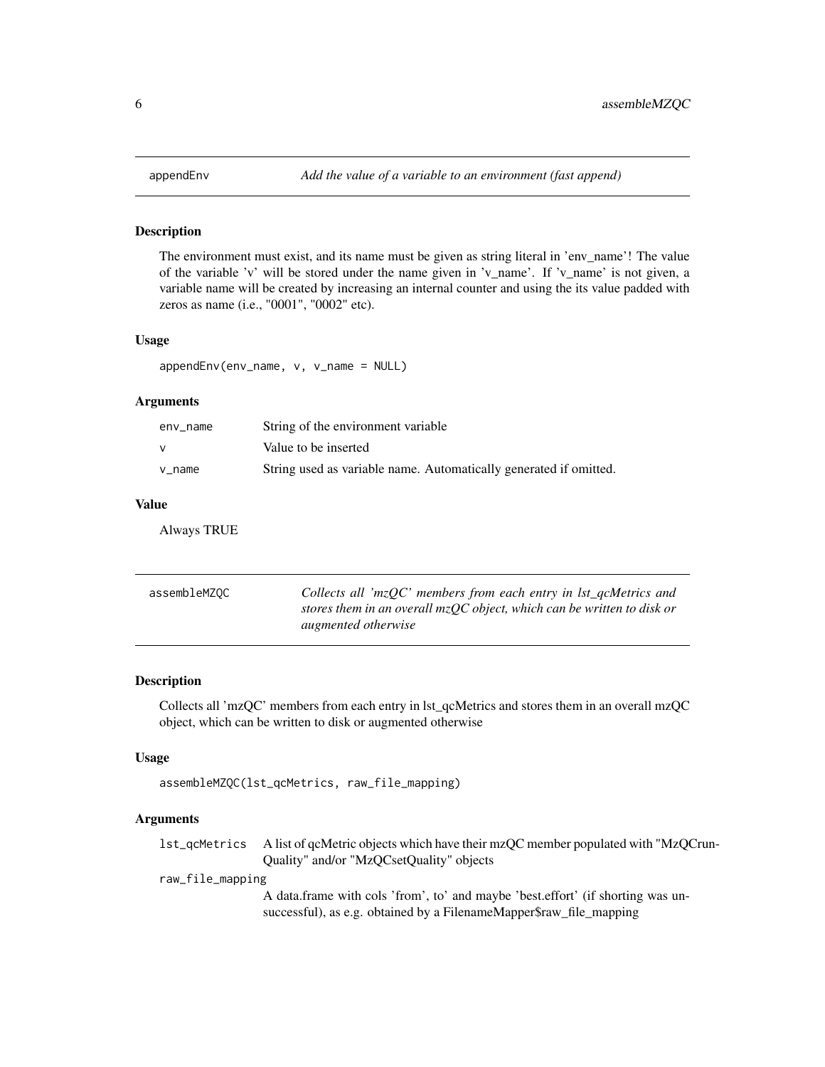## appendEnv — *Add the value of a variable to an environment (fast append)*

### Description

The environment must exist, and its name must be given as string literal in 'env_name'! The value of the variable 'v' will be stored under the name given in 'v_name'. If 'v_name' is not given, a variable name will be created by increasing an internal counter and using the its value padded with zeros as name (i.e., "0001", "0002" etc).

### Usage

```
appendEnv(env_name, v, v_name = NULL)
```

### Arguments

| | |
|---|---|
| `env_name` | String of the environment variable |
| `v` | Value to be inserted |
| `v_name` | String used as variable name. Automatically generated if omitted. |

### Value

Always TRUE

## assembleMZQC — *Collects all 'mzQC' members from each entry in lst_qcMetrics and stores them in an overall mzQC object, which can be written to disk or augmented otherwise*

### Description

Collects all 'mzQC' members from each entry in lst_qcMetrics and stores them in an overall mzQC object, which can be written to disk or augmented otherwise

### Usage

```
assembleMZQC(lst_qcMetrics, raw_file_mapping)
```

### Arguments

| | |
|---|---|
| `lst_qcMetrics` | A list of qcMetric objects which have their mzQC member populated with "MzQCrunQuality" and/or "MzQCsetQuality" objects |
| `raw_file_mapping` | A data.frame with cols 'from', to' and maybe 'best.effort' (if shorting was unsuccessful), as e.g. obtained by a FilenameMapper$raw_file_mapping |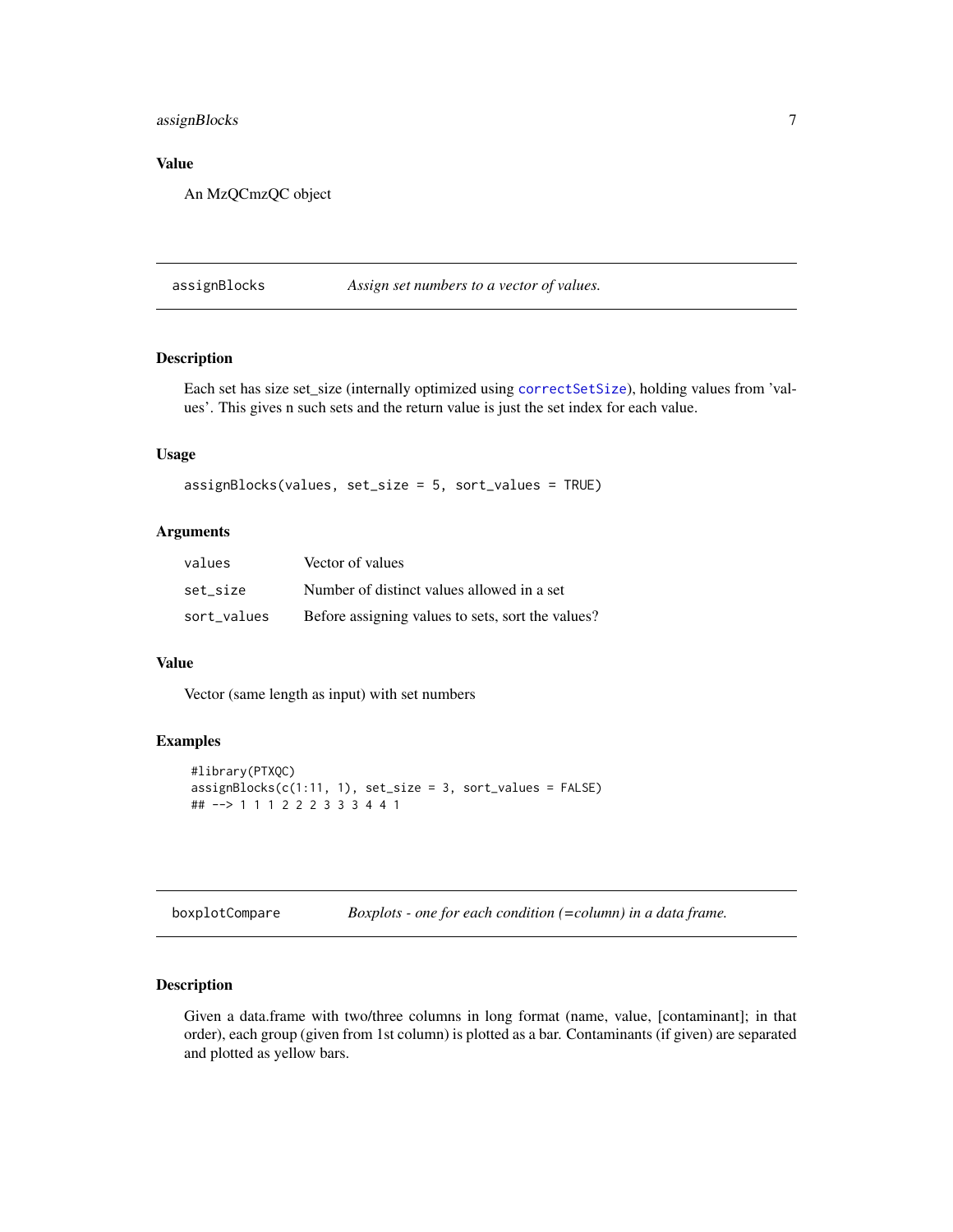### Value

An MzQCmzQC object

## assignBlocks — *Assign set numbers to a vector of values.*

### Description

Each set has size set_size (internally optimized using correctSetSize), holding values from 'values'. This gives n such sets and the return value is just the set index for each value.

### Usage

```
assignBlocks(values, set_size = 5, sort_values = TRUE)
```

### Arguments

| | |
|---|---|
| values | Vector of values |
| set_size | Number of distinct values allowed in a set |
| sort_values | Before assigning values to sets, sort the values? |

### Value

Vector (same length as input) with set numbers

### Examples

```
#library(PTXQC)
assignBlocks(c(1:11, 1), set_size = 3, sort_values = FALSE)
## --> 1 1 1 2 2 2 3 3 3 4 4 1
```

## boxplotCompare — *Boxplots - one for each condition (=column) in a data frame.*

### Description

Given a data.frame with two/three columns in long format (name, value, [contaminant]; in that order), each group (given from 1st column) is plotted as a bar. Contaminants (if given) are separated and plotted as yellow bars.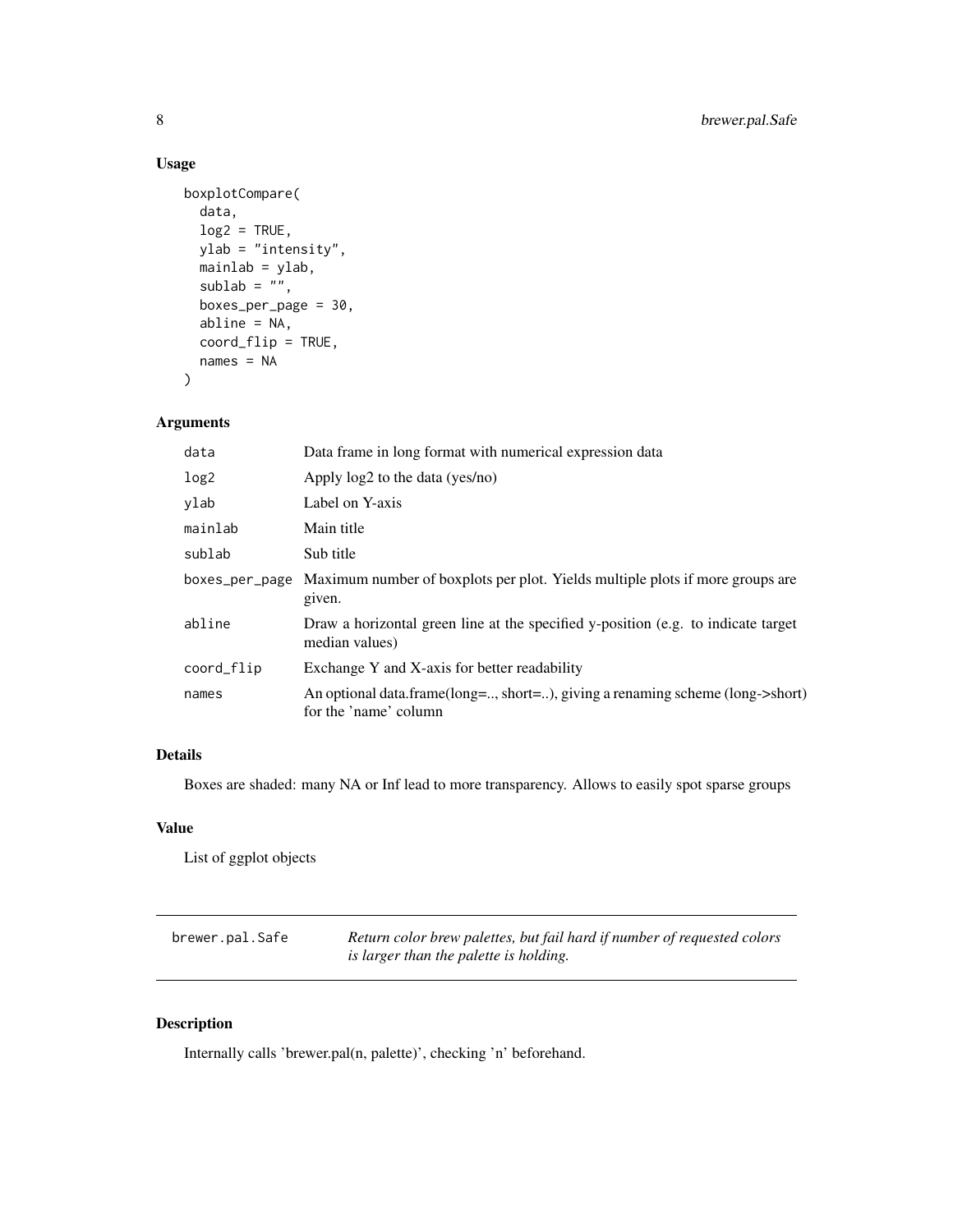## Usage

```
boxplotCompare(
  data,
  log2 = TRUE,
  ylab = "intensity",
  mainlab = ylab,
  sublab = "",
  boxes_per_page = 30,
  abline = NA,
  coord_flip = TRUE,
  names = NA
)
```

## Arguments

| | |
|---|---|
| data | Data frame in long format with numerical expression data |
| log2 | Apply log2 to the data (yes/no) |
| ylab | Label on Y-axis |
| mainlab | Main title |
| sublab | Sub title |
| boxes_per_page | Maximum number of boxplots per plot. Yields multiple plots if more groups are given. |
| abline | Draw a horizontal green line at the specified y-position (e.g. to indicate target median values) |
| coord_flip | Exchange Y and X-axis for better readability |
| names | An optional data.frame(long=.., short=..), giving a renaming scheme (long->short) for the 'name' column |

## Details

Boxes are shaded: many NA or Inf lead to more transparency. Allows to easily spot sparse groups

## Value

List of ggplot objects

---

# brewer.pal.Safe

*Return color brew palettes, but fail hard if number of requested colors is larger than the palette is holding.*

---

## Description

Internally calls 'brewer.pal(n, palette)', checking 'n' beforehand.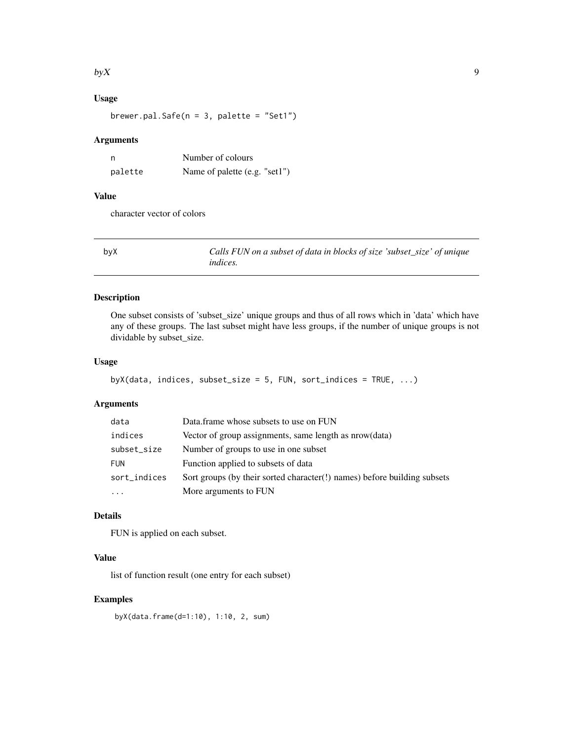### Usage

```
brewer.pal.Safe(n = 3, palette = "Set1")
```

### Arguments

| | |
|---|---|
| n | Number of colours |
| palette | Name of palette (e.g. "set1") |

### Value

character vector of colors

---

## byX — *Calls FUN on a subset of data in blocks of size 'subset_size' of unique indices.*

---

### Description

One subset consists of 'subset_size' unique groups and thus of all rows which in 'data' which have any of these groups. The last subset might have less groups, if the number of unique groups is not dividable by subset_size.

### Usage

```
byX(data, indices, subset_size = 5, FUN, sort_indices = TRUE, ...)
```

### Arguments

| | |
|---|---|
| data | Data.frame whose subsets to use on FUN |
| indices | Vector of group assignments, same length as nrow(data) |
| subset_size | Number of groups to use in one subset |
| FUN | Function applied to subsets of data |
| sort_indices | Sort groups (by their sorted character(!) names) before building subsets |
| ... | More arguments to FUN |

### Details

FUN is applied on each subset.

### Value

list of function result (one entry for each subset)

### Examples

```
byX(data.frame(d=1:10), 1:10, 2, sum)
```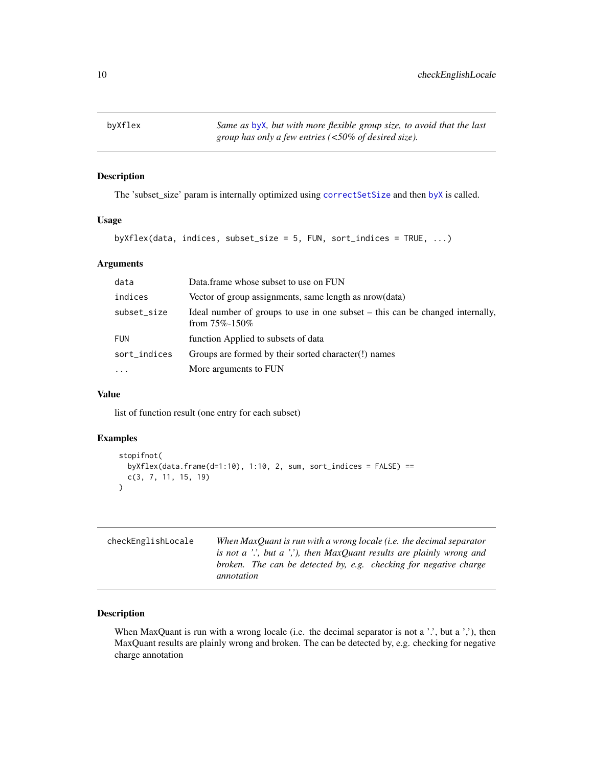## byXflex

*Same as byX, but with more flexible group size, to avoid that the last group has only a few entries (<50% of desired size).*

### Description

The 'subset_size' param is internally optimized using correctSetSize and then byX is called.

### Usage

```
byXflex(data, indices, subset_size = 5, FUN, sort_indices = TRUE, ...)
```

### Arguments

| | |
|---|---|
| data | Data.frame whose subset to use on FUN |
| indices | Vector of group assignments, same length as nrow(data) |
| subset_size | Ideal number of groups to use in one subset – this can be changed internally, from 75%-150% |
| FUN | function Applied to subsets of data |
| sort_indices | Groups are formed by their sorted character(!) names |
| ... | More arguments to FUN |

### Value

list of function result (one entry for each subset)

### Examples

```
stopifnot(
  byXflex(data.frame(d=1:10), 1:10, 2, sum, sort_indices = FALSE) ==
  c(3, 7, 11, 15, 19)
)
```

## checkEnglishLocale

*When MaxQuant is run with a wrong locale (i.e. the decimal separator is not a '.', but a ','), then MaxQuant results are plainly wrong and broken. The can be detected by, e.g. checking for negative charge annotation*

### Description

When MaxQuant is run with a wrong locale (i.e. the decimal separator is not a '.', but a ','), then MaxQuant results are plainly wrong and broken. The can be detected by, e.g. checking for negative charge annotation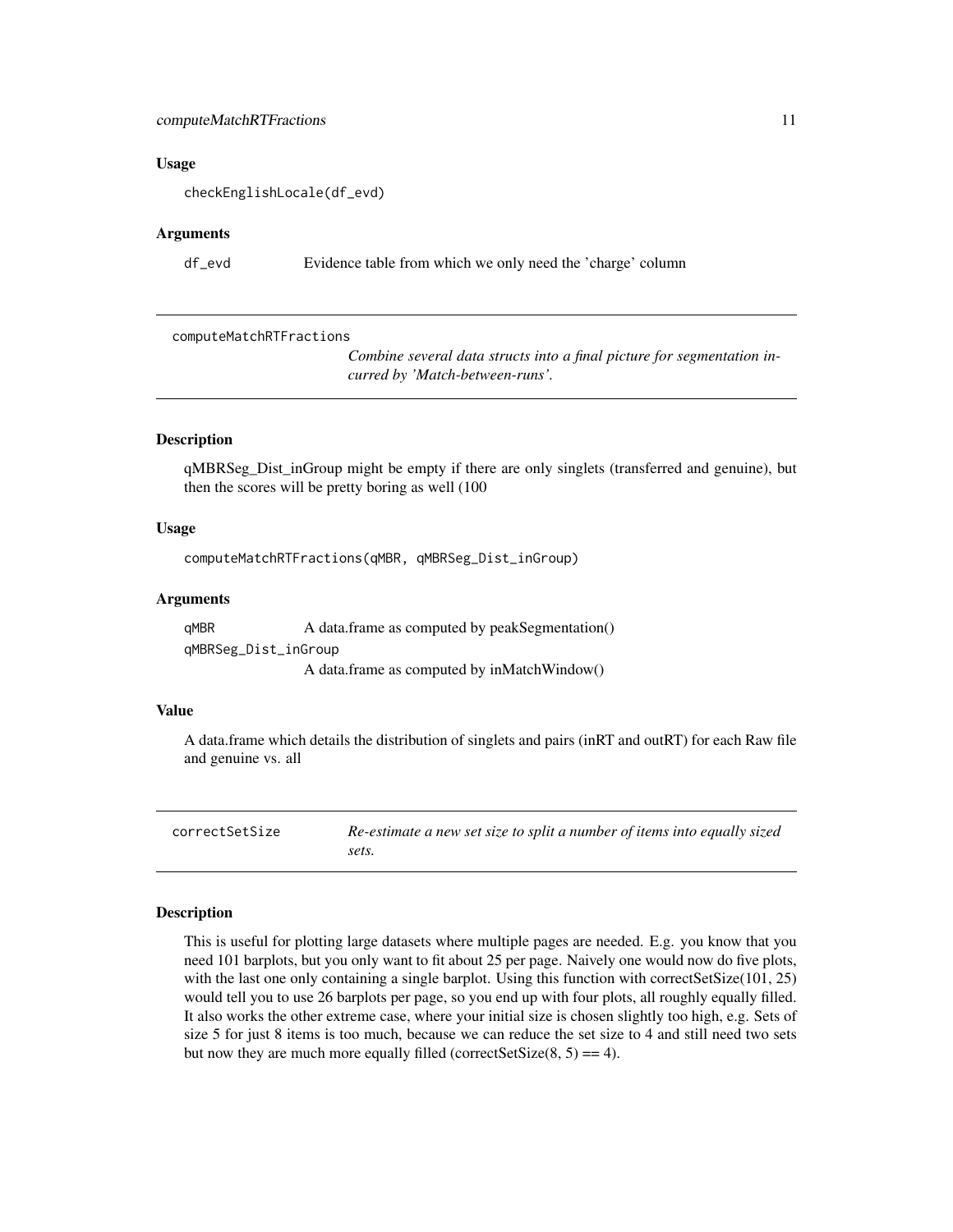### Usage

```
checkEnglishLocale(df_evd)
```

### Arguments

| | |
|---|---|
| df_evd | Evidence table from which we only need the 'charge' column |

---

## computeMatchRTFractions

*Combine several data structs into a final picture for segmentation incurred by 'Match-between-runs'.*

### Description

qMBRSeg_Dist_inGroup might be empty if there are only singlets (transferred and genuine), but then the scores will be pretty boring as well (100

### Usage

```
computeMatchRTFractions(qMBR, qMBRSeg_Dist_inGroup)
```

### Arguments

| | |
|---|---|
| qMBR | A data.frame as computed by peakSegmentation() |
| qMBRSeg_Dist_inGroup | A data.frame as computed by inMatchWindow() |

### Value

A data.frame which details the distribution of singlets and pairs (inRT and outRT) for each Raw file and genuine vs. all

---

## correctSetSize

*Re-estimate a new set size to split a number of items into equally sized sets.*

### Description

This is useful for plotting large datasets where multiple pages are needed. E.g. you know that you need 101 barplots, but you only want to fit about 25 per page. Naively one would now do five plots, with the last one only containing a single barplot. Using this function with correctSetSize(101, 25) would tell you to use 26 barplots per page, so you end up with four plots, all roughly equally filled. It also works the other extreme case, where your initial size is chosen slightly too high, e.g. Sets of size 5 for just 8 items is too much, because we can reduce the set size to 4 and still need two sets but now they are much more equally filled (correctSetSize(8, 5) == 4).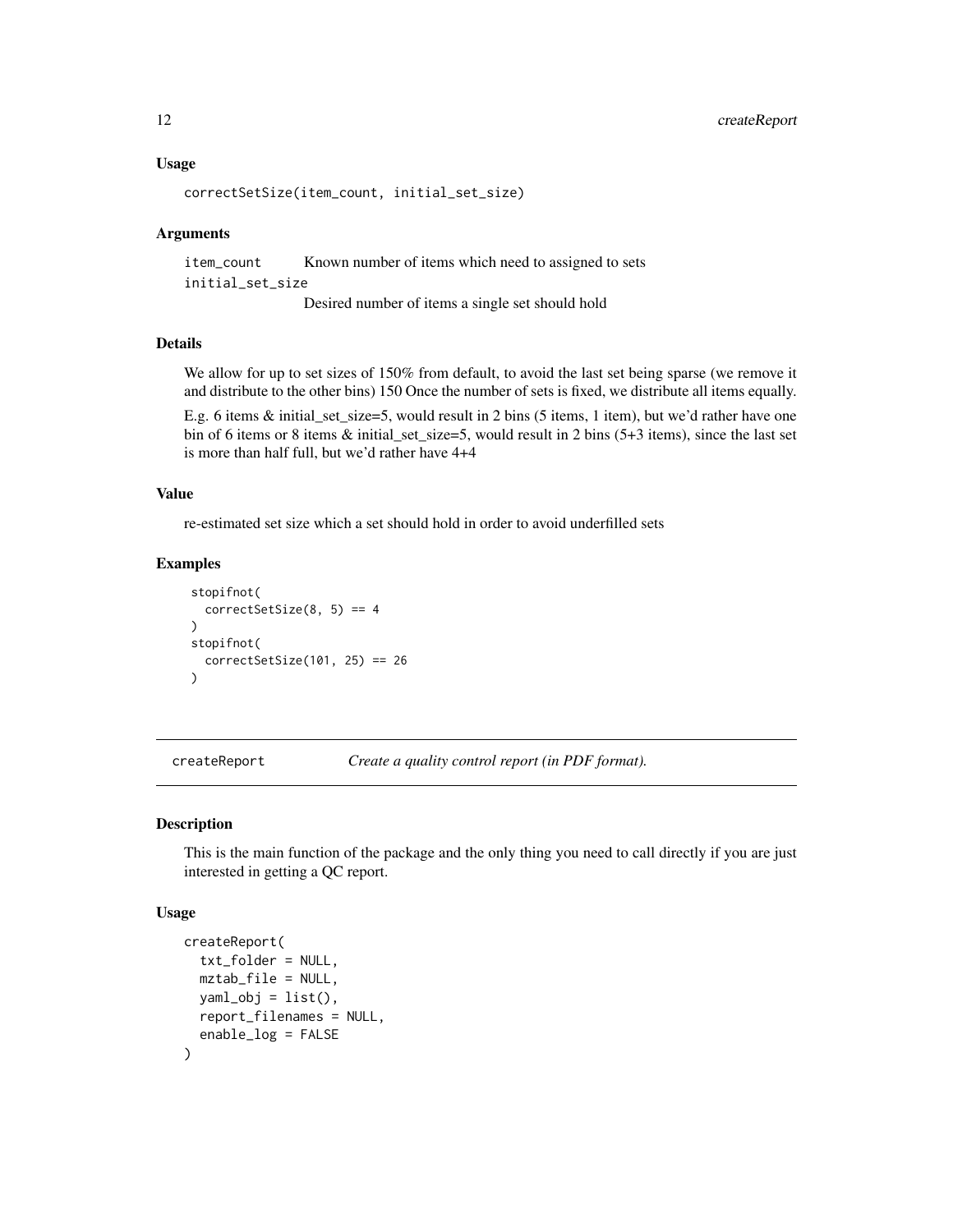### Usage

```
correctSetSize(item_count, initial_set_size)
```

### Arguments

| | |
|---|---|
| item_count | Known number of items which need to assigned to sets |
| initial_set_size | Desired number of items a single set should hold |

### Details

We allow for up to set sizes of 150% from default, to avoid the last set being sparse (we remove it and distribute to the other bins) 150 Once the number of sets is fixed, we distribute all items equally.

E.g. 6 items & initial_set_size=5, would result in 2 bins (5 items, 1 item), but we'd rather have one bin of 6 items or 8 items & initial_set_size=5, would result in 2 bins (5+3 items), since the last set is more than half full, but we'd rather have 4+4

### Value

re-estimated set size which a set should hold in order to avoid underfilled sets

### Examples

```
stopifnot(
  correctSetSize(8, 5) == 4
)
stopifnot(
  correctSetSize(101, 25) == 26
)
```

---

## createReport — *Create a quality control report (in PDF format).*

---

### Description

This is the main function of the package and the only thing you need to call directly if you are just interested in getting a QC report.

### Usage

```
createReport(
  txt_folder = NULL,
  mztab_file = NULL,
  yaml_obj = list(),
  report_filenames = NULL,
  enable_log = FALSE
)
```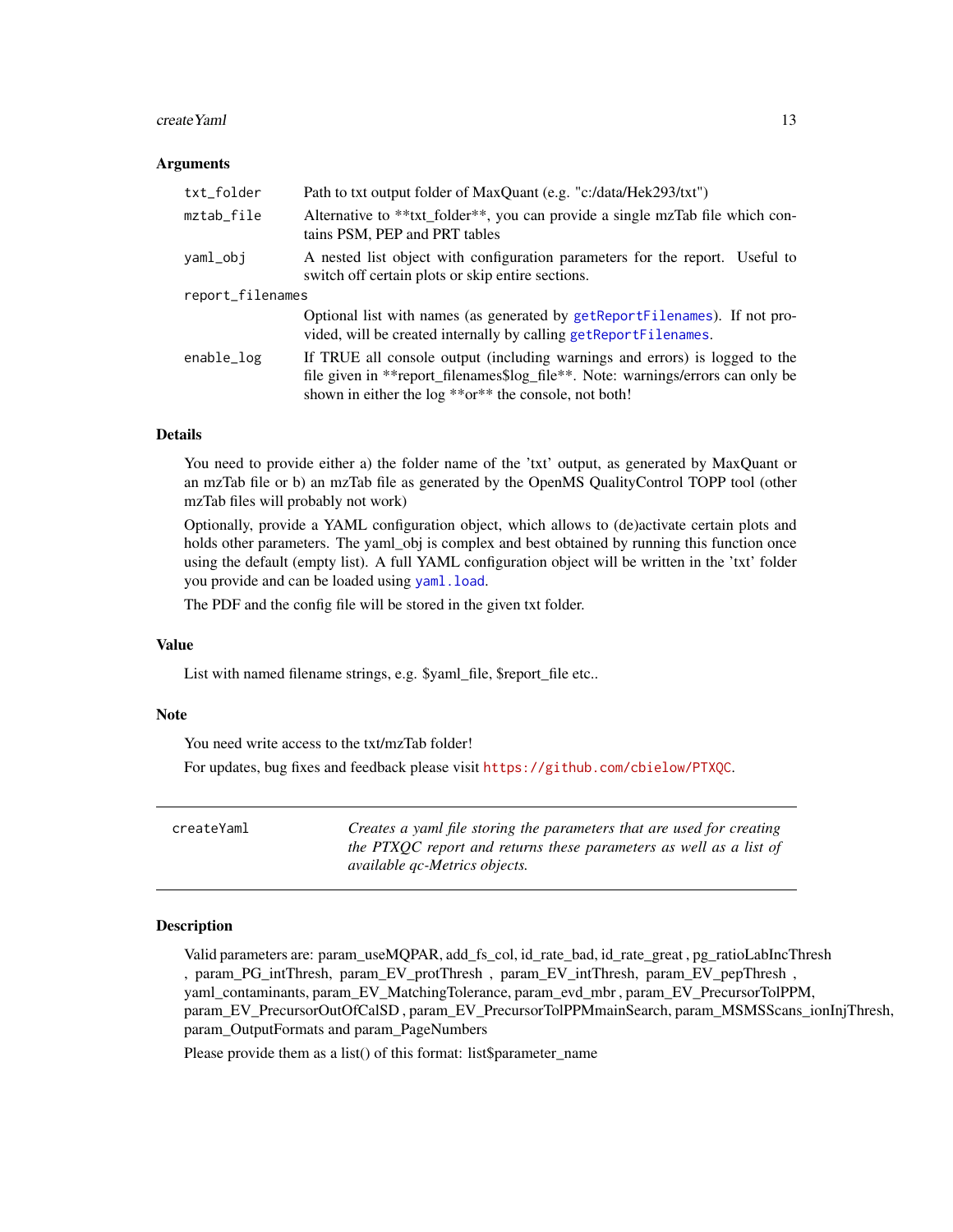### Arguments

| | |
|---|---|
| `txt_folder` | Path to txt output folder of MaxQuant (e.g. "c:/data/Hek293/txt") |
| `mztab_file` | Alternative to **txt_folder**, you can provide a single mzTab file which contains PSM, PEP and PRT tables |
| `yaml_obj` | A nested list object with configuration parameters for the report. Useful to switch off certain plots or skip entire sections. |
| `report_filenames` | Optional list with names (as generated by `getReportFilenames`). If not provided, will be created internally by calling `getReportFilenames`. |
| `enable_log` | If TRUE all console output (including warnings and errors) is logged to the file given in **report_filenames$log_file**. Note: warnings/errors can only be shown in either the log **or** the console, not both! |

### Details

You need to provide either a) the folder name of the 'txt' output, as generated by MaxQuant or an mzTab file or b) an mzTab file as generated by the OpenMS QualityControl TOPP tool (other mzTab files will probably not work)

Optionally, provide a YAML configuration object, which allows to (de)activate certain plots and holds other parameters. The yaml_obj is complex and best obtained by running this function once using the default (empty list). A full YAML configuration object will be written in the 'txt' folder you provide and can be loaded using `yaml.load`.

The PDF and the config file will be stored in the given txt folder.

### Value

List with named filename strings, e.g. $yaml_file, $report_file etc..

### Note

You need write access to the txt/mzTab folder!

For updates, bug fixes and feedback please visit https://github.com/cbielow/PTXQC.

---

## `createYaml` — *Creates a yaml file storing the parameters that are used for creating the PTXQC report and returns these parameters as well as a list of available qc-Metrics objects.*

---

### Description

Valid parameters are: param_useMQPAR, add_fs_col, id_rate_bad, id_rate_great , pg_ratioLabIncThresh , param_PG_intThresh, param_EV_protThresh , param_EV_intThresh, param_EV_pepThresh , yaml_contaminants, param_EV_MatchingTolerance, param_evd_mbr , param_EV_PrecursorTolPPM, param_EV_PrecursorOutOfCalSD , param_EV_PrecursorTolPPMmainSearch, param_MSMSScans_ionInjThresh, param_OutputFormats and param_PageNumbers

Please provide them as a list() of this format: list$parameter_name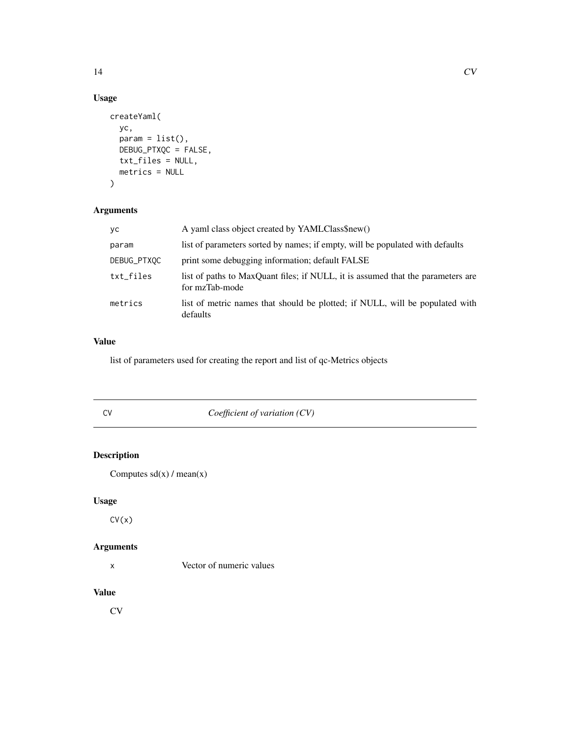### Usage

```
createYaml(
  yc,
  param = list(),
  DEBUG_PTXQC = FALSE,
  txt_files = NULL,
  metrics = NULL
)
```

### Arguments

| | |
|---|---|
| yc | A yaml class object created by YAMLClass$new() |
| param | list of parameters sorted by names; if empty, will be populated with defaults |
| DEBUG_PTXQC | print some debugging information; default FALSE |
| txt_files | list of paths to MaxQuant files; if NULL, it is assumed that the parameters are for mzTab-mode |
| metrics | list of metric names that should be plotted; if NULL, will be populated with defaults |

### Value

list of parameters used for creating the report and list of qc-Metrics objects

---

## CV &nbsp;&nbsp;&nbsp;&nbsp; *Coefficient of variation (CV)*

---

### Description

Computes sd(x) / mean(x)

### Usage

```
CV(x)
```

### Arguments

| | |
|---|---|
| x | Vector of numeric values |

### Value

CV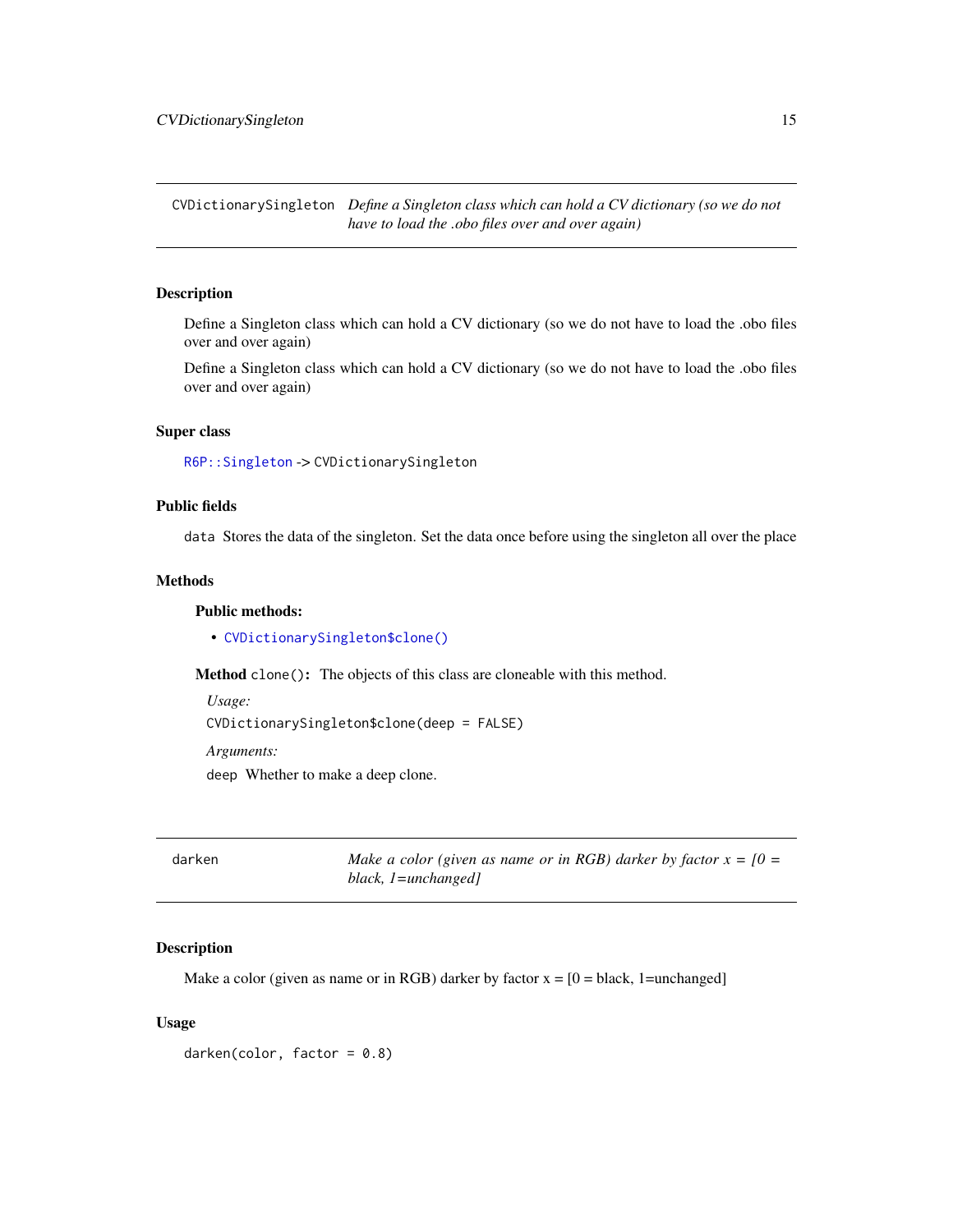## CVDictionarySingleton

*Define a Singleton class which can hold a CV dictionary (so we do not have to load the .obo files over and over again)*

### Description

Define a Singleton class which can hold a CV dictionary (so we do not have to load the .obo files over and over again)

Define a Singleton class which can hold a CV dictionary (so we do not have to load the .obo files over and over again)

### Super class

`R6P::Singleton` -> `CVDictionarySingleton`

### Public fields

`data` Stores the data of the singleton. Set the data once before using the singleton all over the place

### Methods

#### Public methods:

- `CVDictionarySingleton$clone()`

**Method** `clone()`: The objects of this class are cloneable with this method.

*Usage:*

```
CVDictionarySingleton$clone(deep = FALSE)
```

*Arguments:*

`deep` Whether to make a deep clone.

## darken

*Make a color (given as name or in RGB) darker by factor x = [0 = black, 1=unchanged]*

### Description

Make a color (given as name or in RGB) darker by factor x = [0 = black, 1=unchanged]

### Usage

```
darken(color, factor = 0.8)
```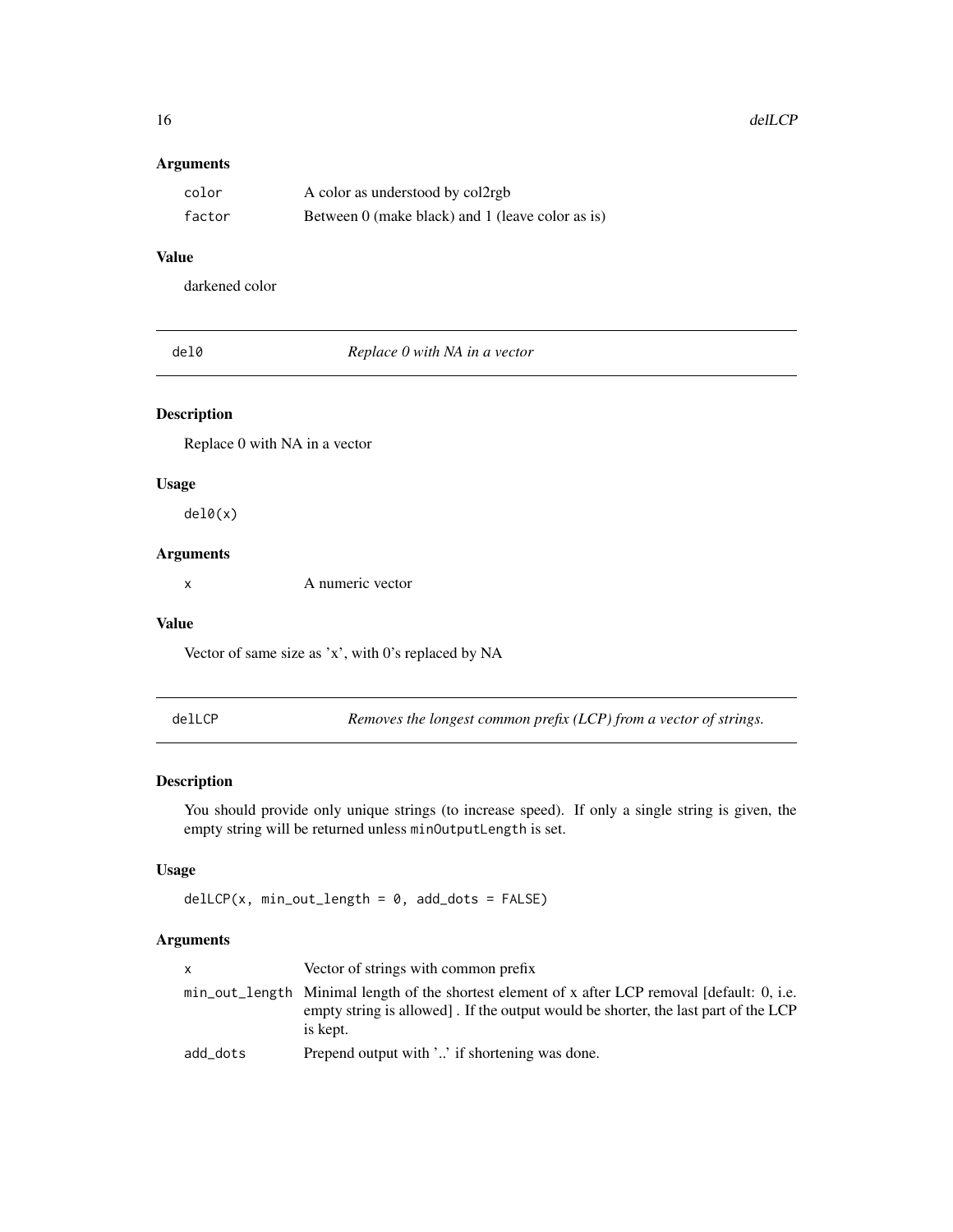### Arguments

| | |
|---|---|
| color | A color as understood by col2rgb |
| factor | Between 0 (make black) and 1 (leave color as is) |

### Value

darkened color

## del0 — *Replace 0 with NA in a vector*

### Description

Replace 0 with NA in a vector

### Usage

```
del0(x)
```

### Arguments

| | |
|---|---|
| x | A numeric vector |

### Value

Vector of same size as 'x', with 0's replaced by NA

## delLCP — *Removes the longest common prefix (LCP) from a vector of strings.*

### Description

You should provide only unique strings (to increase speed). If only a single string is given, the empty string will be returned unless `minOutputLength` is set.

### Usage

```
delLCP(x, min_out_length = 0, add_dots = FALSE)
```

### Arguments

| | |
|---|---|
| x | Vector of strings with common prefix |
| min_out_length | Minimal length of the shortest element of x after LCP removal [default: 0, i.e. empty string is allowed] . If the output would be shorter, the last part of the LCP is kept. |
| add_dots | Prepend output with '..' if shortening was done. |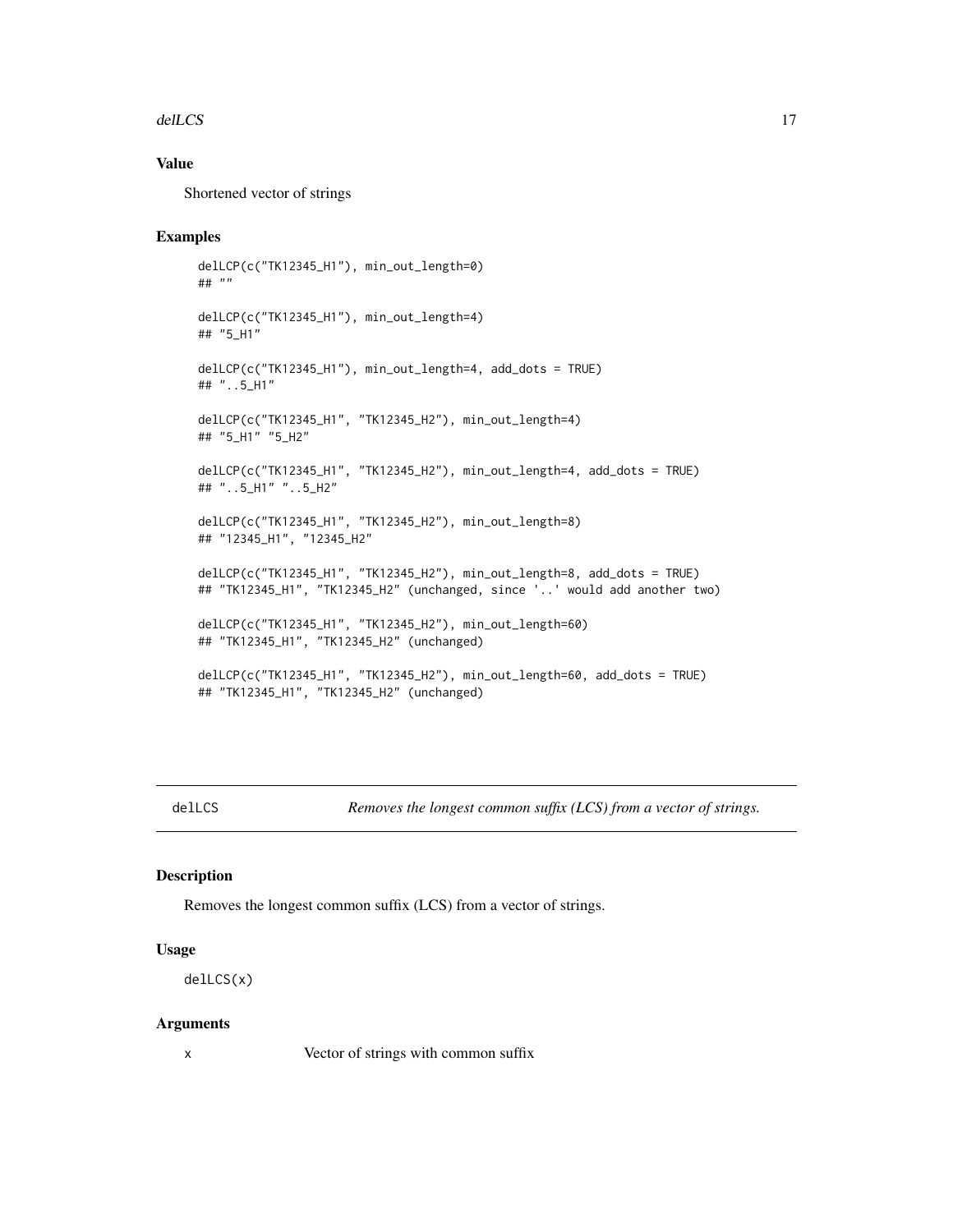## Value

Shortened vector of strings

## Examples

```
delLCP(c("TK12345_H1"), min_out_length=0)
## ""

delLCP(c("TK12345_H1"), min_out_length=4)
## "5_H1"

delLCP(c("TK12345_H1"), min_out_length=4, add_dots = TRUE)
## "..5_H1"

delLCP(c("TK12345_H1", "TK12345_H2"), min_out_length=4)
## "5_H1" "5_H2"

delLCP(c("TK12345_H1", "TK12345_H2"), min_out_length=4, add_dots = TRUE)
## "..5_H1" "..5_H2"

delLCP(c("TK12345_H1", "TK12345_H2"), min_out_length=8)
## "12345_H1", "12345_H2"

delLCP(c("TK12345_H1", "TK12345_H2"), min_out_length=8, add_dots = TRUE)
## "TK12345_H1", "TK12345_H2" (unchanged, since '..' would add another two)

delLCP(c("TK12345_H1", "TK12345_H2"), min_out_length=60)
## "TK12345_H1", "TK12345_H2" (unchanged)

delLCP(c("TK12345_H1", "TK12345_H2"), min_out_length=60, add_dots = TRUE)
## "TK12345_H1", "TK12345_H2" (unchanged)
```

---

# delLCS — *Removes the longest common suffix (LCS) from a vector of strings.*

## Description

Removes the longest common suffix (LCS) from a vector of strings.

## Usage

```
delLCS(x)
```

## Arguments

| | |
|---|---|
| x | Vector of strings with common suffix |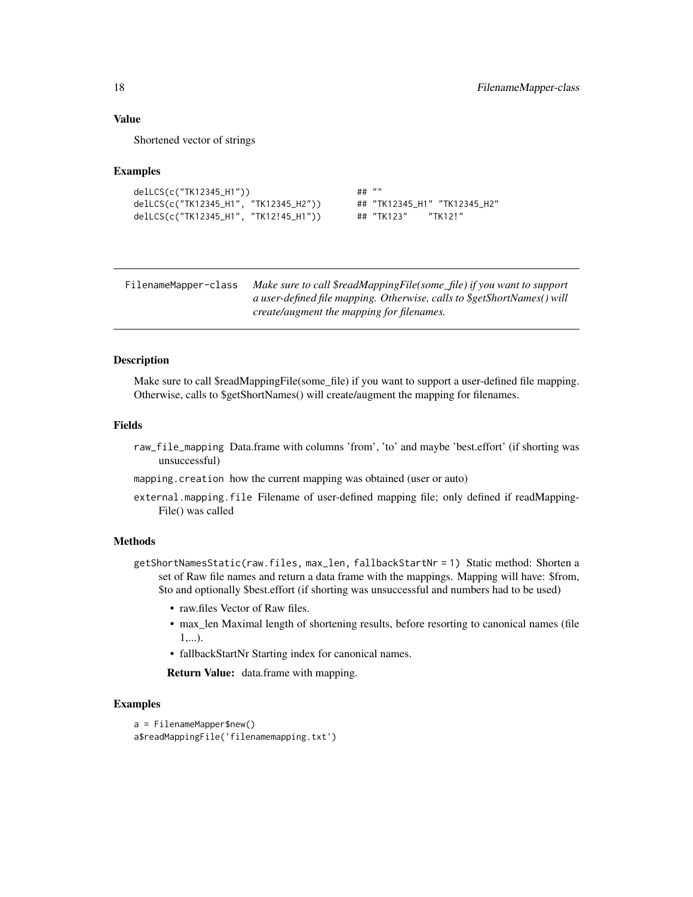### Value

Shortened vector of strings

### Examples

```
delLCS(c("TK12345_H1"))                          ## ""
delLCS(c("TK12345_H1", "TK12345_H2"))            ## "TK12345_H1" "TK12345_H2"
delLCS(c("TK12345_H1", "TK12!45_H1"))            ## "TK123"    "TK12!"
```

---

## FilenameMapper-class

*Make sure to call $readMappingFile(some_file) if you want to support a user-defined file mapping. Otherwise, calls to $getShortNames() will create/augment the mapping for filenames.*

---

### Description

Make sure to call $readMappingFile(some_file) if you want to support a user-defined file mapping. Otherwise, calls to $getShortNames() will create/augment the mapping for filenames.

### Fields

`raw_file_mapping` Data.frame with columns 'from', 'to' and maybe 'best.effort' (if shorting was unsuccessful)

`mapping.creation` how the current mapping was obtained (user or auto)

`external.mapping.file` Filename of user-defined mapping file; only defined if readMappingFile() was called

### Methods

`getShortNamesStatic(raw.files, max_len, fallbackStartNr = 1)` Static method: Shorten a set of Raw file names and return a data frame with the mappings. Mapping will have: $from, $to and optionally $best.effort (if shorting was unsuccessful and numbers had to be used)

- raw.files Vector of Raw files.
- max_len Maximal length of shortening results, before resorting to canonical names (file 1,...).
- fallbackStartNr Starting index for canonical names.

**Return Value:** data.frame with mapping.

### Examples

```
a = FilenameMapper$new()
a$readMappingFile('filenamemapping.txt')
```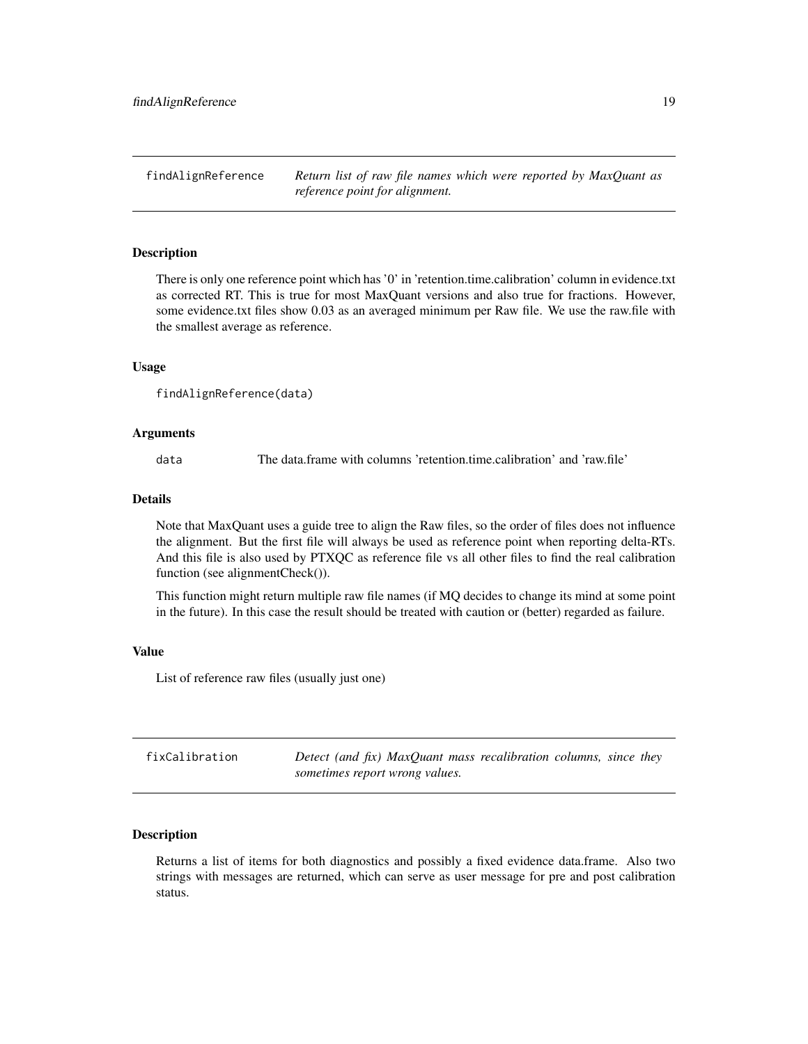## findAlignReference

*Return list of raw file names which were reported by MaxQuant as reference point for alignment.*

### Description

There is only one reference point which has '0' in 'retention.time.calibration' column in evidence.txt as corrected RT. This is true for most MaxQuant versions and also true for fractions. However, some evidence.txt files show 0.03 as an averaged minimum per Raw file. We use the raw.file with the smallest average as reference.

### Usage

```
findAlignReference(data)
```

### Arguments

| | |
|---|---|
| data | The data.frame with columns 'retention.time.calibration' and 'raw.file' |

### Details

Note that MaxQuant uses a guide tree to align the Raw files, so the order of files does not influence the alignment. But the first file will always be used as reference point when reporting delta-RTs. And this file is also used by PTXQC as reference file vs all other files to find the real calibration function (see alignmentCheck()).

This function might return multiple raw file names (if MQ decides to change its mind at some point in the future). In this case the result should be treated with caution or (better) regarded as failure.

### Value

List of reference raw files (usually just one)

## fixCalibration

*Detect (and fix) MaxQuant mass recalibration columns, since they sometimes report wrong values.*

### Description

Returns a list of items for both diagnostics and possibly a fixed evidence data.frame. Also two strings with messages are returned, which can serve as user message for pre and post calibration status.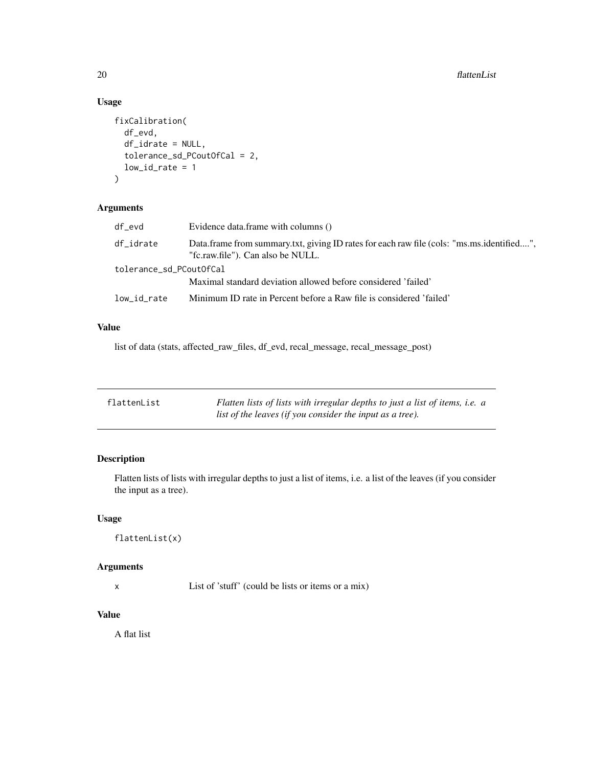### Usage

```
fixCalibration(
  df_evd,
  df_idrate = NULL,
  tolerance_sd_PCoutOfCal = 2,
  low_id_rate = 1
)
```

### Arguments

| | |
|---|---|
| df_evd | Evidence data.frame with columns () |
| df_idrate | Data.frame from summary.txt, giving ID rates for each raw file (cols: "ms.ms.identified....", "fc.raw.file"). Can also be NULL. |
| tolerance_sd_PCoutOfCal | Maximal standard deviation allowed before considered 'failed' |
| low_id_rate | Minimum ID rate in Percent before a Raw file is considered 'failed' |

### Value

list of data (stats, affected_raw_files, df_evd, recal_message, recal_message_post)

---

## flattenList

*Flatten lists of lists with irregular depths to just a list of items, i.e. a list of the leaves (if you consider the input as a tree).*

### Description

Flatten lists of lists with irregular depths to just a list of items, i.e. a list of the leaves (if you consider the input as a tree).

### Usage

```
flattenList(x)
```

### Arguments

| | |
|---|---|
| x | List of 'stuff' (could be lists or items or a mix) |

### Value

A flat list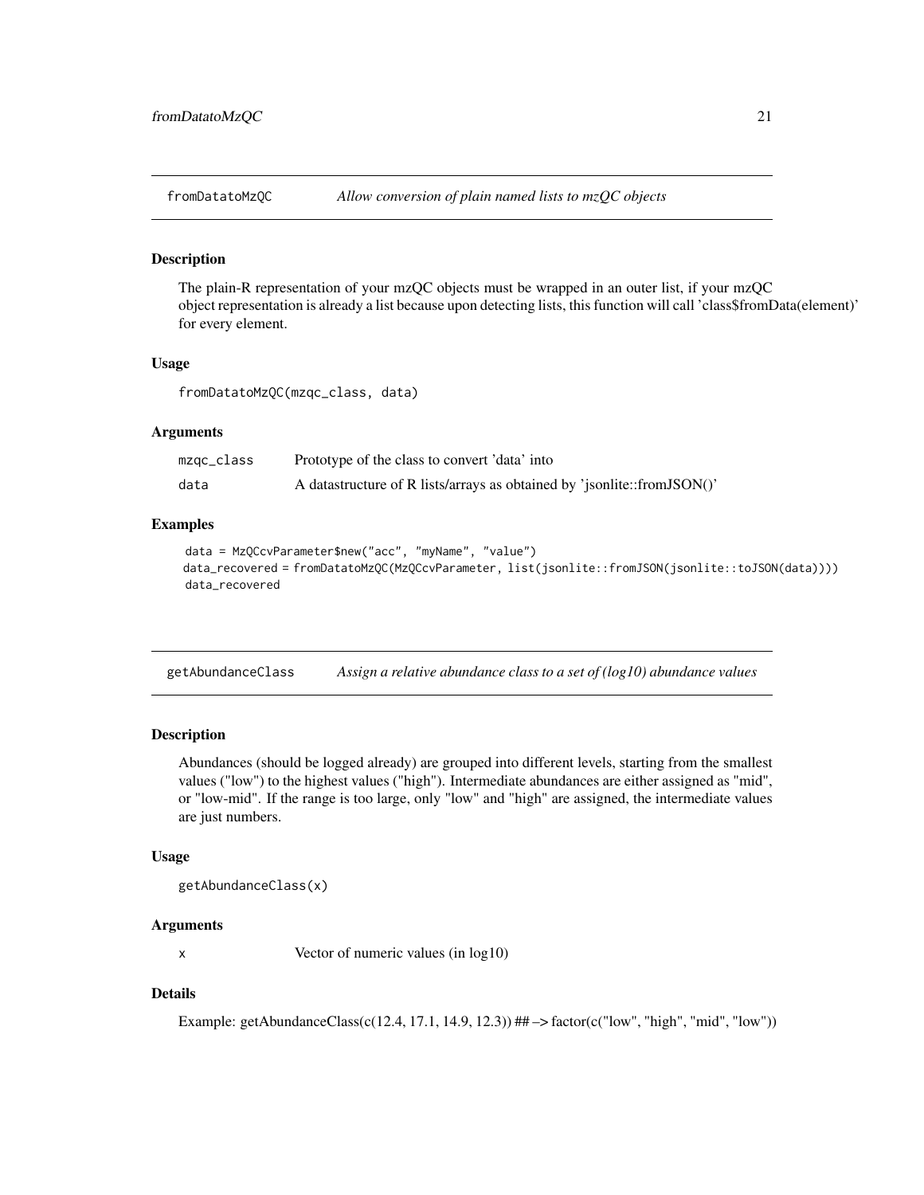## fromDatatoMzQC    *Allow conversion of plain named lists to mzQC objects*

### Description

The plain-R representation of your mzQC objects must be wrapped in an outer list, if your mzQC object representation is already a list because upon detecting lists, this function will call 'class$fromData(element)' for every element.

### Usage

```
fromDatatoMzQC(mzqc_class, data)
```

### Arguments

| | |
|---|---|
| mzqc_class | Prototype of the class to convert 'data' into |
| data | A datastructure of R lists/arrays as obtained by 'jsonlite::fromJSON()' |

### Examples

```
data = MzQCcvParameter$new("acc", "myName", "value")
data_recovered = fromDatatoMzQC(MzQCcvParameter, list(jsonlite::fromJSON(jsonlite::toJSON(data))))
data_recovered
```

## getAbundanceClass    *Assign a relative abundance class to a set of (log10) abundance values*

### Description

Abundances (should be logged already) are grouped into different levels, starting from the smallest values ("low") to the highest values ("high"). Intermediate abundances are either assigned as "mid", or "low-mid". If the range is too large, only "low" and "high" are assigned, the intermediate values are just numbers.

### Usage

```
getAbundanceClass(x)
```

### Arguments

| | |
|---|---|
| x | Vector of numeric values (in log10) |

### Details

Example: getAbundanceClass(c(12.4, 17.1, 14.9, 12.3)) ## –> factor(c("low", "high", "mid", "low"))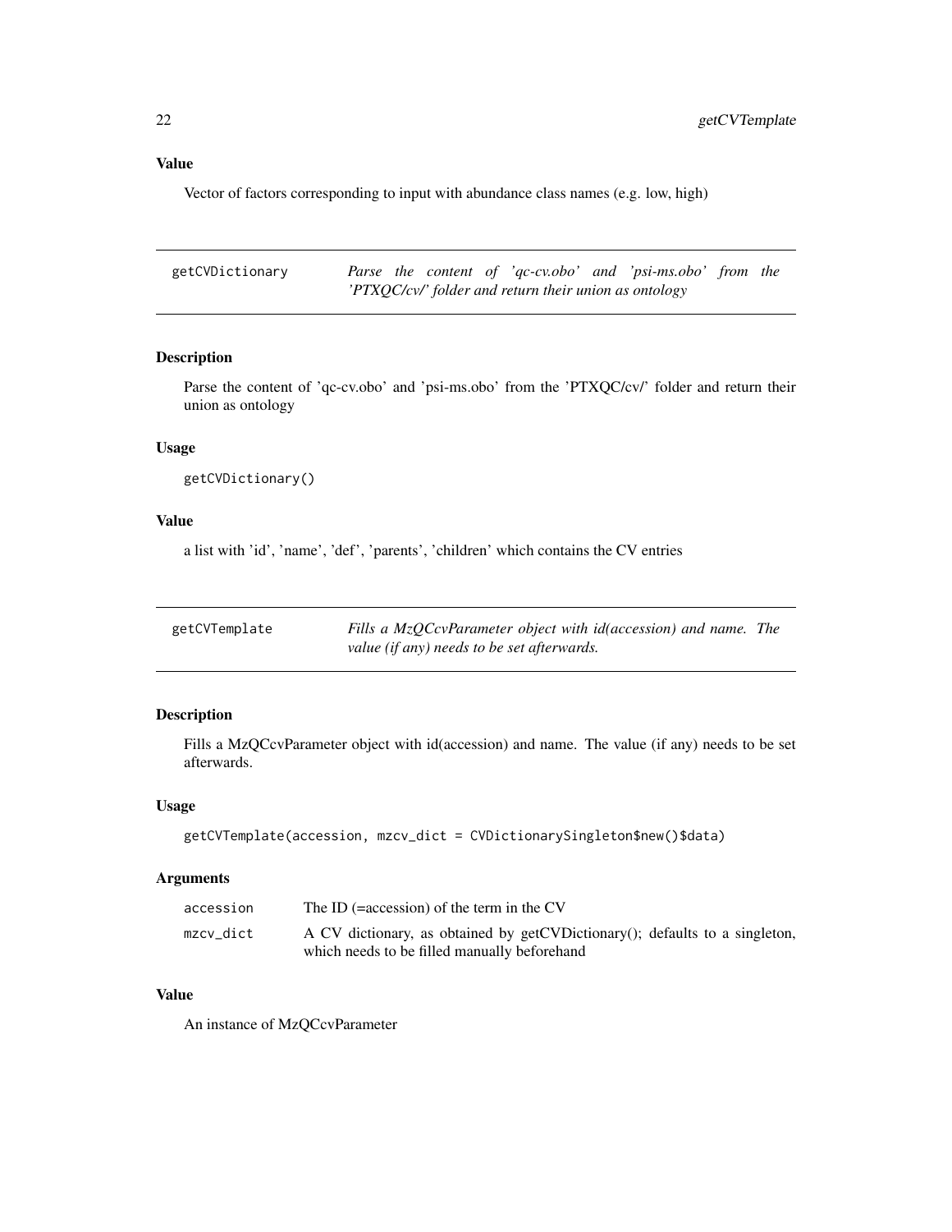### Value

Vector of factors corresponding to input with abundance class names (e.g. low, high)

---

## getCVDictionary — *Parse the content of 'qc-cv.obo' and 'psi-ms.obo' from the 'PTXQC/cv/' folder and return their union as ontology*

### Description

Parse the content of 'qc-cv.obo' and 'psi-ms.obo' from the 'PTXQC/cv/' folder and return their union as ontology

### Usage

```
getCVDictionary()
```

### Value

a list with 'id', 'name', 'def', 'parents', 'children' which contains the CV entries

---

## getCVTemplate — *Fills a MzQCcvParameter object with id(accession) and name. The value (if any) needs to be set afterwards.*

### Description

Fills a MzQCcvParameter object with id(accession) and name. The value (if any) needs to be set afterwards.

### Usage

```
getCVTemplate(accession, mzcv_dict = CVDictionarySingleton$new()$data)
```

### Arguments

| | |
|---|---|
| accession | The ID (=accession) of the term in the CV |
| mzcv_dict | A CV dictionary, as obtained by getCVDictionary(); defaults to a singleton, which needs to be filled manually beforehand |

### Value

An instance of MzQCcvParameter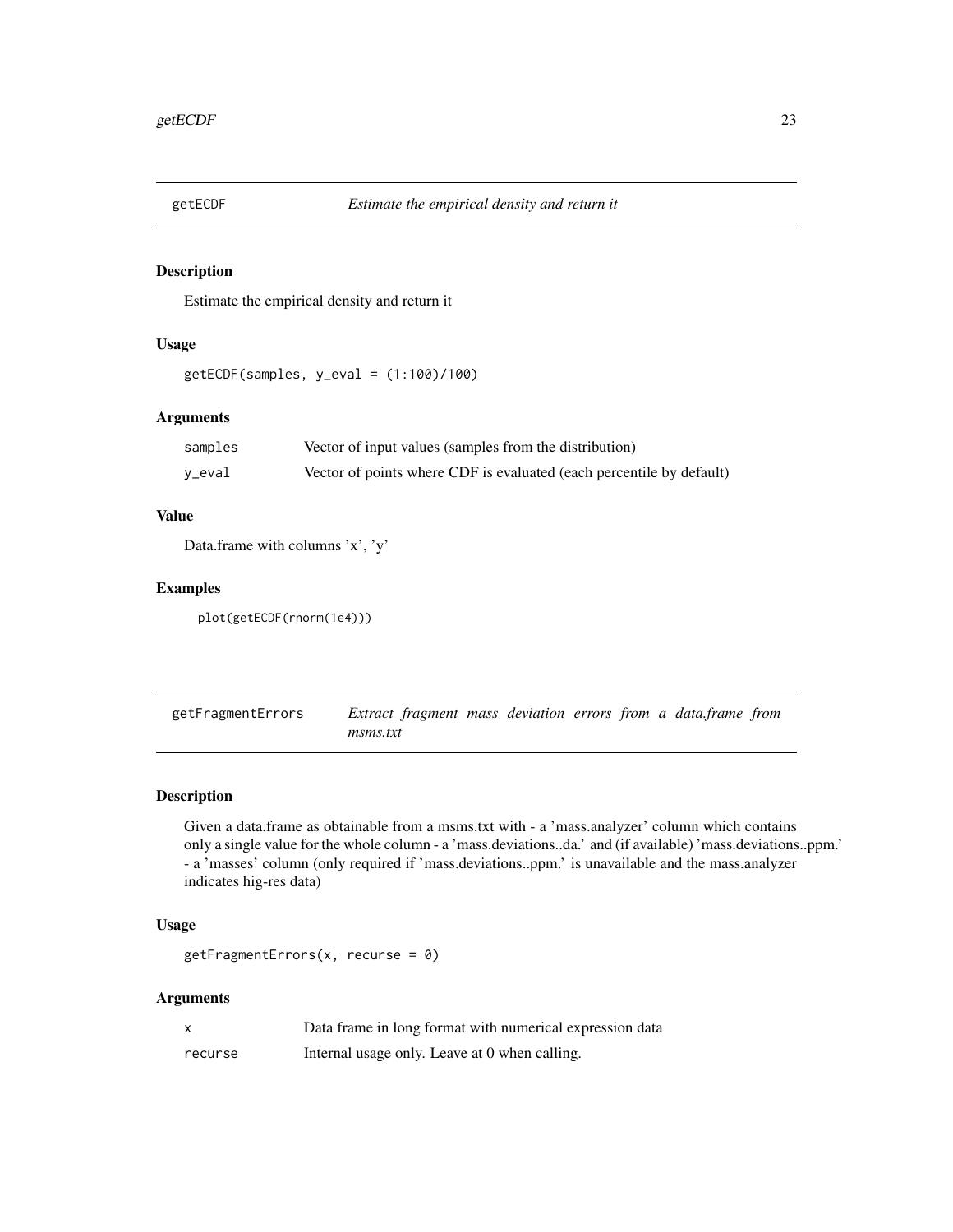## getECDF *Estimate the empirical density and return it*

### Description

Estimate the empirical density and return it

### Usage

```
getECDF(samples, y_eval = (1:100)/100)
```

### Arguments

| | |
|---|---|
| samples | Vector of input values (samples from the distribution) |
| y_eval | Vector of points where CDF is evaluated (each percentile by default) |

### Value

Data.frame with columns 'x', 'y'

### Examples

```
plot(getECDF(rnorm(1e4)))
```

## getFragmentErrors *Extract fragment mass deviation errors from a data.frame from msms.txt*

### Description

Given a data.frame as obtainable from a msms.txt with - a 'mass.analyzer' column which contains only a single value for the whole column - a 'mass.deviations..da.' and (if available) 'mass.deviations..ppm.' - a 'masses' column (only required if 'mass.deviations..ppm.' is unavailable and the mass.analyzer indicates hig-res data)

### Usage

```
getFragmentErrors(x, recurse = 0)
```

### Arguments

| | |
|---|---|
| x | Data frame in long format with numerical expression data |
| recurse | Internal usage only. Leave at 0 when calling. |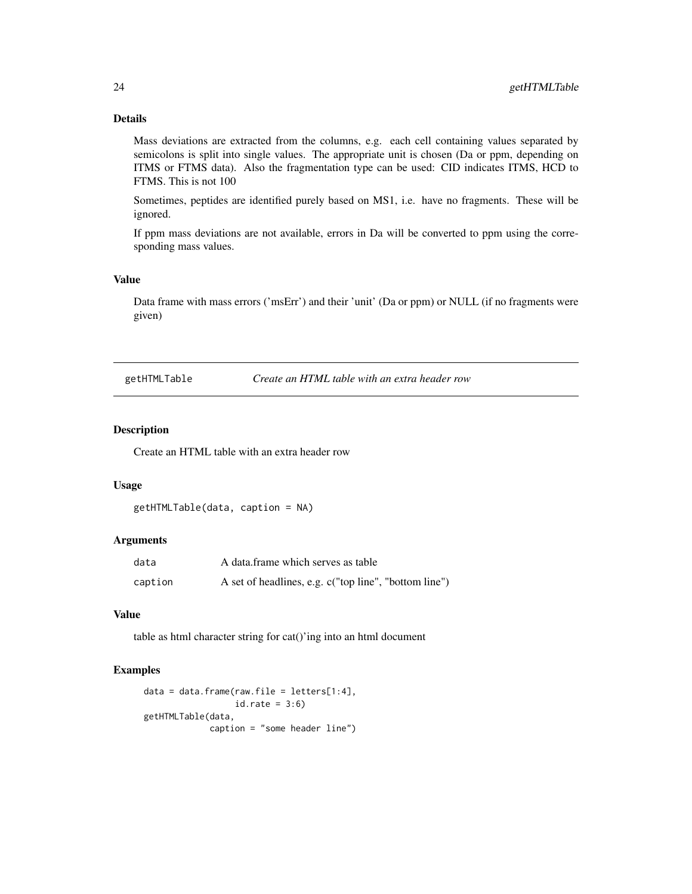### Details

Mass deviations are extracted from the columns, e.g. each cell containing values separated by semicolons is split into single values. The appropriate unit is chosen (Da or ppm, depending on ITMS or FTMS data). Also the fragmentation type can be used: CID indicates ITMS, HCD to FTMS. This is not 100

Sometimes, peptides are identified purely based on MS1, i.e. have no fragments. These will be ignored.

If ppm mass deviations are not available, errors in Da will be converted to ppm using the corresponding mass values.

### Value

Data frame with mass errors ('msErr') and their 'unit' (Da or ppm) or NULL (if no fragments were given)

---

## getHTMLTable — *Create an HTML table with an extra header row*

### Description

Create an HTML table with an extra header row

### Usage

```
getHTMLTable(data, caption = NA)
```

### Arguments

| | |
|---|---|
| data | A data.frame which serves as table |
| caption | A set of headlines, e.g. c("top line", "bottom line") |

### Value

table as html character string for cat()'ing into an html document

### Examples

```
data = data.frame(raw.file = letters[1:4],
                  id.rate = 3:6)
getHTMLTable(data,
             caption = "some header line")
```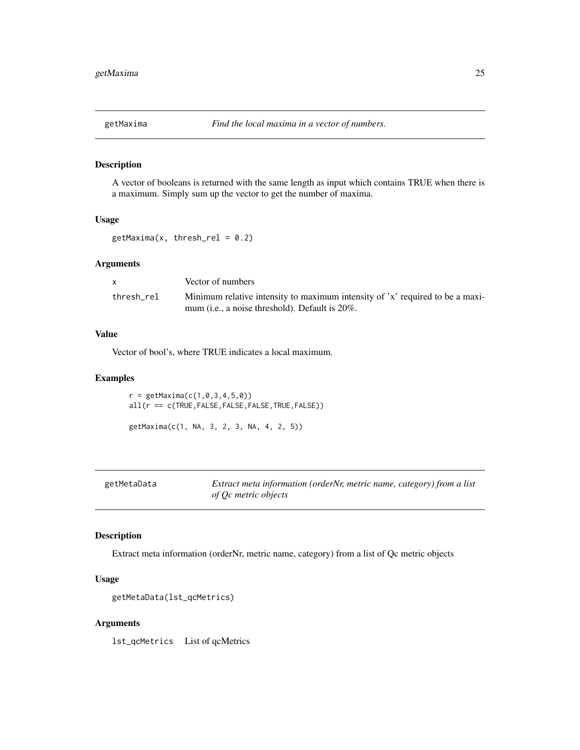## getMaxima — *Find the local maxima in a vector of numbers.*

### Description

A vector of booleans is returned with the same length as input which contains TRUE when there is a maximum. Simply sum up the vector to get the number of maxima.

### Usage

```
getMaxima(x, thresh_rel = 0.2)
```

### Arguments

| | |
|---|---|
| `x` | Vector of numbers |
| `thresh_rel` | Minimum relative intensity to maximum intensity of 'x' required to be a maximum (i.e., a noise threshold). Default is 20%. |

### Value

Vector of bool's, where TRUE indicates a local maximum.

### Examples

```
r = getMaxima(c(1,0,3,4,5,0))
all(r == c(TRUE,FALSE,FALSE,FALSE,TRUE,FALSE))

getMaxima(c(1, NA, 3, 2, 3, NA, 4, 2, 5))
```

## getMetaData — *Extract meta information (orderNr, metric name, category) from a list of Qc metric objects*

### Description

Extract meta information (orderNr, metric name, category) from a list of Qc metric objects

### Usage

```
getMetaData(lst_qcMetrics)
```

### Arguments

| | |
|---|---|
| `lst_qcMetrics` | List of qcMetrics |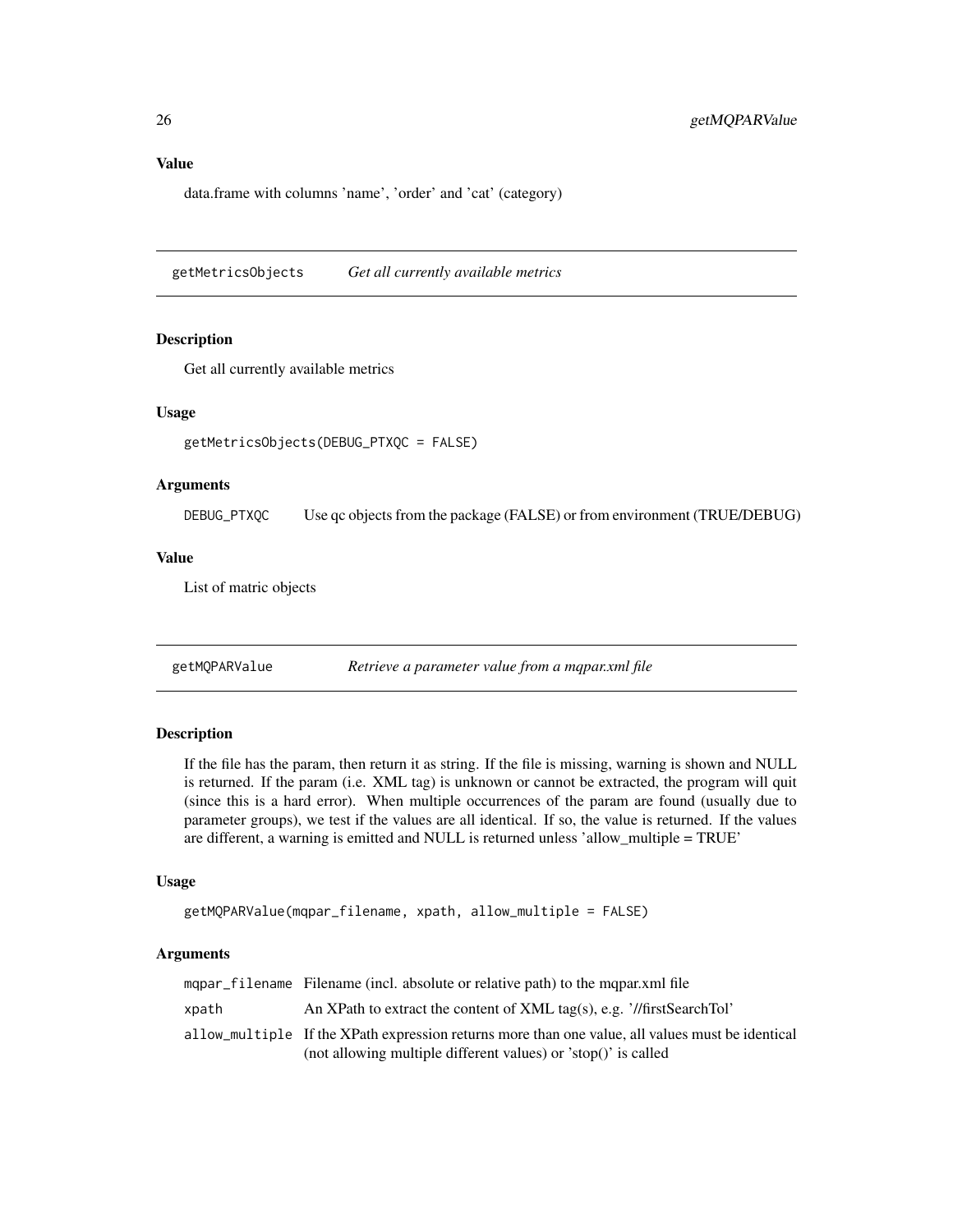### Value

data.frame with columns 'name', 'order' and 'cat' (category)

---

## getMetricsObjects *Get all currently available metrics*

### Description

Get all currently available metrics

### Usage

```
getMetricsObjects(DEBUG_PTXQC = FALSE)
```

### Arguments

| | |
|---|---|
| DEBUG_PTXQC | Use qc objects from the package (FALSE) or from environment (TRUE/DEBUG) |

### Value

List of matric objects

---

## getMQPARValue *Retrieve a parameter value from a mqpar.xml file*

### Description

If the file has the param, then return it as string. If the file is missing, warning is shown and NULL is returned. If the param (i.e. XML tag) is unknown or cannot be extracted, the program will quit (since this is a hard error). When multiple occurrences of the param are found (usually due to parameter groups), we test if the values are all identical. If so, the value is returned. If the values are different, a warning is emitted and NULL is returned unless 'allow_multiple = TRUE'

### Usage

```
getMQPARValue(mqpar_filename, xpath, allow_multiple = FALSE)
```

### Arguments

| | |
|---|---|
| mqpar_filename | Filename (incl. absolute or relative path) to the mqpar.xml file |
| xpath | An XPath to extract the content of XML tag(s), e.g. '//firstSearchTol' |
| allow_multiple | If the XPath expression returns more than one value, all values must be identical (not allowing multiple different values) or 'stop()' is called |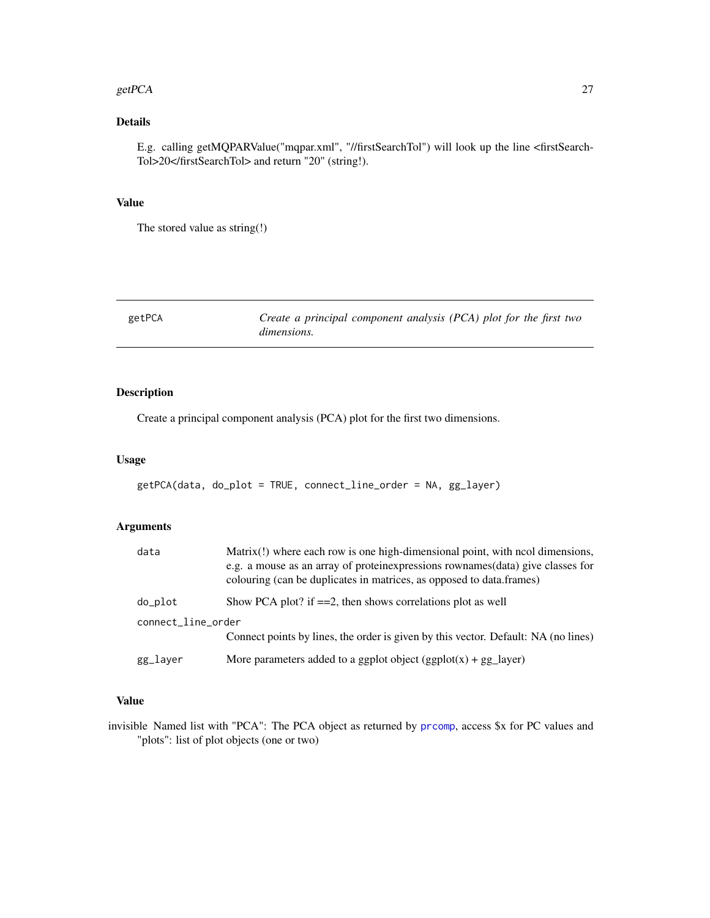### Details

E.g. calling getMQPARValue("mqpar.xml", "//firstSearchTol") will look up the line <firstSearchTol>20</firstSearchTol> and return "20" (string!).

### Value

The stored value as string(!)

---

## getPCA — *Create a principal component analysis (PCA) plot for the first two dimensions.*

### Description

Create a principal component analysis (PCA) plot for the first two dimensions.

### Usage

```
getPCA(data, do_plot = TRUE, connect_line_order = NA, gg_layer)
```

### Arguments

| Argument | Description |
|---|---|
| `data` | Matrix(!) where each row is one high-dimensional point, with ncol dimensions, e.g. a mouse as an array of proteinexpressions rownames(data) give classes for colouring (can be duplicates in matrices, as opposed to data.frames) |
| `do_plot` | Show PCA plot? if ==2, then shows correlations plot as well |
| `connect_line_order` | Connect points by lines, the order is given by this vector. Default: NA (no lines) |
| `gg_layer` | More parameters added to a ggplot object (ggplot(x) + gg_layer) |

### Value

invisible Named list with "PCA": The PCA object as returned by `prcomp`, access $x for PC values and "plots": list of plot objects (one or two)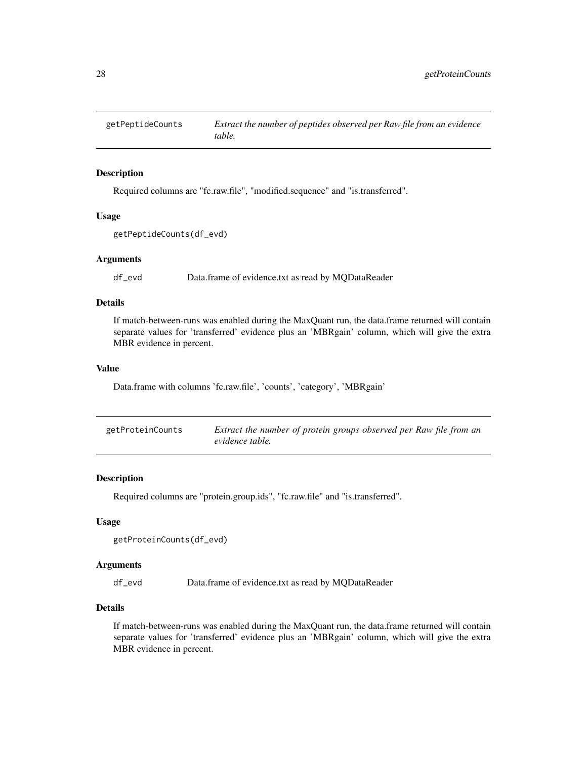## getPeptideCounts *Extract the number of peptides observed per Raw file from an evidence table.*

### Description

Required columns are "fc.raw.file", "modified.sequence" and "is.transferred".

### Usage

```
getPeptideCounts(df_evd)
```

### Arguments

| | |
|---|---|
| df_evd | Data.frame of evidence.txt as read by MQDataReader |

### Details

If match-between-runs was enabled during the MaxQuant run, the data.frame returned will contain separate values for 'transferred' evidence plus an 'MBRgain' column, which will give the extra MBR evidence in percent.

### Value

Data.frame with columns 'fc.raw.file', 'counts', 'category', 'MBRgain'

## getProteinCounts *Extract the number of protein groups observed per Raw file from an evidence table.*

### Description

Required columns are "protein.group.ids", "fc.raw.file" and "is.transferred".

### Usage

```
getProteinCounts(df_evd)
```

### Arguments

| | |
|---|---|
| df_evd | Data.frame of evidence.txt as read by MQDataReader |

### Details

If match-between-runs was enabled during the MaxQuant run, the data.frame returned will contain separate values for 'transferred' evidence plus an 'MBRgain' column, which will give the extra MBR evidence in percent.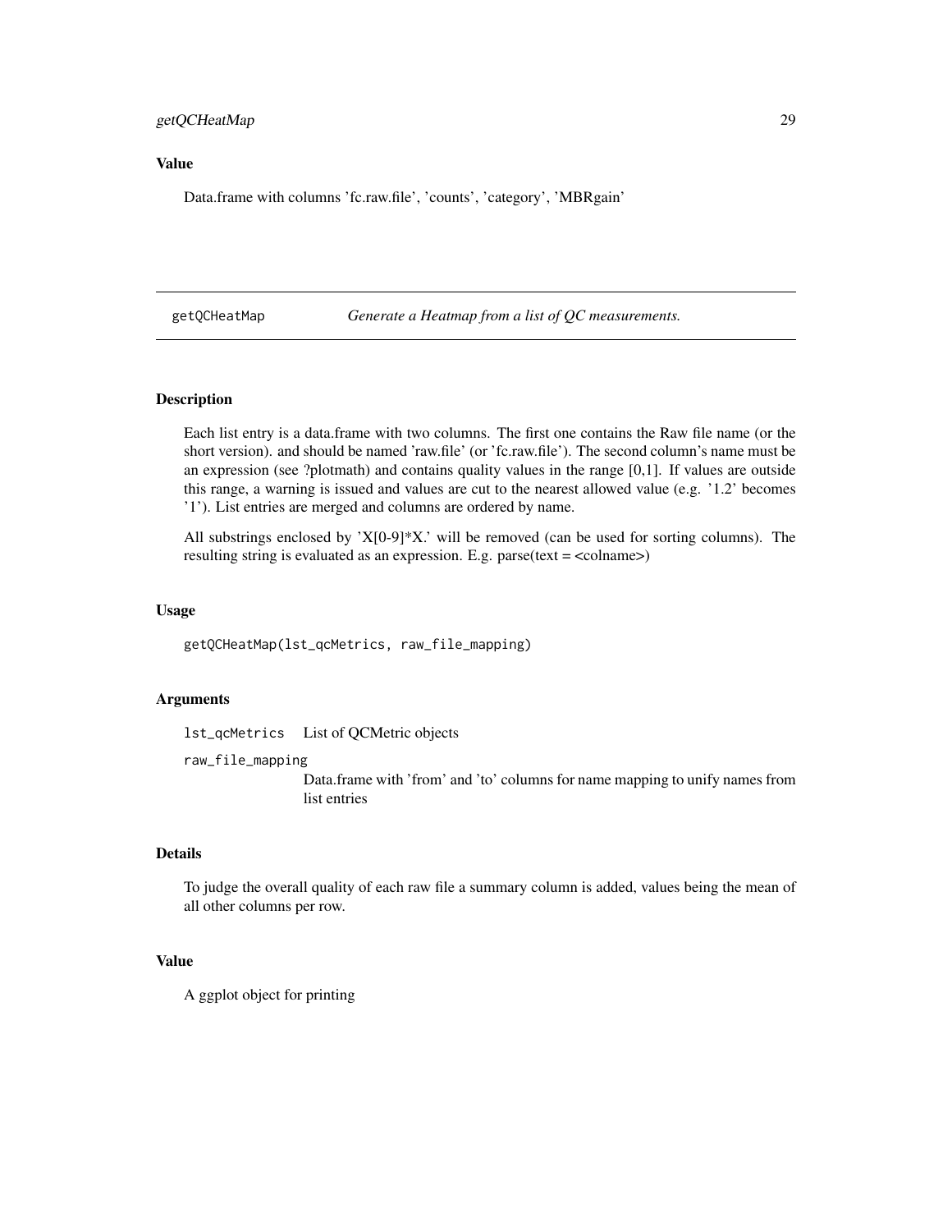## Value

Data.frame with columns 'fc.raw.file', 'counts', 'category', 'MBRgain'

---

## getQCHeatMap — *Generate a Heatmap from a list of QC measurements.*

---

### Description

Each list entry is a data.frame with two columns. The first one contains the Raw file name (or the short version). and should be named 'raw.file' (or 'fc.raw.file'). The second column's name must be an expression (see ?plotmath) and contains quality values in the range [0,1]. If values are outside this range, a warning is issued and values are cut to the nearest allowed value (e.g. '1.2' becomes '1'). List entries are merged and columns are ordered by name.

All substrings enclosed by 'X[0-9]*X.' will be removed (can be used for sorting columns). The resulting string is evaluated as an expression. E.g. parse(text = <colname>)

### Usage

```
getQCHeatMap(lst_qcMetrics, raw_file_mapping)
```

### Arguments

`lst_qcMetrics` List of QCMetric objects

`raw_file_mapping` Data.frame with 'from' and 'to' columns for name mapping to unify names from list entries

### Details

To judge the overall quality of each raw file a summary column is added, values being the mean of all other columns per row.

### Value

A ggplot object for printing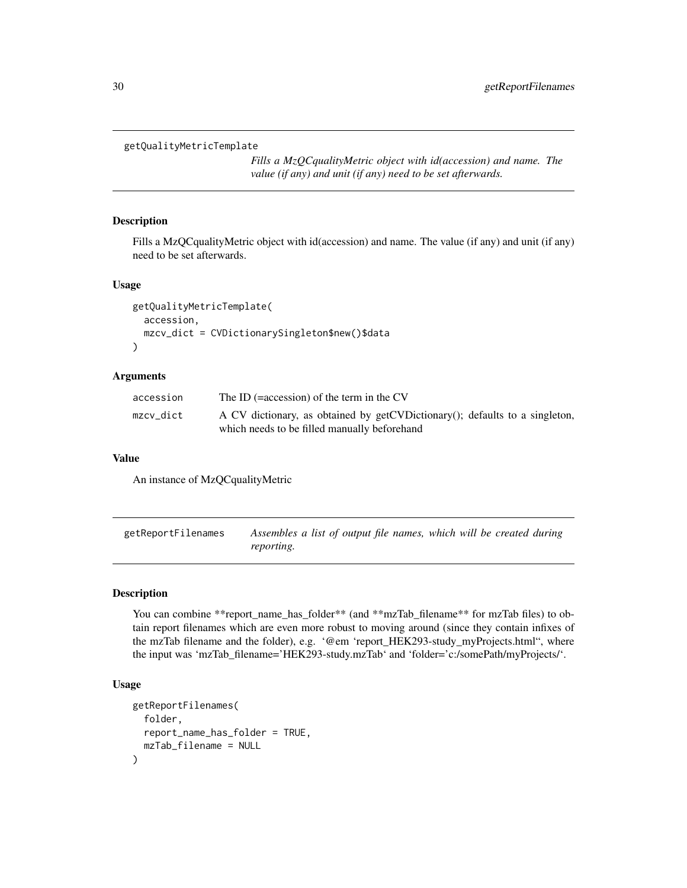## getQualityMetricTemplate

*Fills a MzQCqualityMetric object with id(accession) and name. The value (if any) and unit (if any) need to be set afterwards.*

### Description

Fills a MzQCqualityMetric object with id(accession) and name. The value (if any) and unit (if any) need to be set afterwards.

### Usage

```
getQualityMetricTemplate(
  accession,
  mzcv_dict = CVDictionarySingleton$new()$data
)
```

### Arguments

| | |
|---|---|
| accession | The ID (=accession) of the term in the CV |
| mzcv_dict | A CV dictionary, as obtained by getCVDictionary(); defaults to a singleton, which needs to be filled manually beforehand |

### Value

An instance of MzQCqualityMetric

## getReportFilenames

*Assembles a list of output file names, which will be created during reporting.*

### Description

You can combine **report_name_has_folder** (and **mzTab_filename** for mzTab files) to obtain report filenames which are even more robust to moving around (since they contain infixes of the mzTab filename and the folder), e.g. '@em 'report_HEK293-study_myProjects.html'', where the input was 'mzTab_filename='HEK293-study.mzTab' and 'folder='c:/somePath/myProjects/'.

### Usage

```
getReportFilenames(
  folder,
  report_name_has_folder = TRUE,
  mzTab_filename = NULL
)
```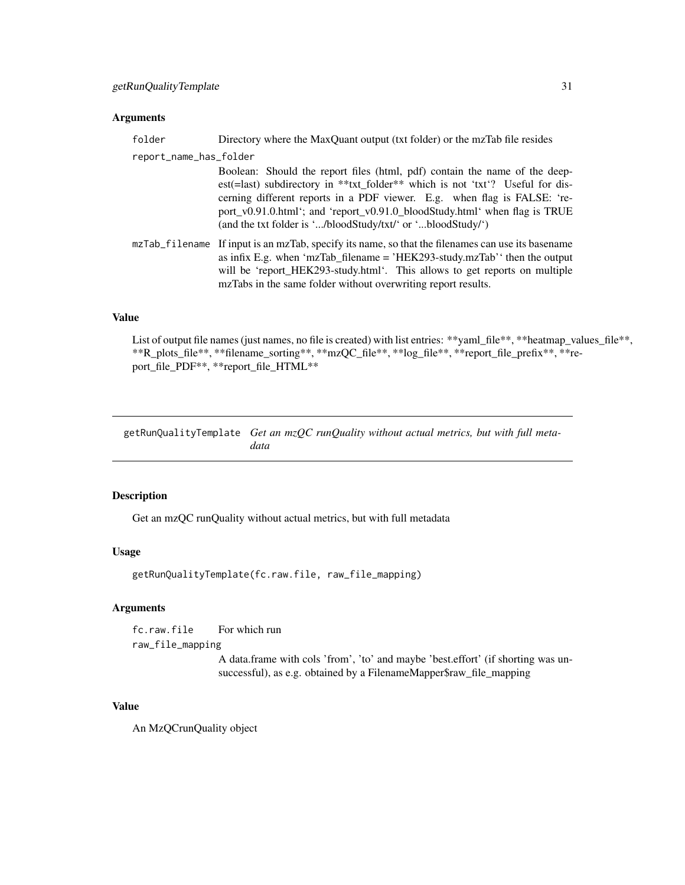### Arguments

`folder` Directory where the MaxQuant output (txt folder) or the mzTab file resides

`report_name_has_folder`
Boolean: Should the report files (html, pdf) contain the name of the deepest(=last) subdirectory in **txt_folder** which is not 'txt'? Useful for discerning different reports in a PDF viewer. E.g. when flag is FALSE: 'report_v0.91.0.html'; and 'report_v0.91.0_bloodStudy.html' when flag is TRUE (and the txt folder is '.../bloodStudy/txt/' or '...bloodStudy/')

`mzTab_filename` If input is an mzTab, specify its name, so that the filenames can use its basename as infix E.g. when 'mzTab_filename = 'HEK293-study.mzTab'' then the output will be 'report_HEK293-study.html'. This allows to get reports on multiple mzTabs in the same folder without overwriting report results.

### Value

List of output file names (just names, no file is created) with list entries: **yaml_file**, **heatmap_values_file**, **R_plots_file**, **filename_sorting**, **mzQC_file**, **log_file**, **report_file_prefix**, **report_file_PDF**, **report_file_HTML**

---

## getRunQualityTemplate *Get an mzQC runQuality without actual metrics, but with full metadata*

---

### Description

Get an mzQC runQuality without actual metrics, but with full metadata

### Usage

```
getRunQualityTemplate(fc.raw.file, raw_file_mapping)
```

### Arguments

`fc.raw.file` For which run

`raw_file_mapping`
A data.frame with cols 'from', 'to' and maybe 'best.effort' (if shorting was unsuccessful), as e.g. obtained by a FilenameMapper$raw_file_mapping

### Value

An MzQCrunQuality object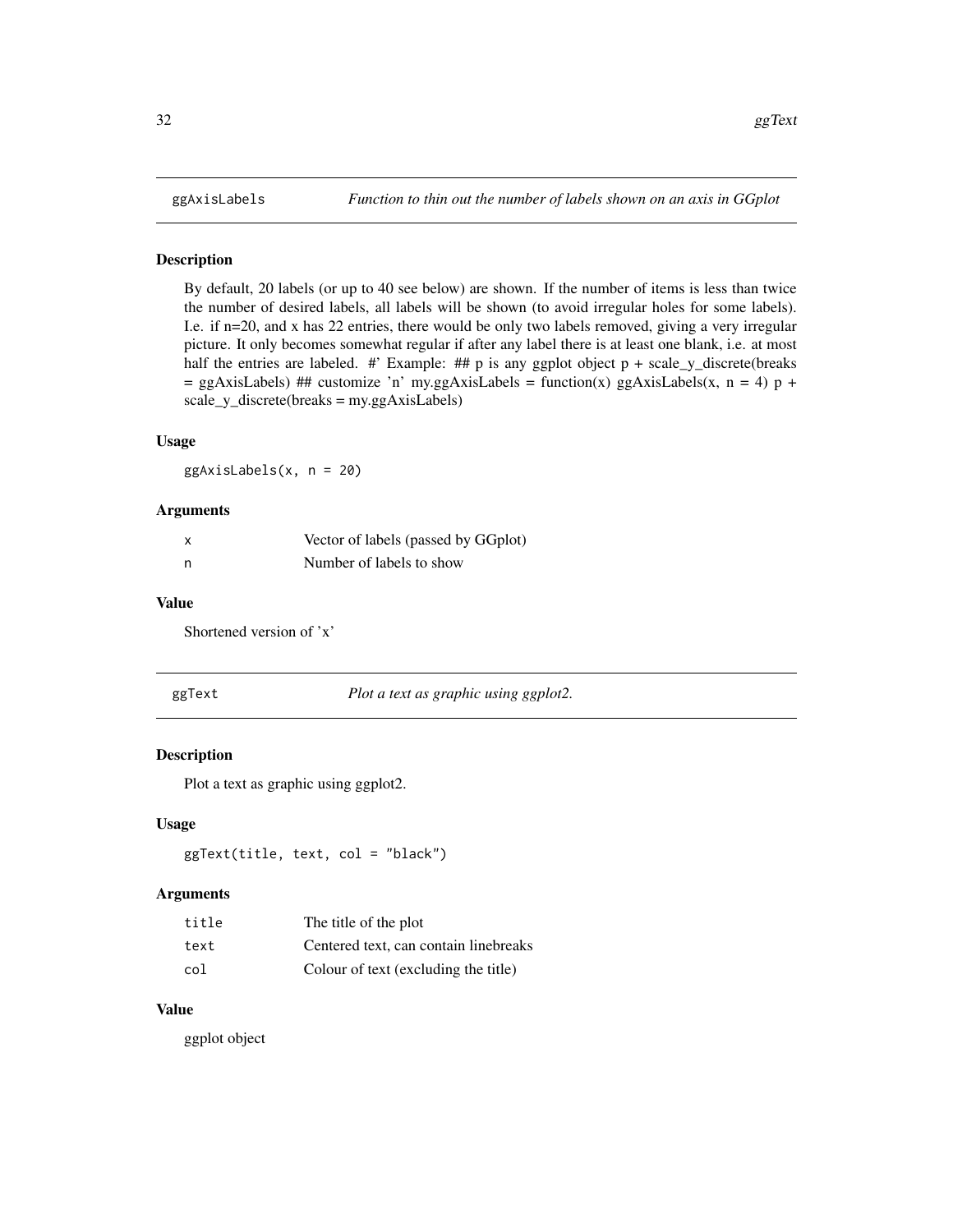## ggAxisLabels — *Function to thin out the number of labels shown on an axis in GGplot*

### Description

By default, 20 labels (or up to 40 see below) are shown. If the number of items is less than twice the number of desired labels, all labels will be shown (to avoid irregular holes for some labels). I.e. if n=20, and x has 22 entries, there would be only two labels removed, giving a very irregular picture. It only becomes somewhat regular if after any label there is at least one blank, i.e. at most half the entries are labeled. #' Example: ## p is any ggplot object p + scale_y_discrete(breaks = ggAxisLabels) ## customize 'n' my.ggAxisLabels = function(x) ggAxisLabels(x, n = 4) p + scale_y_discrete(breaks = my.ggAxisLabels)

### Usage

```
ggAxisLabels(x, n = 20)
```

### Arguments

| | |
|---|---|
| x | Vector of labels (passed by GGplot) |
| n | Number of labels to show |

### Value

Shortened version of 'x'

## ggText — *Plot a text as graphic using ggplot2.*

### Description

Plot a text as graphic using ggplot2.

### Usage

```
ggText(title, text, col = "black")
```

### Arguments

| | |
|---|---|
| title | The title of the plot |
| text | Centered text, can contain linebreaks |
| col | Colour of text (excluding the title) |

### Value

ggplot object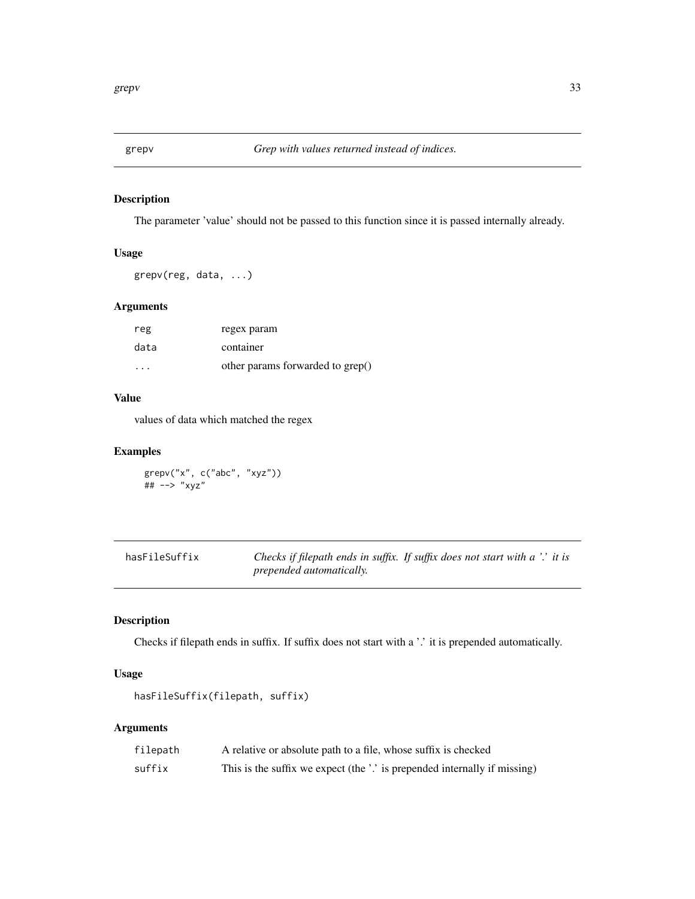## grepv — *Grep with values returned instead of indices.*

### Description

The parameter 'value' should not be passed to this function since it is passed internally already.

### Usage

```
grepv(reg, data, ...)
```

### Arguments

| | |
|---|---|
| reg | regex param |
| data | container |
| ... | other params forwarded to grep() |

### Value

values of data which matched the regex

### Examples

```
grepv("x", c("abc", "xyz"))
## --> "xyz"
```

## hasFileSuffix — *Checks if filepath ends in suffix. If suffix does not start with a '.' it is prepended automatically.*

### Description

Checks if filepath ends in suffix. If suffix does not start with a '.' it is prepended automatically.

### Usage

```
hasFileSuffix(filepath, suffix)
```

### Arguments

| | |
|---|---|
| filepath | A relative or absolute path to a file, whose suffix is checked |
| suffix | This is the suffix we expect (the '.' is prepended internally if missing) |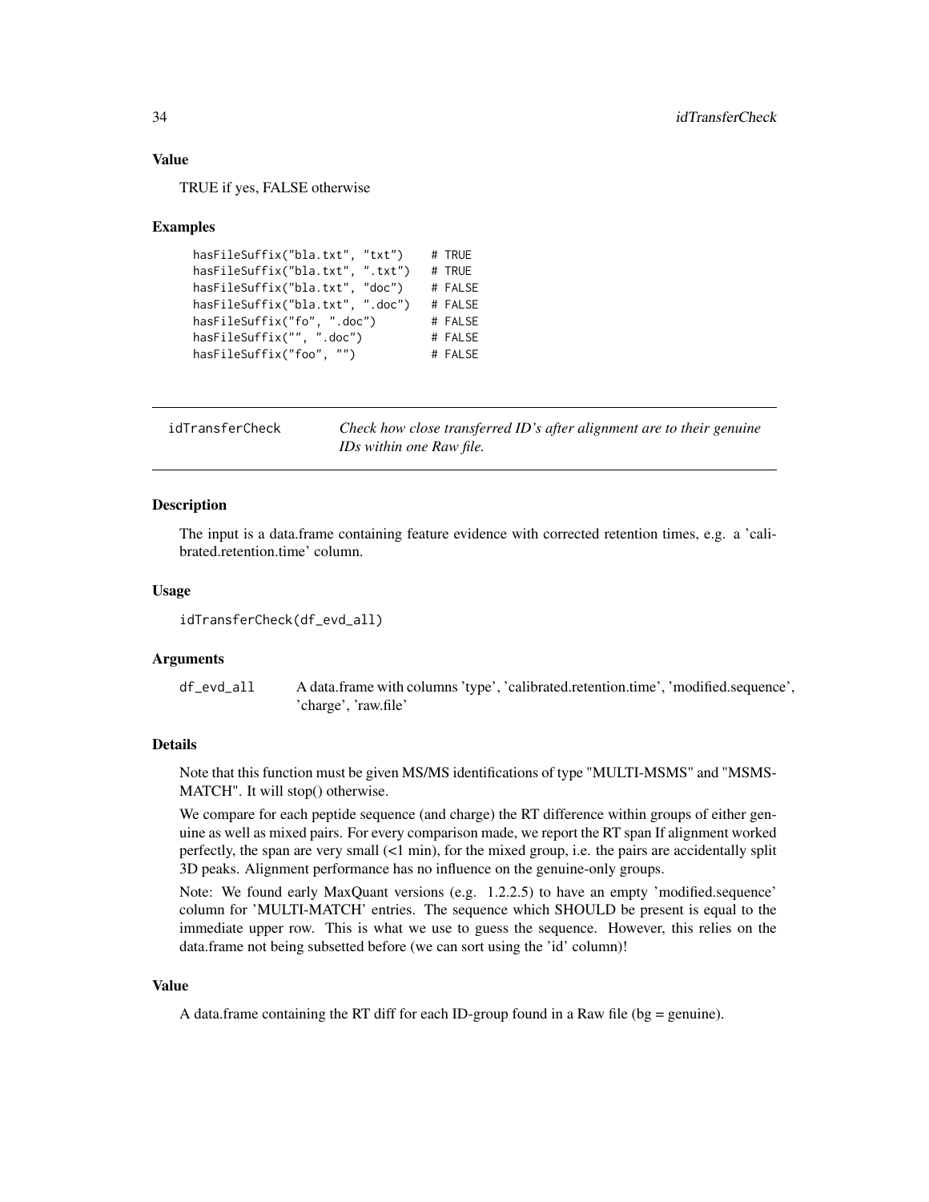### Value

TRUE if yes, FALSE otherwise

### Examples

```
hasFileSuffix("bla.txt", "txt")    # TRUE
hasFileSuffix("bla.txt", ".txt")   # TRUE
hasFileSuffix("bla.txt", "doc")    # FALSE
hasFileSuffix("bla.txt", ".doc")   # FALSE
hasFileSuffix("fo", ".doc")        # FALSE
hasFileSuffix("", ".doc")          # FALSE
hasFileSuffix("foo", "")           # FALSE
```

---

## idTransferCheck

*Check how close transferred ID's after alignment are to their genuine IDs within one Raw file.*

### Description

The input is a data.frame containing feature evidence with corrected retention times, e.g. a 'calibrated.retention.time' column.

### Usage

```
idTransferCheck(df_evd_all)
```

### Arguments

| | |
|---|---|
| df_evd_all | A data.frame with columns 'type', 'calibrated.retention.time', 'modified.sequence', 'charge', 'raw.file' |

### Details

Note that this function must be given MS/MS identifications of type "MULTI-MSMS" and "MSMS-MATCH". It will stop() otherwise.

We compare for each peptide sequence (and charge) the RT difference within groups of either genuine as well as mixed pairs. For every comparison made, we report the RT span If alignment worked perfectly, the span are very small (<1 min), for the mixed group, i.e. the pairs are accidentally split 3D peaks. Alignment performance has no influence on the genuine-only groups.

Note: We found early MaxQuant versions (e.g. 1.2.2.5) to have an empty 'modified.sequence' column for 'MULTI-MATCH' entries. The sequence which SHOULD be present is equal to the immediate upper row. This is what we use to guess the sequence. However, this relies on the data.frame not being subsetted before (we can sort using the 'id' column)!

### Value

A data.frame containing the RT diff for each ID-group found in a Raw file (bg = genuine).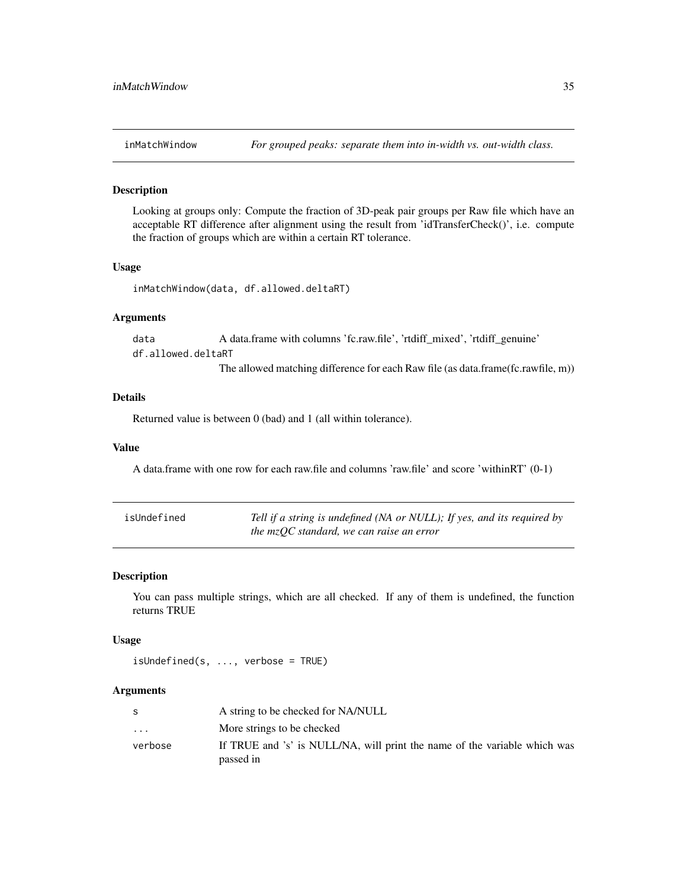## inMatchWindow — *For grouped peaks: separate them into in-width vs. out-width class.*

### Description

Looking at groups only: Compute the fraction of 3D-peak pair groups per Raw file which have an acceptable RT difference after alignment using the result from 'idTransferCheck()', i.e. compute the fraction of groups which are within a certain RT tolerance.

### Usage

```
inMatchWindow(data, df.allowed.deltaRT)
```

### Arguments

| | |
|---|---|
| data | A data.frame with columns 'fc.raw.file', 'rtdiff_mixed', 'rtdiff_genuine' |
| df.allowed.deltaRT | The allowed matching difference for each Raw file (as data.frame(fc.rawfile, m)) |

### Details

Returned value is between 0 (bad) and 1 (all within tolerance).

### Value

A data.frame with one row for each raw.file and columns 'raw.file' and score 'withinRT' (0-1)

## isUndefined — *Tell if a string is undefined (NA or NULL); If yes, and its required by the mzQC standard, we can raise an error*

### Description

You can pass multiple strings, which are all checked. If any of them is undefined, the function returns TRUE

### Usage

```
isUndefined(s, ..., verbose = TRUE)
```

### Arguments

| | |
|---|---|
| s | A string to be checked for NA/NULL |
| ... | More strings to be checked |
| verbose | If TRUE and 's' is NULL/NA, will print the name of the variable which was passed in |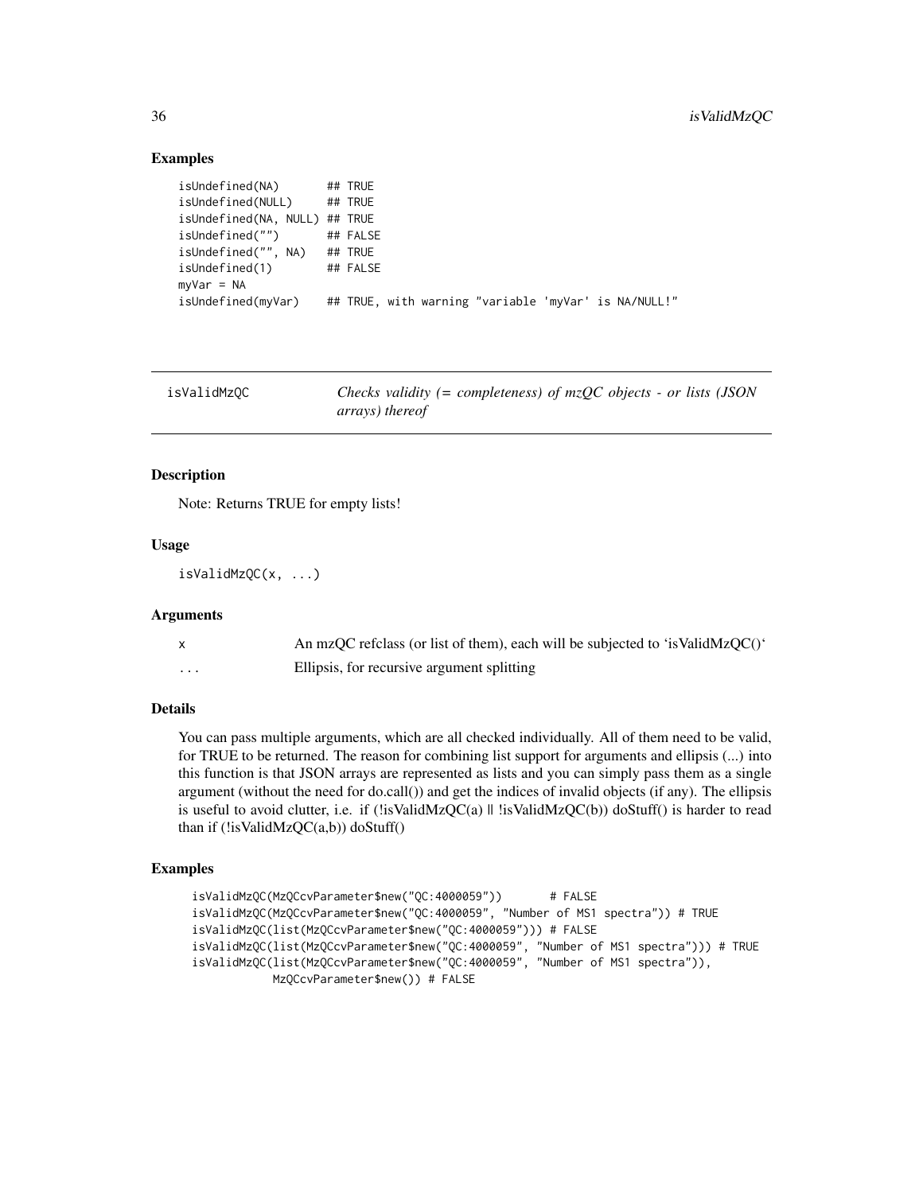### Examples

```
isUndefined(NA)        ## TRUE
isUndefined(NULL)      ## TRUE
isUndefined(NA, NULL)  ## TRUE
isUndefined("")        ## FALSE
isUndefined("", NA)    ## TRUE
isUndefined(1)         ## FALSE
myVar = NA
isUndefined(myVar)     ## TRUE, with warning "variable 'myVar' is NA/NULL!"
```

---

## isValidMzQC — *Checks validity (= completeness) of mzQC objects - or lists (JSON arrays) thereof*

---

### Description

Note: Returns TRUE for empty lists!

### Usage

```
isValidMzQC(x, ...)
```

### Arguments

| | |
|---|---|
| x | An mzQC refclass (or list of them), each will be subjected to 'isValidMzQC()' |
| ... | Ellipsis, for recursive argument splitting |

### Details

You can pass multiple arguments, which are all checked individually. All of them need to be valid, for TRUE to be returned. The reason for combining list support for arguments and ellipsis (...) into this function is that JSON arrays are represented as lists and you can simply pass them as a single argument (without the need for do.call()) and get the indices of invalid objects (if any). The ellipsis is useful to avoid clutter, i.e. if (!isValidMzQC(a) || !isValidMzQC(b)) doStuff() is harder to read than if (!isValidMzQC(a,b)) doStuff()

### Examples

```
isValidMzQC(MzQCcvParameter$new("QC:4000059"))       # FALSE
isValidMzQC(MzQCcvParameter$new("QC:4000059", "Number of MS1 spectra")) # TRUE
isValidMzQC(list(MzQCcvParameter$new("QC:4000059"))) # FALSE
isValidMzQC(list(MzQCcvParameter$new("QC:4000059", "Number of MS1 spectra"))) # TRUE
isValidMzQC(list(MzQCcvParameter$new("QC:4000059", "Number of MS1 spectra")),
            MzQCcvParameter$new()) # FALSE
```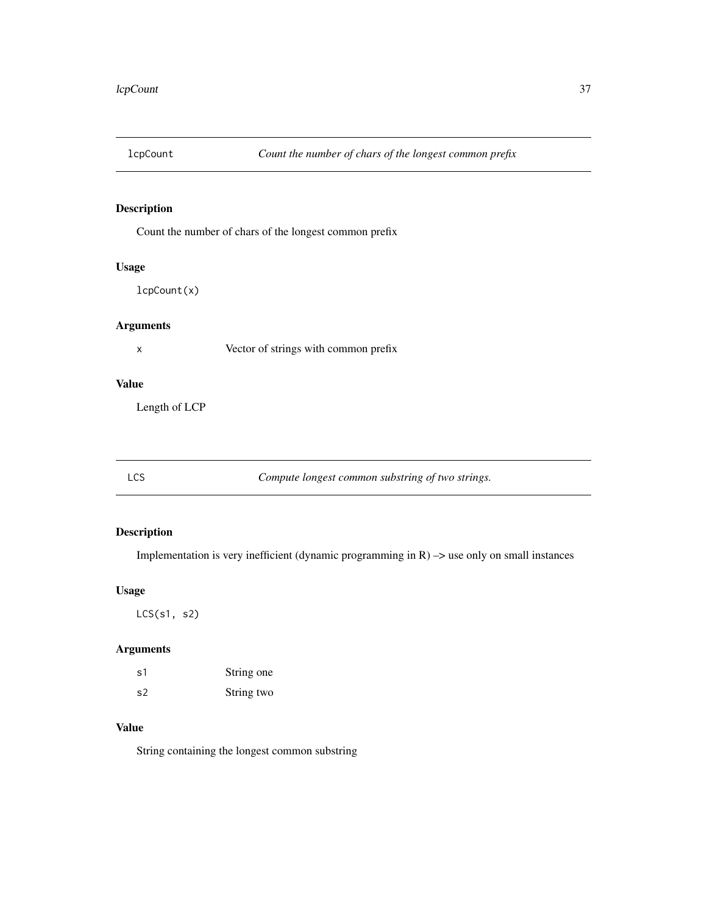## lcpCount — *Count the number of chars of the longest common prefix*

### Description

Count the number of chars of the longest common prefix

### Usage

```
lcpCount(x)
```

### Arguments

| | |
|---|---|
| x | Vector of strings with common prefix |

### Value

Length of LCP

## LCS — *Compute longest common substring of two strings.*

### Description

Implementation is very inefficient (dynamic programming in R) –> use only on small instances

### Usage

```
LCS(s1, s2)
```

### Arguments

| | |
|---|---|
| s1 | String one |
| s2 | String two |

### Value

String containing the longest common substring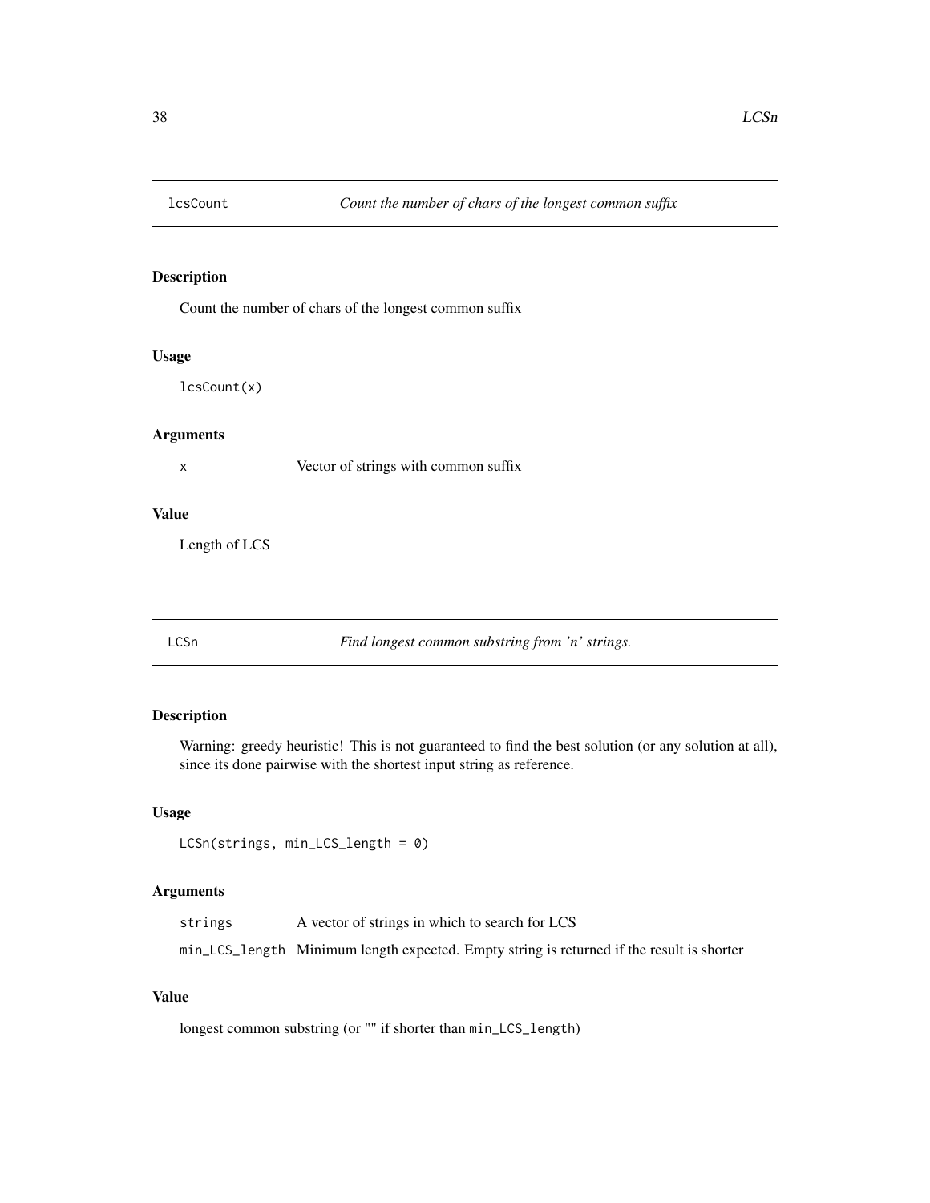## lcsCount — *Count the number of chars of the longest common suffix*

### Description

Count the number of chars of the longest common suffix

### Usage

```
lcsCount(x)
```

### Arguments

| | |
|---|---|
| x | Vector of strings with common suffix |

### Value

Length of LCS

## LCSn — *Find longest common substring from 'n' strings.*

### Description

Warning: greedy heuristic! This is not guaranteed to find the best solution (or any solution at all), since its done pairwise with the shortest input string as reference.

### Usage

```
LCSn(strings, min_LCS_length = 0)
```

### Arguments

| | |
|---|---|
| strings | A vector of strings in which to search for LCS |
| min_LCS_length | Minimum length expected. Empty string is returned if the result is shorter |

### Value

longest common substring (or "" if shorter than `min_LCS_length`)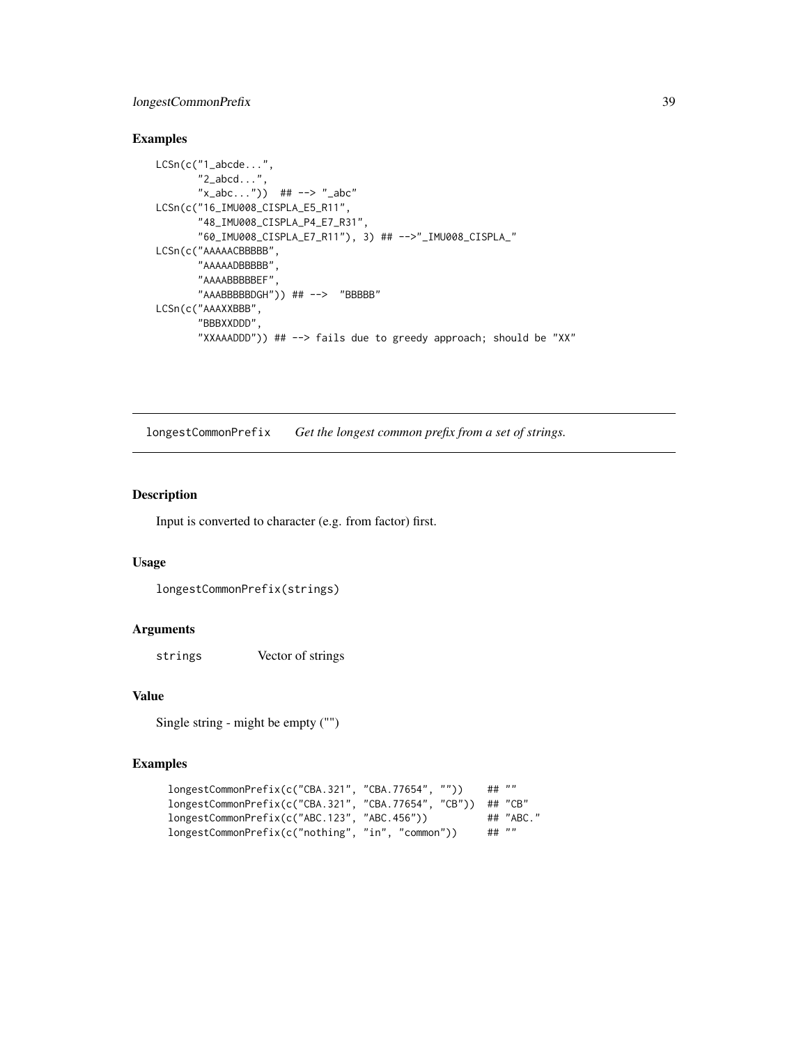## Examples

```
LCSn(c("1_abcde...",
       "2_abcd...",
       "x_abc..."))  ## --> "_abc"
LCSn(c("16_IMU008_CISPLA_E5_R11",
       "48_IMU008_CISPLA_P4_E7_R31",
       "60_IMU008_CISPLA_E7_R11"), 3) ## -->"_IMU008_CISPLA_"
LCSn(c("AAAAACBBBBB",
       "AAAAADBBBBB",
       "AAAABBBBBEF",
       "AAABBBBBDGH")) ## -->  "BBBBB"
LCSn(c("AAAXXBBB",
       "BBBXXDDD",
       "XXAAADDD")) ## --> fails due to greedy approach; should be "XX"
```

---

# longestCommonPrefix *Get the longest common prefix from a set of strings.*

---

## Description

Input is converted to character (e.g. from factor) first.

## Usage

```
longestCommonPrefix(strings)
```

## Arguments

| | |
|---|---|
| strings | Vector of strings |

## Value

Single string - might be empty ("")

## Examples

```
longestCommonPrefix(c("CBA.321", "CBA.77654", ""))    ## ""
longestCommonPrefix(c("CBA.321", "CBA.77654", "CB"))  ## "CB"
longestCommonPrefix(c("ABC.123", "ABC.456"))          ## "ABC."
longestCommonPrefix(c("nothing", "in", "common"))     ## ""
```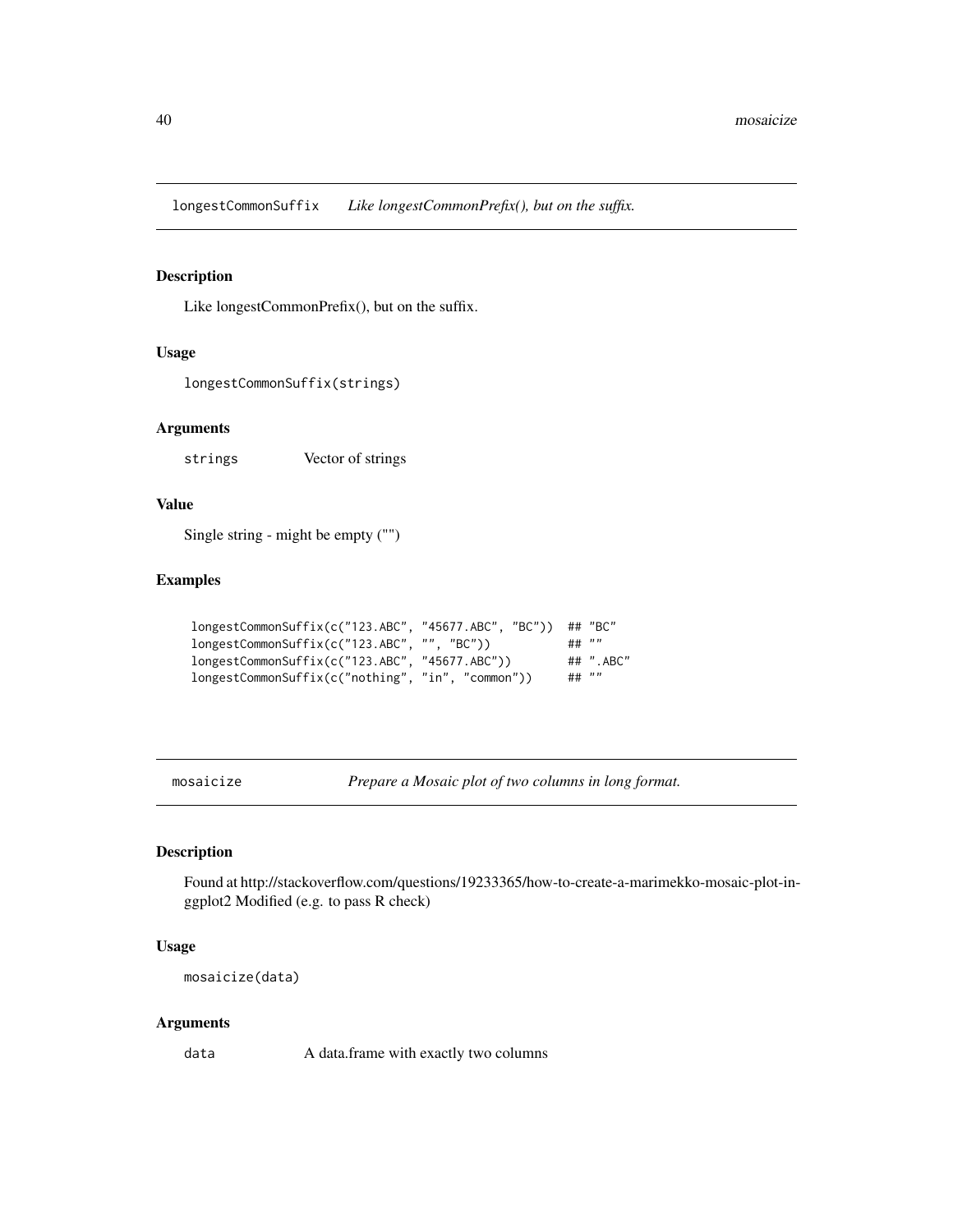## longestCommonSuffix — *Like longestCommonPrefix(), but on the suffix.*

### Description

Like longestCommonPrefix(), but on the suffix.

### Usage

```
longestCommonSuffix(strings)
```

### Arguments

| | |
|---|---|
| strings | Vector of strings |

### Value

Single string - might be empty ("")

### Examples

```
longestCommonSuffix(c("123.ABC", "45677.ABC", "BC"))  ## "BC"
longestCommonSuffix(c("123.ABC", "", "BC"))           ## ""
longestCommonSuffix(c("123.ABC", "45677.ABC"))        ## ".ABC"
longestCommonSuffix(c("nothing", "in", "common"))     ## ""
```

## mosaicize — *Prepare a Mosaic plot of two columns in long format.*

### Description

Found at http://stackoverflow.com/questions/19233365/how-to-create-a-marimekko-mosaic-plot-in-ggplot2 Modified (e.g. to pass R check)

### Usage

```
mosaicize(data)
```

### Arguments

| | |
|---|---|
| data | A data.frame with exactly two columns |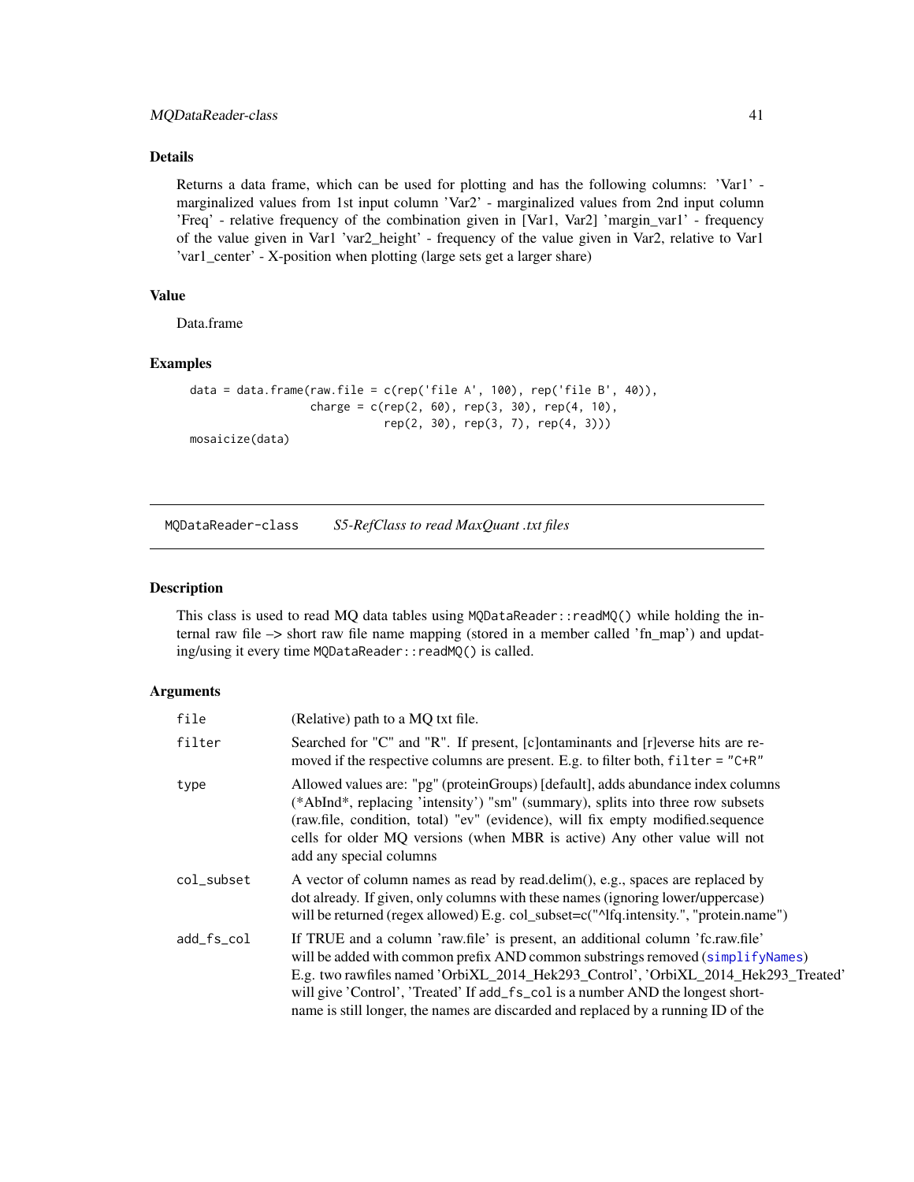## Details

Returns a data frame, which can be used for plotting and has the following columns: 'Var1' - marginalized values from 1st input column 'Var2' - marginalized values from 2nd input column 'Freq' - relative frequency of the combination given in [Var1, Var2] 'margin_var1' - frequency of the value given in Var1 'var2_height' - frequency of the value given in Var2, relative to Var1 'var1_center' - X-position when plotting (large sets get a larger share)

## Value

Data.frame

## Examples

```
data = data.frame(raw.file = c(rep('file A', 100), rep('file B', 40)),
                  charge = c(rep(2, 60), rep(3, 30), rep(4, 10),
                             rep(2, 30), rep(3, 7), rep(4, 3)))
mosaicize(data)
```

---

# MQDataReader-class *S5-RefClass to read MaxQuant .txt files*

## Description

This class is used to read MQ data tables using `MQDataReader::readMQ()` while holding the internal raw file –> short raw file name mapping (stored in a member called 'fn_map') and updating/using it every time `MQDataReader::readMQ()` is called.

## Arguments

| | |
|---|---|
| `file` | (Relative) path to a MQ txt file. |
| `filter` | Searched for "C" and "R". If present, [c]ontaminants and [r]everse hits are removed if the respective columns are present. E.g. to filter both, `filter = "C+R"` |
| `type` | Allowed values are: "pg" (proteinGroups) [default], adds abundance index columns (*AbInd*, replacing 'intensity') "sm" (summary), splits into three row subsets (raw.file, condition, total) "ev" (evidence), will fix empty modified.sequence cells for older MQ versions (when MBR is active) Any other value will not add any special columns |
| `col_subset` | A vector of column names as read by read.delim(), e.g., spaces are replaced by dot already. If given, only columns with these names (ignoring lower/uppercase) will be returned (regex allowed) E.g. col_subset=c("^lfq.intensity.", "protein.name") |
| `add_fs_col` | If TRUE and a column 'raw.file' is present, an additional column 'fc.raw.file' will be added with common prefix AND common substrings removed (simplifyNames) E.g. two rawfiles named 'OrbiXL_2014_Hek293_Control', 'OrbiXL_2014_Hek293_Treated' will give 'Control', 'Treated' If `add_fs_col` is a number AND the longest short-name is still longer, the names are discarded and replaced by a running ID of the |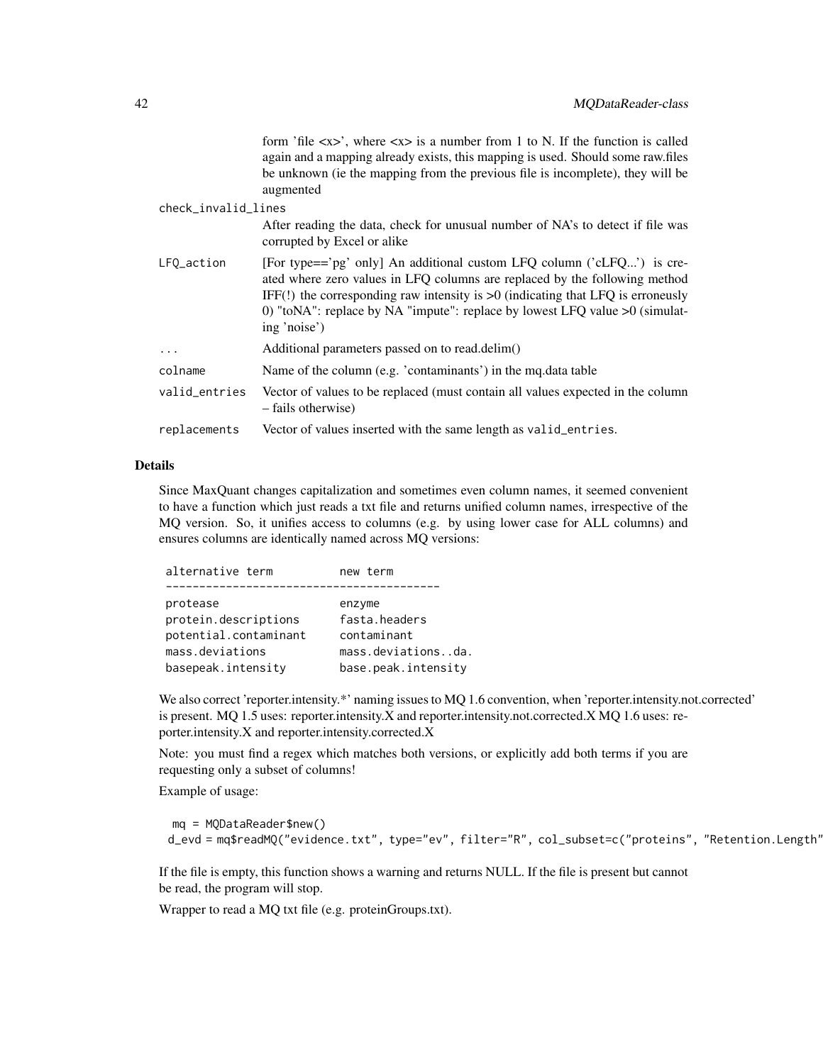| | |
|---|---|
| | form 'file <x>', where <x> is a number from 1 to N. If the function is called again and a mapping already exists, this mapping is used. Should some raw.files be unknown (ie the mapping from the previous file is incomplete), they will be augmented |
| `check_invalid_lines` | After reading the data, check for unusual number of NA's to detect if file was corrupted by Excel or alike |
| `LFQ_action` | [For type=='pg' only] An additional custom LFQ column ('cLFQ...') is created where zero values in LFQ columns are replaced by the following method IFF(!) the corresponding raw intensity is >0 (indicating that LFQ is erroneusly 0) "toNA": replace by NA "impute": replace by lowest LFQ value >0 (simulating 'noise') |
| `...` | Additional parameters passed on to read.delim() |
| `colname` | Name of the column (e.g. 'contaminants') in the mq.data table |
| `valid_entries` | Vector of values to be replaced (must contain all values expected in the column – fails otherwise) |
| `replacements` | Vector of values inserted with the same length as `valid_entries`. |

## Details

Since MaxQuant changes capitalization and sometimes even column names, it seemed convenient to have a function which just reads a txt file and returns unified column names, irrespective of the MQ version. So, it unifies access to columns (e.g. by using lower case for ALL columns) and ensures columns are identically named across MQ versions:

```
alternative term          new term
-----------------------------------------
protease                  enzyme
protein.descriptions      fasta.headers
potential.contaminant     contaminant
mass.deviations           mass.deviations..da.
basepeak.intensity        base.peak.intensity
```

We also correct 'reporter.intensity.*' naming issues to MQ 1.6 convention, when 'reporter.intensity.not.corrected' is present. MQ 1.5 uses: reporter.intensity.X and reporter.intensity.not.corrected.X MQ 1.6 uses: reporter.intensity.X and reporter.intensity.corrected.X

Note: you must find a regex which matches both versions, or explicitly add both terms if you are requesting only a subset of columns!

Example of usage:

```
mq = MQDataReader$new()
d_evd = mq$readMQ("evidence.txt", type="ev", filter="R", col_subset=c("proteins", "Retention.Length"
```

If the file is empty, this function shows a warning and returns NULL. If the file is present but cannot be read, the program will stop.

Wrapper to read a MQ txt file (e.g. proteinGroups.txt).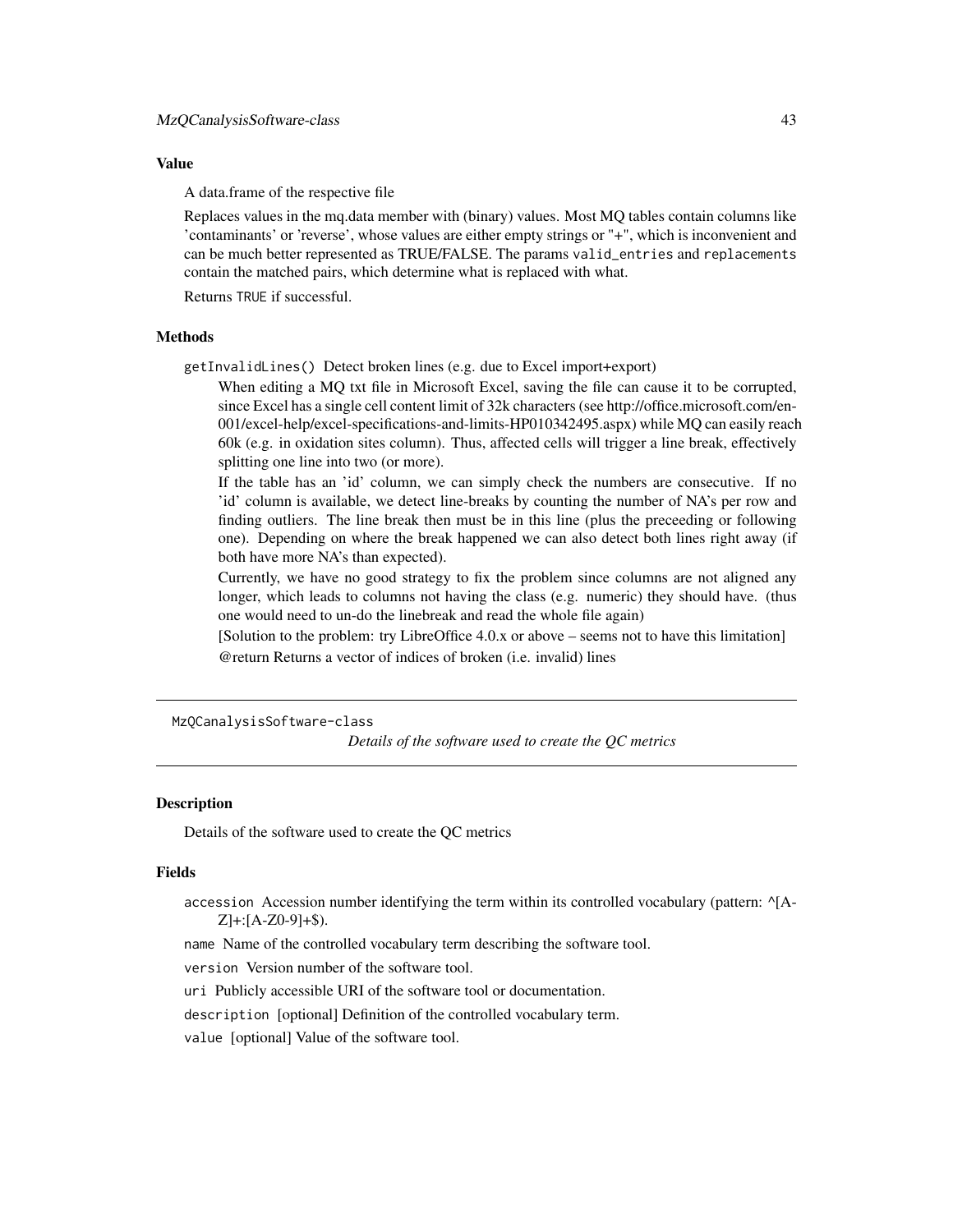### Value

A data.frame of the respective file

Replaces values in the mq.data member with (binary) values. Most MQ tables contain columns like 'contaminants' or 'reverse', whose values are either empty strings or "+", which is inconvenient and can be much better represented as TRUE/FALSE. The params `valid_entries` and `replacements` contain the matched pairs, which determine what is replaced with what.

Returns `TRUE` if successful.

### Methods

`getInvalidLines()` Detect broken lines (e.g. due to Excel import+export)

When editing a MQ txt file in Microsoft Excel, saving the file can cause it to be corrupted, since Excel has a single cell content limit of 32k characters (see http://office.microsoft.com/en-001/excel-help/excel-specifications-and-limits-HP010342495.aspx) while MQ can easily reach 60k (e.g. in oxidation sites column). Thus, affected cells will trigger a line break, effectively splitting one line into two (or more).

If the table has an 'id' column, we can simply check the numbers are consecutive. If no 'id' column is available, we detect line-breaks by counting the number of NA's per row and finding outliers. The line break then must be in this line (plus the preceeding or following one). Depending on where the break happened we can also detect both lines right away (if both have more NA's than expected).

Currently, we have no good strategy to fix the problem since columns are not aligned any longer, which leads to columns not having the class (e.g. numeric) they should have. (thus one would need to un-do the linebreak and read the whole file again)

[Solution to the problem: try LibreOffice 4.0.x or above – seems not to have this limitation]

@return Returns a vector of indices of broken (i.e. invalid) lines

---

## MzQCanalysisSoftware-class

*Details of the software used to create the QC metrics*

### Description

Details of the software used to create the QC metrics

### Fields

`accession` Accession number identifying the term within its controlled vocabulary (pattern: ^[A-Z]+:[A-Z0-9]+$).

`name` Name of the controlled vocabulary term describing the software tool.

`version` Version number of the software tool.

`uri` Publicly accessible URI of the software tool or documentation.

`description` [optional] Definition of the controlled vocabulary term.

`value` [optional] Value of the software tool.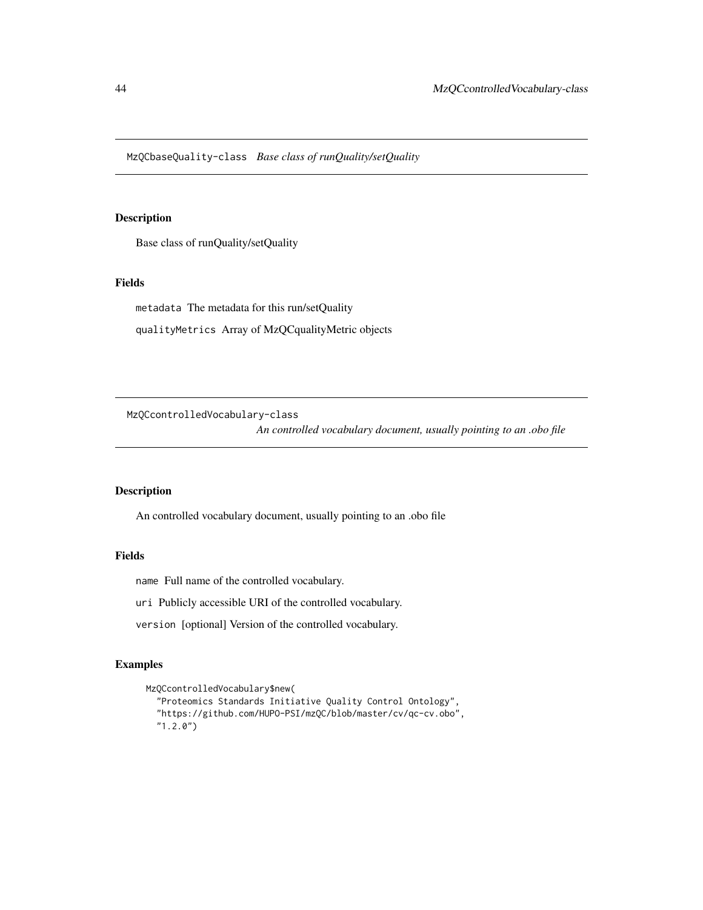## MzQCbaseQuality-class *Base class of runQuality/setQuality*

### Description

Base class of runQuality/setQuality

### Fields

`metadata` The metadata for this run/setQuality

`qualityMetrics` Array of MzQCqualityMetric objects

## MzQCcontrolledVocabulary-class *An controlled vocabulary document, usually pointing to an .obo file*

### Description

An controlled vocabulary document, usually pointing to an .obo file

### Fields

`name` Full name of the controlled vocabulary.

`uri` Publicly accessible URI of the controlled vocabulary.

`version` [optional] Version of the controlled vocabulary.

### Examples

```
MzQCcontrolledVocabulary$new(
  "Proteomics Standards Initiative Quality Control Ontology",
  "https://github.com/HUPO-PSI/mzQC/blob/master/cv/qc-cv.obo",
  "1.2.0")
```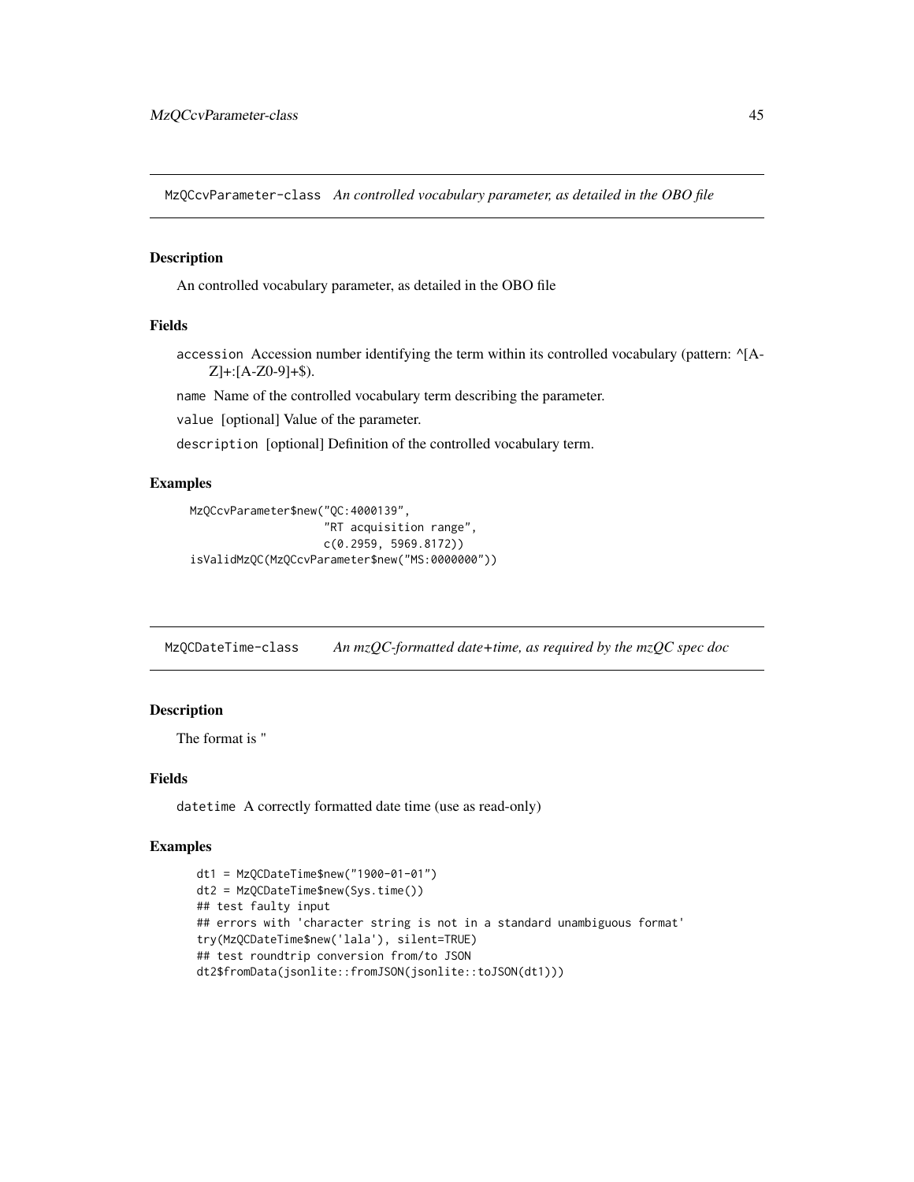## MzQCcvParameter-class *An controlled vocabulary parameter, as detailed in the OBO file*

### Description

An controlled vocabulary parameter, as detailed in the OBO file

### Fields

accession Accession number identifying the term within its controlled vocabulary (pattern: ^[A-Z]+:[A-Z0-9]+$).

name Name of the controlled vocabulary term describing the parameter.

value [optional] Value of the parameter.

description [optional] Definition of the controlled vocabulary term.

### Examples

```
MzQCcvParameter$new("QC:4000139",
                    "RT acquisition range",
                    c(0.2959, 5969.8172))
isValidMzQC(MzQCcvParameter$new("MS:0000000"))
```

## MzQCDateTime-class *An mzQC-formatted date+time, as required by the mzQC spec doc*

### Description

The format is "

### Fields

datetime A correctly formatted date time (use as read-only)

### Examples

```
dt1 = MzQCDateTime$new("1900-01-01")
dt2 = MzQCDateTime$new(Sys.time())
## test faulty input
## errors with 'character string is not in a standard unambiguous format'
try(MzQCDateTime$new('lala'), silent=TRUE)
## test roundtrip conversion from/to JSON
dt2$fromData(jsonlite::fromJSON(jsonlite::toJSON(dt1)))
```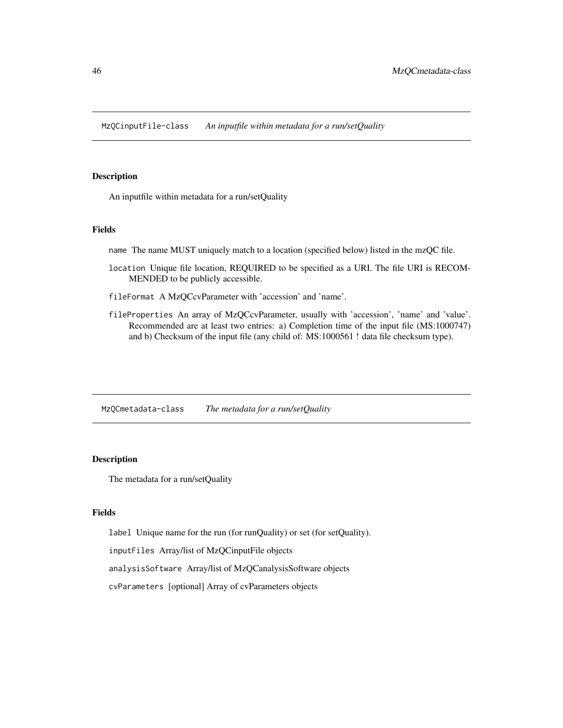## MzQCinputFile-class *An inputfile within metadata for a run/setQuality*

### Description

An inputfile within metadata for a run/setQuality

### Fields

- `name` The name MUST uniquely match to a location (specified below) listed in the mzQC file.
- `location` Unique file location, REQUIRED to be specified as a URI. The file URI is RECOMMENDED to be publicly accessible.
- `fileFormat` A MzQCcvParameter with 'accession' and 'name'.
- `fileProperties` An array of MzQCcvParameter, usually with 'accession', 'name' and 'value'. Recommended are at least two entries: a) Completion time of the input file (MS:1000747) and b) Checksum of the input file (any child of: MS:1000561 ! data file checksum type).

## MzQCmetadata-class *The metadata for a run/setQuality*

### Description

The metadata for a run/setQuality

### Fields

- `label` Unique name for the run (for runQuality) or set (for setQuality).
- `inputFiles` Array/list of MzQCinputFile objects
- `analysisSoftware` Array/list of MzQCanalysisSoftware objects
- `cvParameters` [optional] Array of cvParameters objects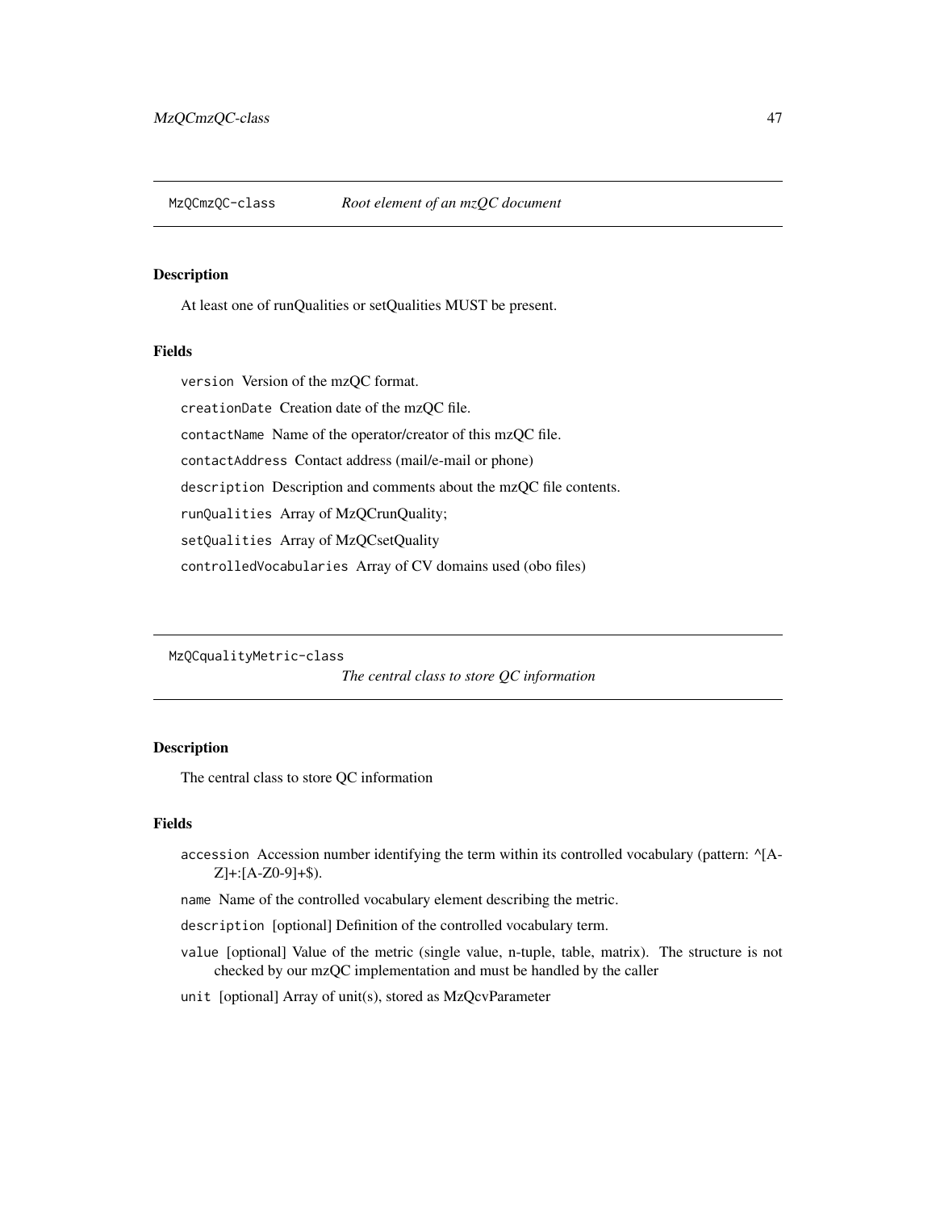## MzQCmzQC-class — *Root element of an mzQC document*

### Description

At least one of runQualities or setQualities MUST be present.

### Fields

`version` Version of the mzQC format.

`creationDate` Creation date of the mzQC file.

`contactName` Name of the operator/creator of this mzQC file.

`contactAddress` Contact address (mail/e-mail or phone)

`description` Description and comments about the mzQC file contents.

`runQualities` Array of MzQCrunQuality;

`setQualities` Array of MzQCsetQuality

`controlledVocabularies` Array of CV domains used (obo files)

## MzQCqualityMetric-class — *The central class to store QC information*

### Description

The central class to store QC information

### Fields

`accession` Accession number identifying the term within its controlled vocabulary (pattern: ^[A-Z]+:[A-Z0-9]+$).

`name` Name of the controlled vocabulary element describing the metric.

`description` [optional] Definition of the controlled vocabulary term.

`value` [optional] Value of the metric (single value, n-tuple, table, matrix). The structure is not checked by our mzQC implementation and must be handled by the caller

`unit` [optional] Array of unit(s), stored as MzQcvParameter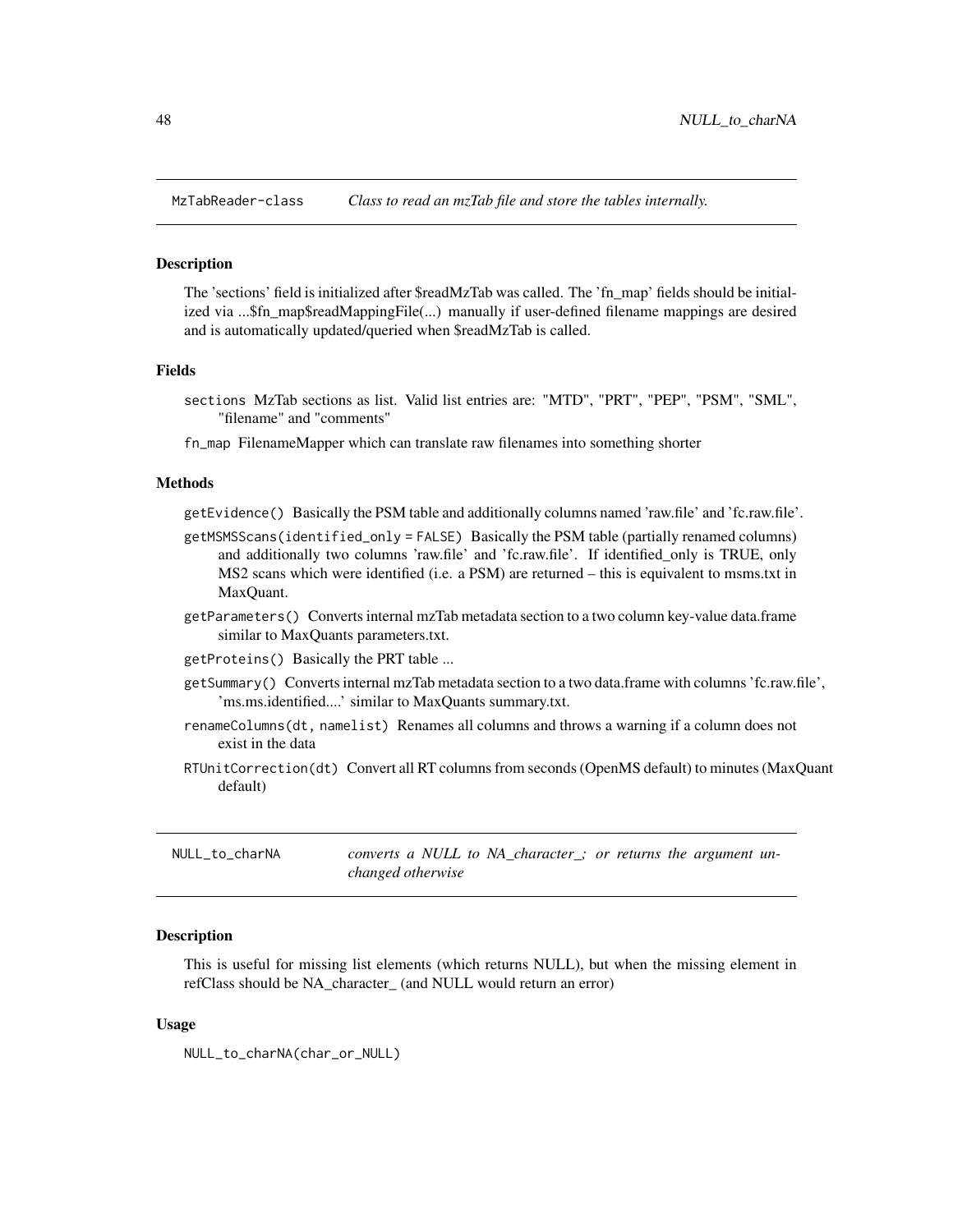## MzTabReader-class — *Class to read an mzTab file and store the tables internally.*

### Description

The 'sections' field is initialized after $readMzTab was called. The 'fn_map' fields should be initialized via ...$fn_map$readMappingFile(...) manually if user-defined filename mappings are desired and is automatically updated/queried when $readMzTab is called.

### Fields

`sections` MzTab sections as list. Valid list entries are: "MTD", "PRT", "PEP", "PSM", "SML", "filename" and "comments"

`fn_map` FilenameMapper which can translate raw filenames into something shorter

### Methods

`getEvidence()` Basically the PSM table and additionally columns named 'raw.file' and 'fc.raw.file'.

`getMSMSScans(identified_only = FALSE)` Basically the PSM table (partially renamed columns) and additionally two columns 'raw.file' and 'fc.raw.file'. If identified_only is TRUE, only MS2 scans which were identified (i.e. a PSM) are returned – this is equivalent to msms.txt in MaxQuant.

`getParameters()` Converts internal mzTab metadata section to a two column key-value data.frame similar to MaxQuants parameters.txt.

`getProteins()` Basically the PRT table ...

`getSummary()` Converts internal mzTab metadata section to a two data.frame with columns 'fc.raw.file', 'ms.ms.identified....' similar to MaxQuants summary.txt.

`renameColumns(dt, namelist)` Renames all columns and throws a warning if a column does not exist in the data

`RTUnitCorrection(dt)` Convert all RT columns from seconds (OpenMS default) to minutes (MaxQuant default)

## NULL_to_charNA — *converts a NULL to NA_character_; or returns the argument unchanged otherwise*

### Description

This is useful for missing list elements (which returns NULL), but when the missing element in refClass should be NA_character_ (and NULL would return an error)

### Usage

```
NULL_to_charNA(char_or_NULL)
```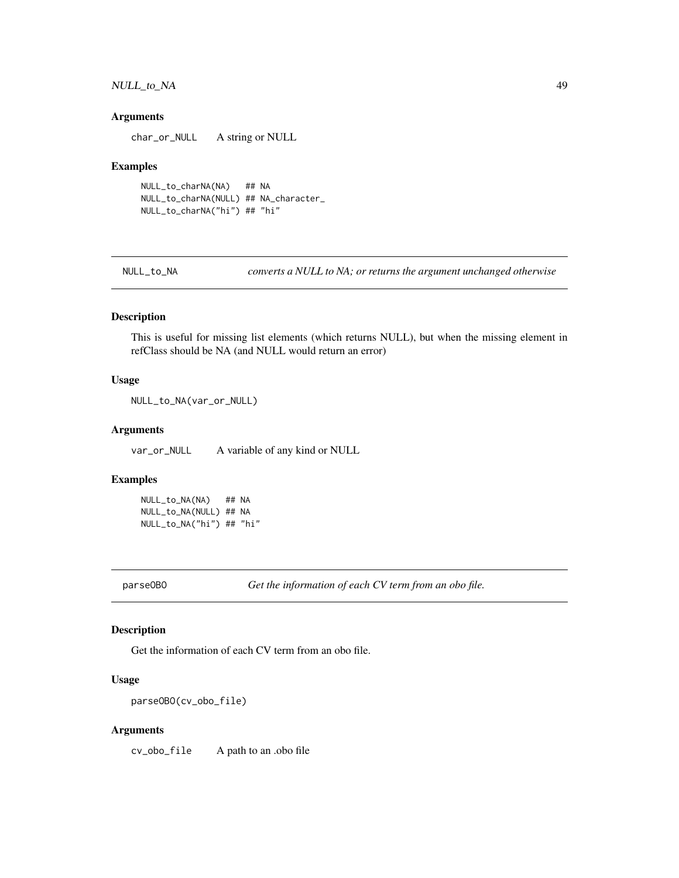### Arguments

`char_or_NULL` A string or NULL

### Examples

```
NULL_to_charNA(NA)   ## NA
NULL_to_charNA(NULL) ## NA_character_
NULL_to_charNA("hi") ## "hi"
```

---

## NULL_to_NA *converts a NULL to NA; or returns the argument unchanged otherwise*

---

### Description

This is useful for missing list elements (which returns NULL), but when the missing element in refClass should be NA (and NULL would return an error)

### Usage

```
NULL_to_NA(var_or_NULL)
```

### Arguments

`var_or_NULL` A variable of any kind or NULL

### Examples

```
NULL_to_NA(NA)   ## NA
NULL_to_NA(NULL) ## NA
NULL_to_NA("hi") ## "hi"
```

---

## parseOBO *Get the information of each CV term from an obo file.*

---

### Description

Get the information of each CV term from an obo file.

### Usage

```
parseOBO(cv_obo_file)
```

### Arguments

`cv_obo_file` A path to an .obo file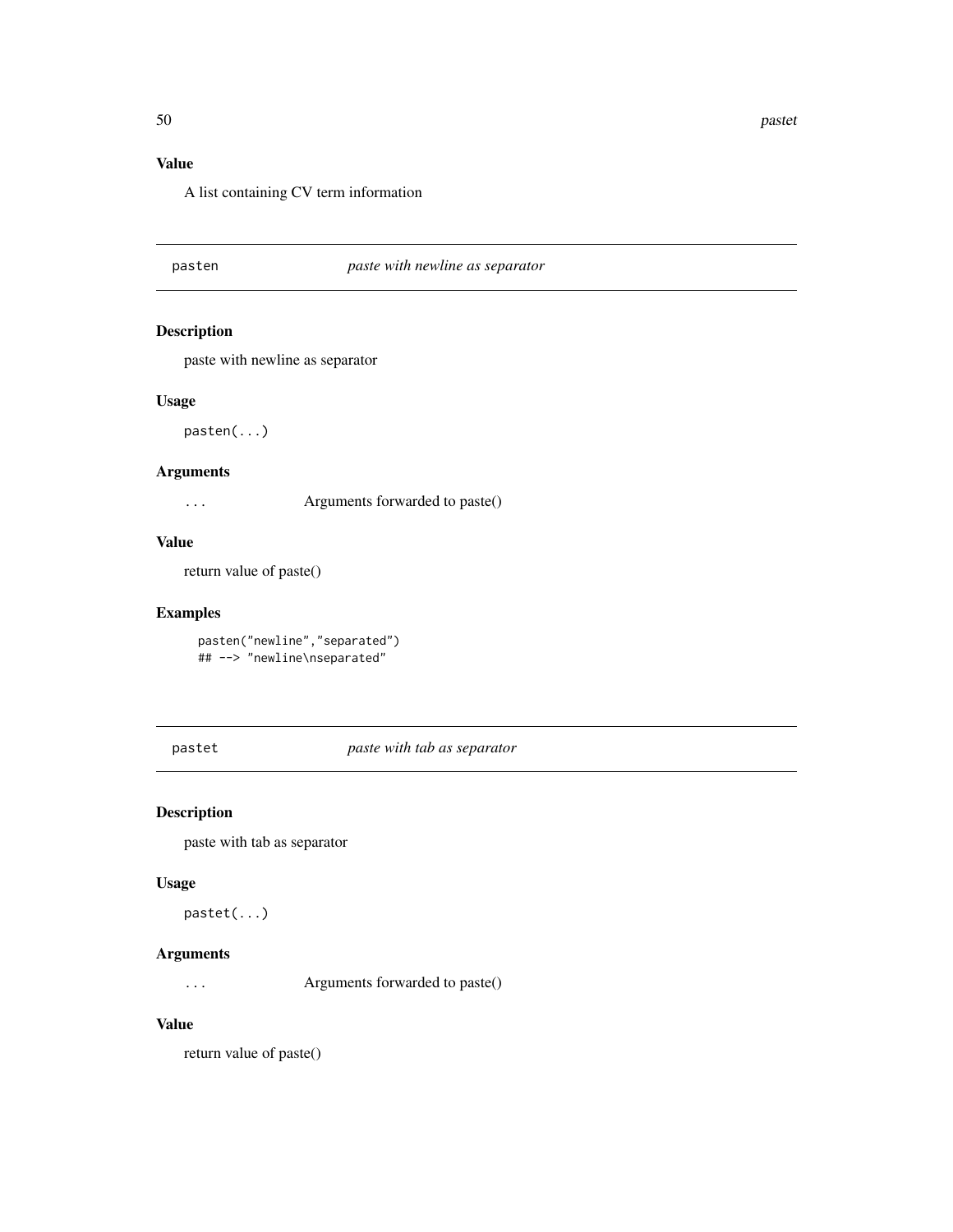### Value

A list containing CV term information

---

## pasten *paste with newline as separator*

---

### Description

paste with newline as separator

### Usage

```
pasten(...)
```

### Arguments

`...` Arguments forwarded to paste()

### Value

return value of paste()

### Examples

```
pasten("newline","separated")
## --> "newline\nseparated"
```

---

## pastet *paste with tab as separator*

---

### Description

paste with tab as separator

### Usage

```
pastet(...)
```

### Arguments

`...` Arguments forwarded to paste()

### Value

return value of paste()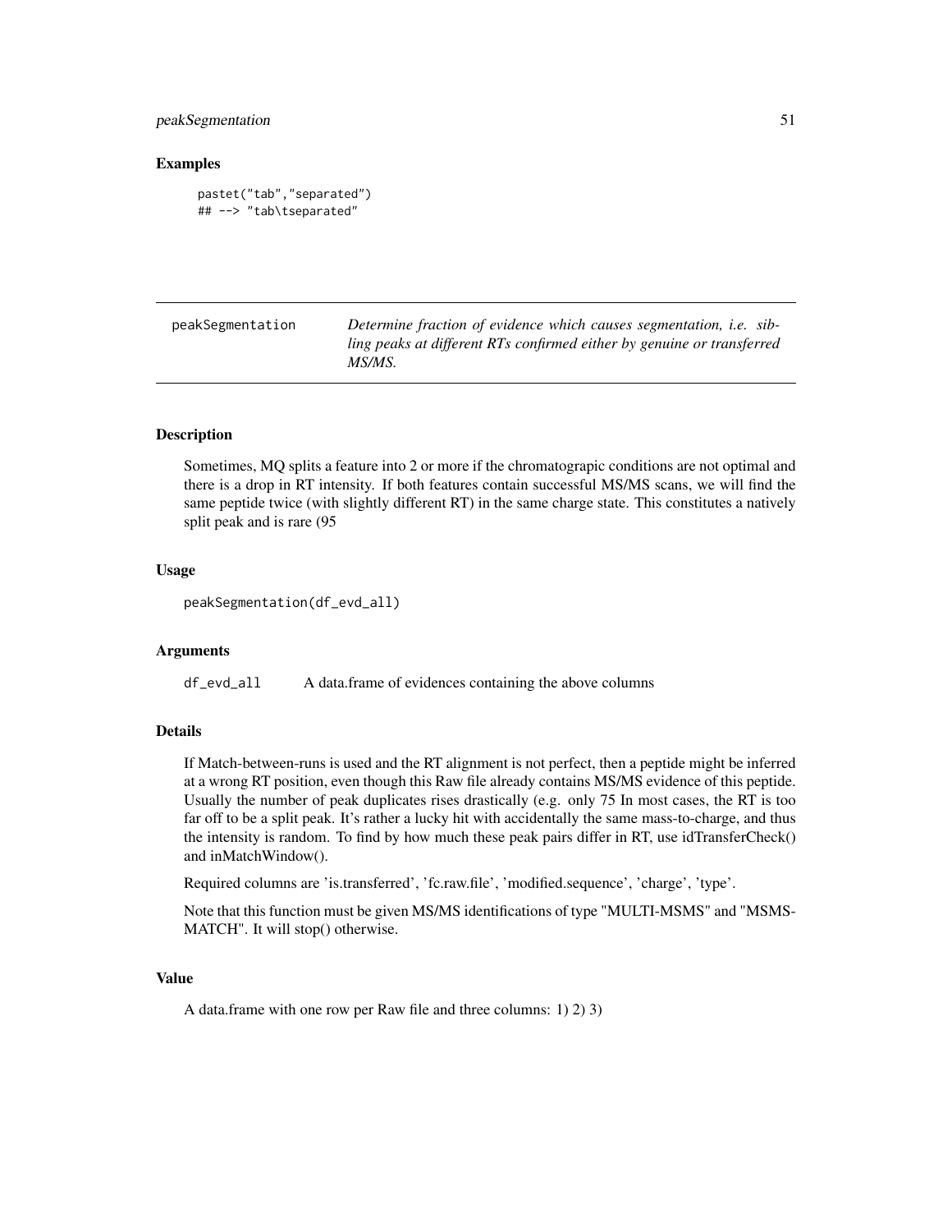## Examples

```
pastet("tab","separated")
## --> "tab\tseparated"
```

---

| peakSegmentation | *Determine fraction of evidence which causes segmentation, i.e. sibling peaks at different RTs confirmed either by genuine or transferred MS/MS.* |
|---|---|

---

### Description

Sometimes, MQ splits a feature into 2 or more if the chromatograpic conditions are not optimal and there is a drop in RT intensity. If both features contain successful MS/MS scans, we will find the same peptide twice (with slightly different RT) in the same charge state. This constitutes a natively split peak and is rare (95

### Usage

```
peakSegmentation(df_evd_all)
```

### Arguments

| | |
|---|---|
| df_evd_all | A data.frame of evidences containing the above columns |

### Details

If Match-between-runs is used and the RT alignment is not perfect, then a peptide might be inferred at a wrong RT position, even though this Raw file already contains MS/MS evidence of this peptide. Usually the number of peak duplicates rises drastically (e.g. only 75 In most cases, the RT is too far off to be a split peak. It's rather a lucky hit with accidentally the same mass-to-charge, and thus the intensity is random. To find by how much these peak pairs differ in RT, use idTransferCheck() and inMatchWindow().

Required columns are 'is.transferred', 'fc.raw.file', 'modified.sequence', 'charge', 'type'.

Note that this function must be given MS/MS identifications of type "MULTI-MSMS" and "MSMS-MATCH". It will stop() otherwise.

### Value

A data.frame with one row per Raw file and three columns: 1) 2) 3)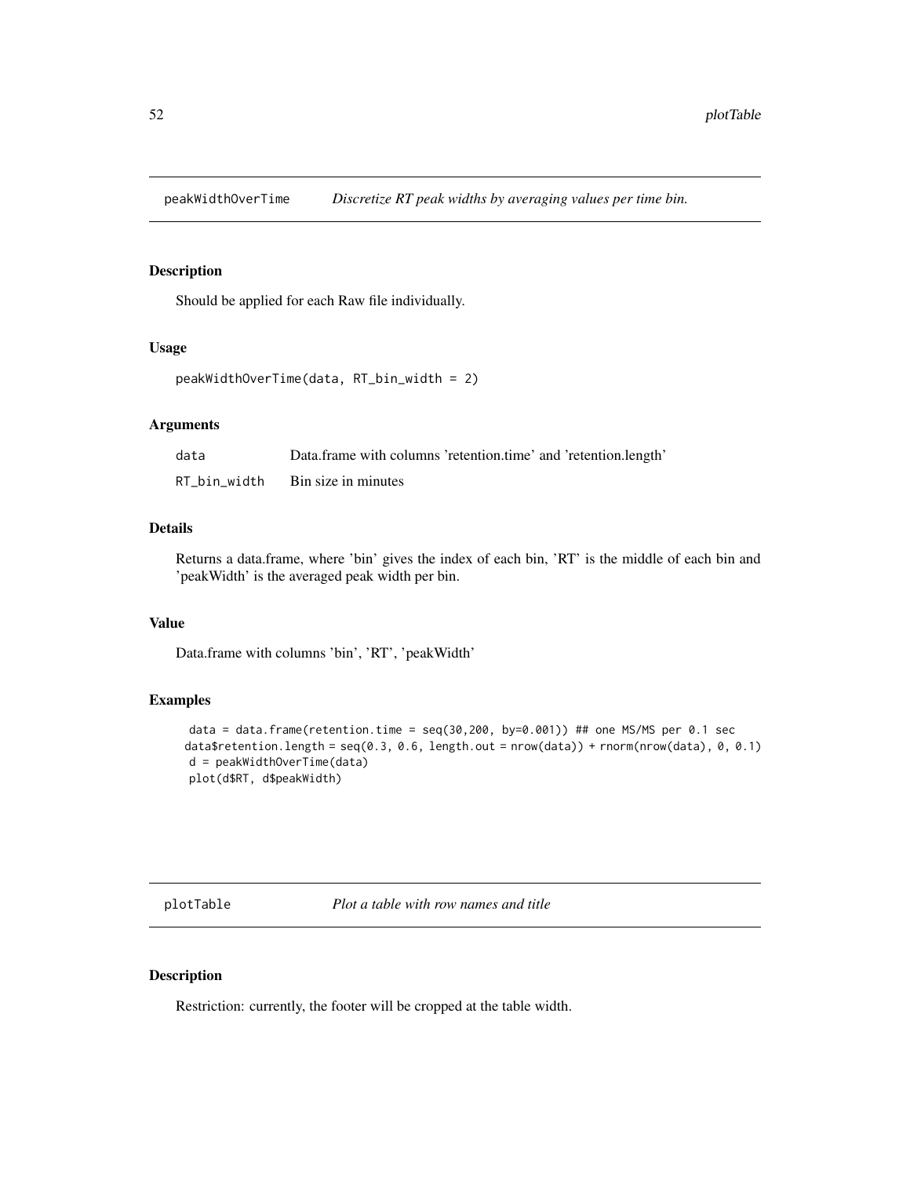## peakWidthOverTime — *Discretize RT peak widths by averaging values per time bin.*

### Description

Should be applied for each Raw file individually.

### Usage

```
peakWidthOverTime(data, RT_bin_width = 2)
```

### Arguments

| | |
|---|---|
| data | Data.frame with columns 'retention.time' and 'retention.length' |
| RT_bin_width | Bin size in minutes |

### Details

Returns a data.frame, where 'bin' gives the index of each bin, 'RT' is the middle of each bin and 'peakWidth' is the averaged peak width per bin.

### Value

Data.frame with columns 'bin', 'RT', 'peakWidth'

### Examples

```
data = data.frame(retention.time = seq(30,200, by=0.001)) ## one MS/MS per 0.1 sec
data$retention.length = seq(0.3, 0.6, length.out = nrow(data)) + rnorm(nrow(data), 0, 0.1)
d = peakWidthOverTime(data)
plot(d$RT, d$peakWidth)
```

## plotTable — *Plot a table with row names and title*

### Description

Restriction: currently, the footer will be cropped at the table width.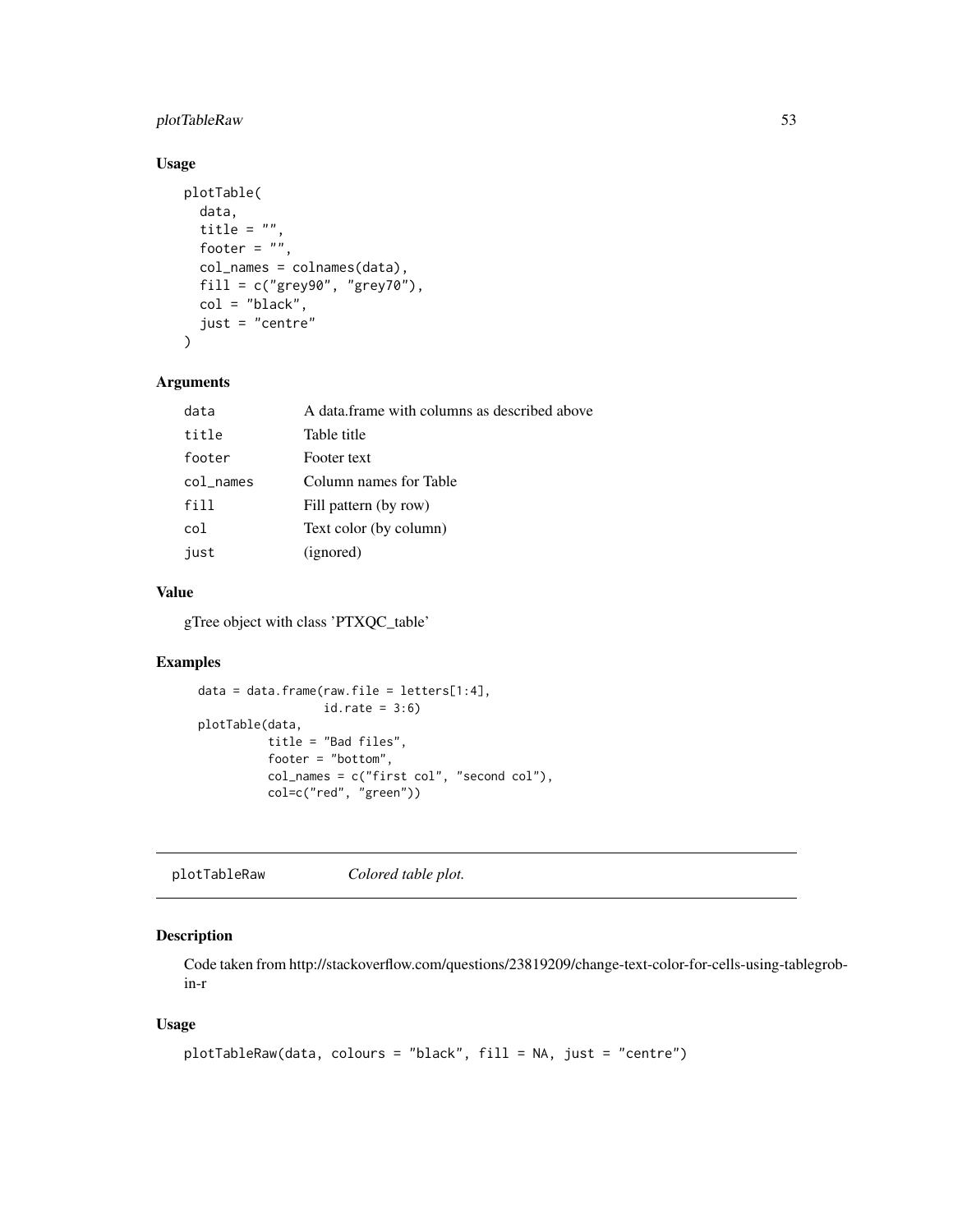### Usage

```
plotTable(
  data,
  title = "",
  footer = "",
  col_names = colnames(data),
  fill = c("grey90", "grey70"),
  col = "black",
  just = "centre"
)
```

### Arguments

| | |
|---|---|
| data | A data.frame with columns as described above |
| title | Table title |
| footer | Footer text |
| col_names | Column names for Table |
| fill | Fill pattern (by row) |
| col | Text color (by column) |
| just | (ignored) |

### Value

gTree object with class 'PTXQC_table'

### Examples

```
data = data.frame(raw.file = letters[1:4],
                  id.rate = 3:6)
plotTable(data,
          title = "Bad files",
          footer = "bottom",
          col_names = c("first col", "second col"),
          col=c("red", "green"))
```

---

## plotTableRaw *Colored table plot.*

### Description

Code taken from http://stackoverflow.com/questions/23819209/change-text-color-for-cells-using-tablegrob-in-r

### Usage

```
plotTableRaw(data, colours = "black", fill = NA, just = "centre")
```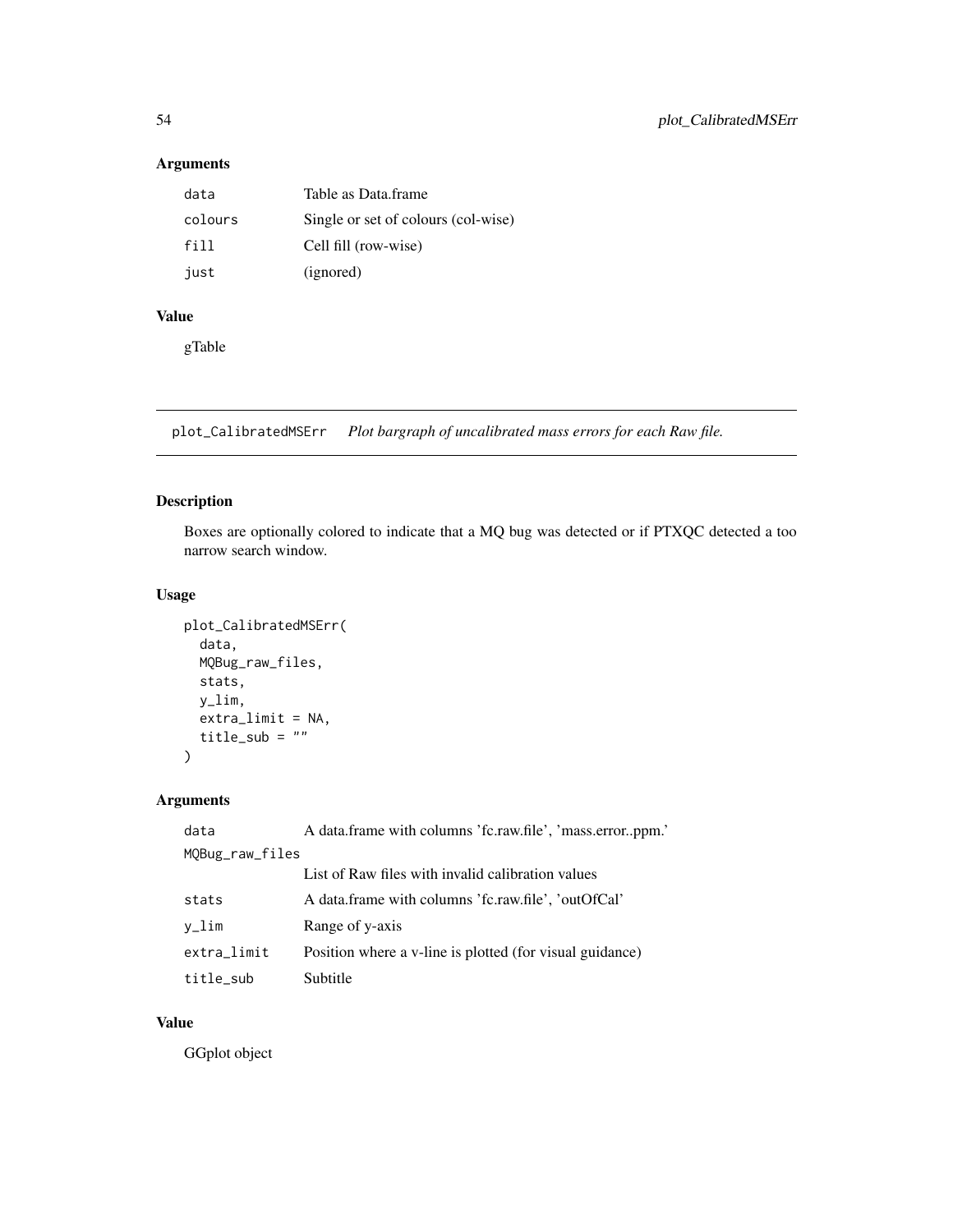## Arguments

| | |
|---|---|
| data | Table as Data.frame |
| colours | Single or set of colours (col-wise) |
| fill | Cell fill (row-wise) |
| just | (ignored) |

## Value

gTable

---

## plot_CalibratedMSErr    *Plot bargraph of uncalibrated mass errors for each Raw file.*

---

### Description

Boxes are optionally colored to indicate that a MQ bug was detected or if PTXQC detected a too narrow search window.

### Usage

```
plot_CalibratedMSErr(
  data,
  MQBug_raw_files,
  stats,
  y_lim,
  extra_limit = NA,
  title_sub = ""
)
```

### Arguments

| | |
|---|---|
| data | A data.frame with columns 'fc.raw.file', 'mass.error..ppm.' |
| MQBug_raw_files | List of Raw files with invalid calibration values |
| stats | A data.frame with columns 'fc.raw.file', 'outOfCal' |
| y_lim | Range of y-axis |
| extra_limit | Position where a v-line is plotted (for visual guidance) |
| title_sub | Subtitle |

### Value

GGplot object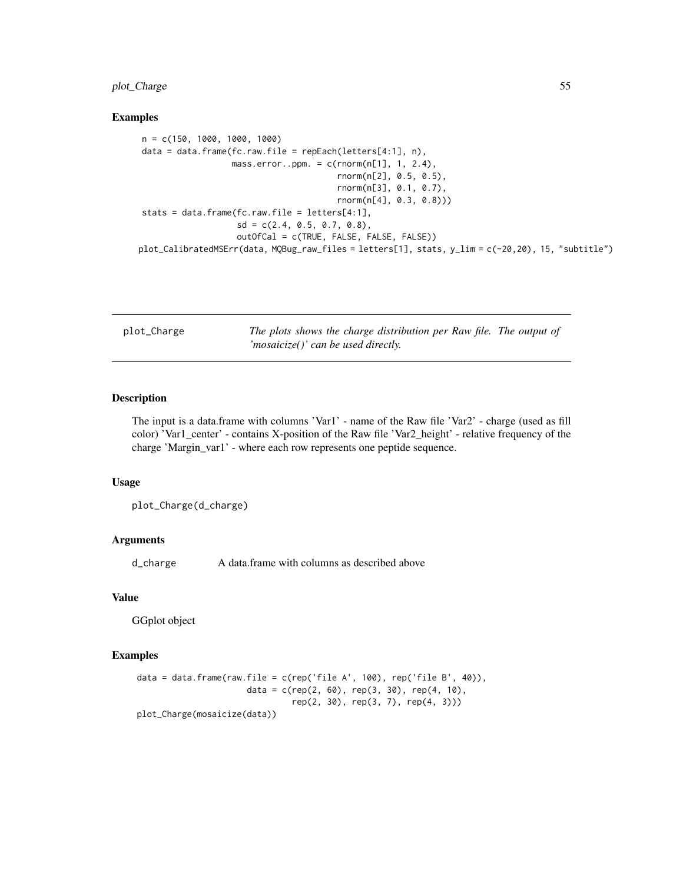## Examples

```
n = c(150, 1000, 1000, 1000)
data = data.frame(fc.raw.file = repEach(letters[4:1], n),
                  mass.error..ppm. = c(rnorm(n[1], 1, 2.4),
                                       rnorm(n[2], 0.5, 0.5),
                                       rnorm(n[3], 0.1, 0.7),
                                       rnorm(n[4], 0.3, 0.8)))
stats = data.frame(fc.raw.file = letters[4:1],
                   sd = c(2.4, 0.5, 0.7, 0.8),
                   outOfCal = c(TRUE, FALSE, FALSE, FALSE))
plot_CalibratedMSErr(data, MQBug_raw_files = letters[1], stats, y_lim = c(-20,20), 15, "subtitle")
```

---

**plot_Charge** *The plots shows the charge distribution per Raw file. The output of 'mosaicize()' can be used directly.*

---

## Description

The input is a data.frame with columns 'Var1' - name of the Raw file 'Var2' - charge (used as fill color) 'Var1_center' - contains X-position of the Raw file 'Var2_height' - relative frequency of the charge 'Margin_var1' - where each row represents one peptide sequence.

## Usage

```
plot_Charge(d_charge)
```

## Arguments

d_charge A data.frame with columns as described above

## Value

GGplot object

## Examples

```
data = data.frame(raw.file = c(rep('file A', 100), rep('file B', 40)),
                  data = c(rep(2, 60), rep(3, 30), rep(4, 10),
                           rep(2, 30), rep(3, 7), rep(4, 3)))
plot_Charge(mosaicize(data))
```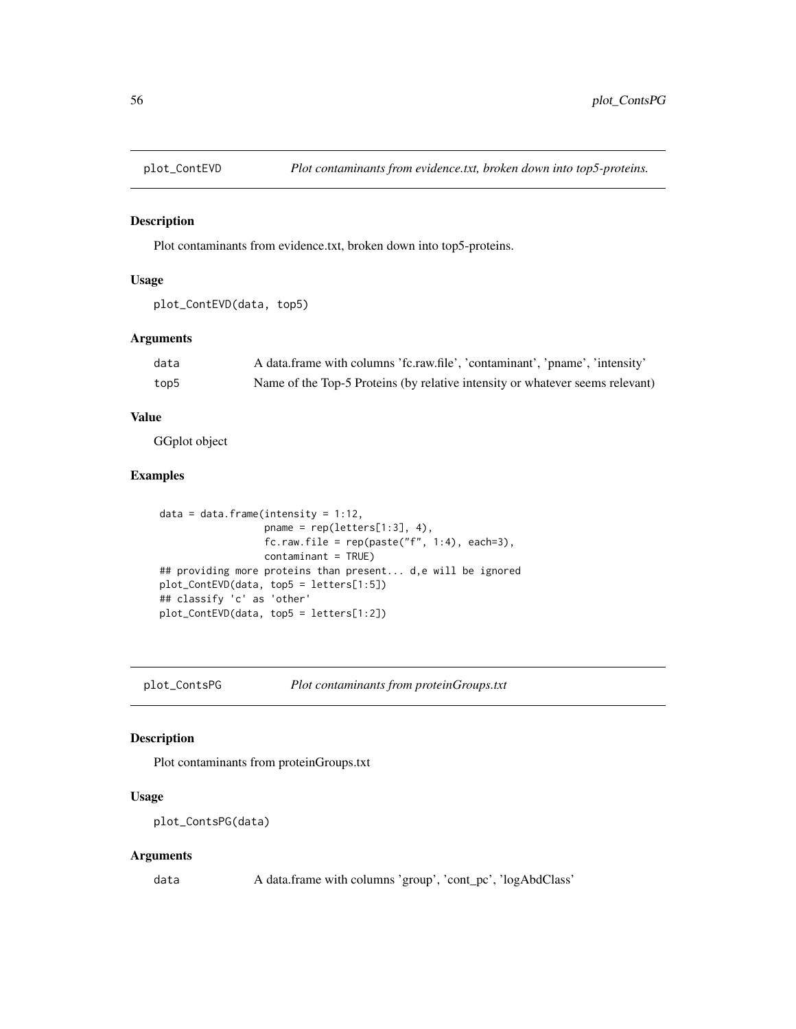## plot_ContEVD *Plot contaminants from evidence.txt, broken down into top5-proteins.*

### Description

Plot contaminants from evidence.txt, broken down into top5-proteins.

### Usage

```
plot_ContEVD(data, top5)
```

### Arguments

| | |
|---|---|
| data | A data.frame with columns 'fc.raw.file', 'contaminant', 'pname', 'intensity' |
| top5 | Name of the Top-5 Proteins (by relative intensity or whatever seems relevant) |

### Value

GGplot object

### Examples

```
 data = data.frame(intensity = 1:12,
                   pname = rep(letters[1:3], 4),
                   fc.raw.file = rep(paste("f", 1:4), each=3),
                   contaminant = TRUE)
## providing more proteins than present... d,e will be ignored
plot_ContEVD(data, top5 = letters[1:5])
## classify 'c' as 'other'
plot_ContEVD(data, top5 = letters[1:2])
```

## plot_ContsPG *Plot contaminants from proteinGroups.txt*

### Description

Plot contaminants from proteinGroups.txt

### Usage

```
plot_ContsPG(data)
```

### Arguments

| | |
|---|---|
| data | A data.frame with columns 'group', 'cont_pc', 'logAbdClass' |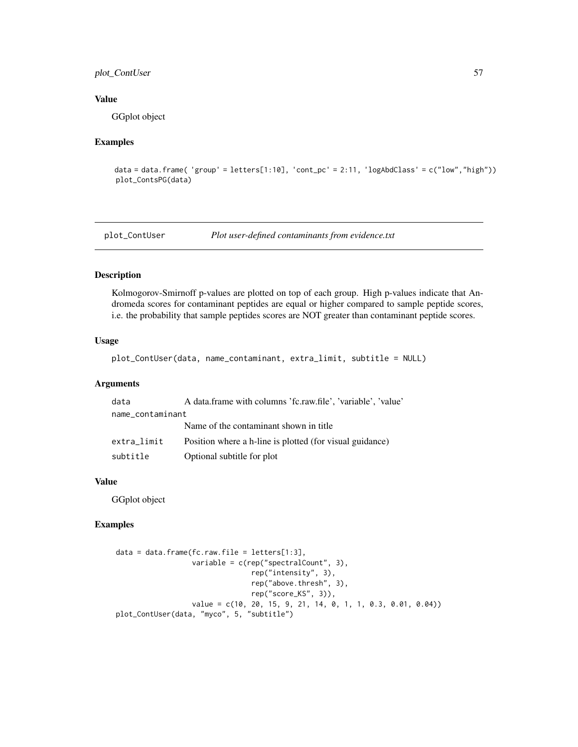### Value

GGplot object

### Examples

```
data = data.frame( 'group' = letters[1:10], 'cont_pc' = 2:11, 'logAbdClass' = c("low","high"))
plot_ContsPG(data)
```

---

## plot_ContUser *Plot user-defined contaminants from evidence.txt*

### Description

Kolmogorov-Smirnoff p-values are plotted on top of each group. High p-values indicate that Andromeda scores for contaminant peptides are equal or higher compared to sample peptide scores, i.e. the probability that sample peptides scores are NOT greater than contaminant peptide scores.

### Usage

```
plot_ContUser(data, name_contaminant, extra_limit, subtitle = NULL)
```

### Arguments

| | |
|---|---|
| data | A data.frame with columns 'fc.raw.file', 'variable', 'value' |
| name_contaminant | Name of the contaminant shown in title |
| extra_limit | Position where a h-line is plotted (for visual guidance) |
| subtitle | Optional subtitle for plot |

### Value

GGplot object

### Examples

```
data = data.frame(fc.raw.file = letters[1:3],
                  variable = c(rep("spectralCount", 3),
                               rep("intensity", 3),
                               rep("above.thresh", 3),
                               rep("score_KS", 3)),
                  value = c(10, 20, 15, 9, 21, 14, 0, 1, 1, 0.3, 0.01, 0.04))
plot_ContUser(data, "myco", 5, "subtitle")
```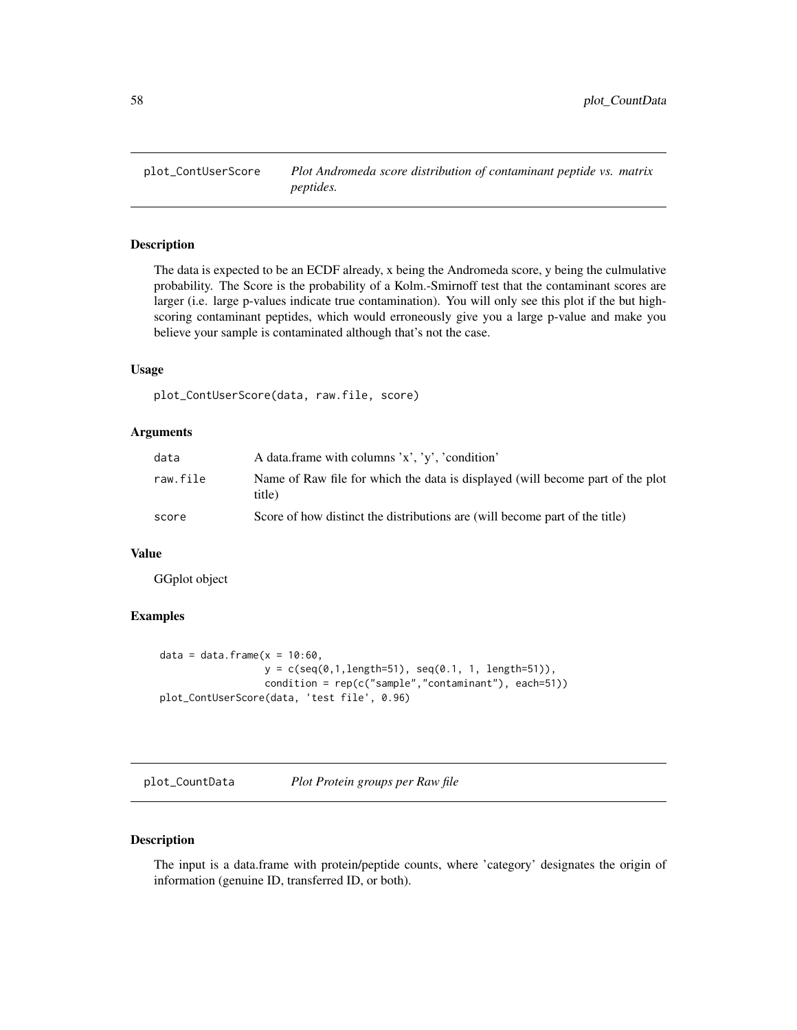## plot_ContUserScore — *Plot Andromeda score distribution of contaminant peptide vs. matrix peptides.*

### Description

The data is expected to be an ECDF already, x being the Andromeda score, y being the culmulative probability. The Score is the probability of a Kolm.-Smirnoff test that the contaminant scores are larger (i.e. large p-values indicate true contamination). You will only see this plot if the but high-scoring contaminant peptides, which would erroneously give you a large p-value and make you believe your sample is contaminated although that's not the case.

### Usage

```
plot_ContUserScore(data, raw.file, score)
```

### Arguments

| | |
|---|---|
| data | A data.frame with columns 'x', 'y', 'condition' |
| raw.file | Name of Raw file for which the data is displayed (will become part of the plot title) |
| score | Score of how distinct the distributions are (will become part of the title) |

### Value

GGplot object

### Examples

```
data = data.frame(x = 10:60,
                  y = c(seq(0,1,length=51), seq(0.1, 1, length=51)),
                  condition = rep(c("sample","contaminant"), each=51))
plot_ContUserScore(data, 'test file', 0.96)
```

## plot_CountData — *Plot Protein groups per Raw file*

### Description

The input is a data.frame with protein/peptide counts, where 'category' designates the origin of information (genuine ID, transferred ID, or both).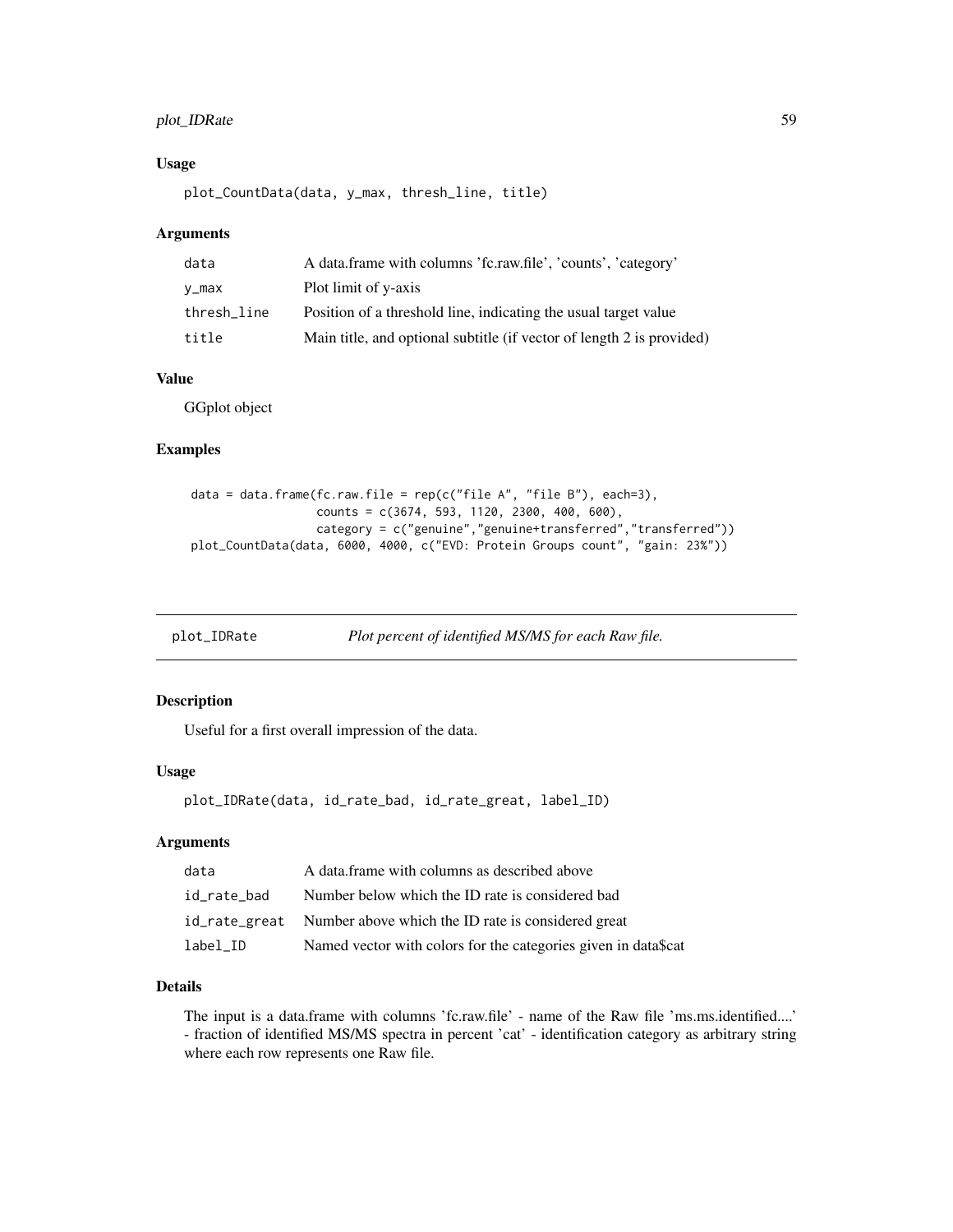### Usage

```
plot_CountData(data, y_max, thresh_line, title)
```

### Arguments

| | |
|---|---|
| data | A data.frame with columns 'fc.raw.file', 'counts', 'category' |
| y_max | Plot limit of y-axis |
| thresh_line | Position of a threshold line, indicating the usual target value |
| title | Main title, and optional subtitle (if vector of length 2 is provided) |

### Value

GGplot object

### Examples

```
data = data.frame(fc.raw.file = rep(c("file A", "file B"), each=3),
                  counts = c(3674, 593, 1120, 2300, 400, 600),
                  category = c("genuine","genuine+transferred","transferred"))
plot_CountData(data, 6000, 4000, c("EVD: Protein Groups count", "gain: 23%"))
```

---

## plot_IDRate — *Plot percent of identified MS/MS for each Raw file.*

---

### Description

Useful for a first overall impression of the data.

### Usage

```
plot_IDRate(data, id_rate_bad, id_rate_great, label_ID)
```

### Arguments

| | |
|---|---|
| data | A data.frame with columns as described above |
| id_rate_bad | Number below which the ID rate is considered bad |
| id_rate_great | Number above which the ID rate is considered great |
| label_ID | Named vector with colors for the categories given in data$cat |

### Details

The input is a data.frame with columns 'fc.raw.file' - name of the Raw file 'ms.ms.identified....' - fraction of identified MS/MS spectra in percent 'cat' - identification category as arbitrary string where each row represents one Raw file.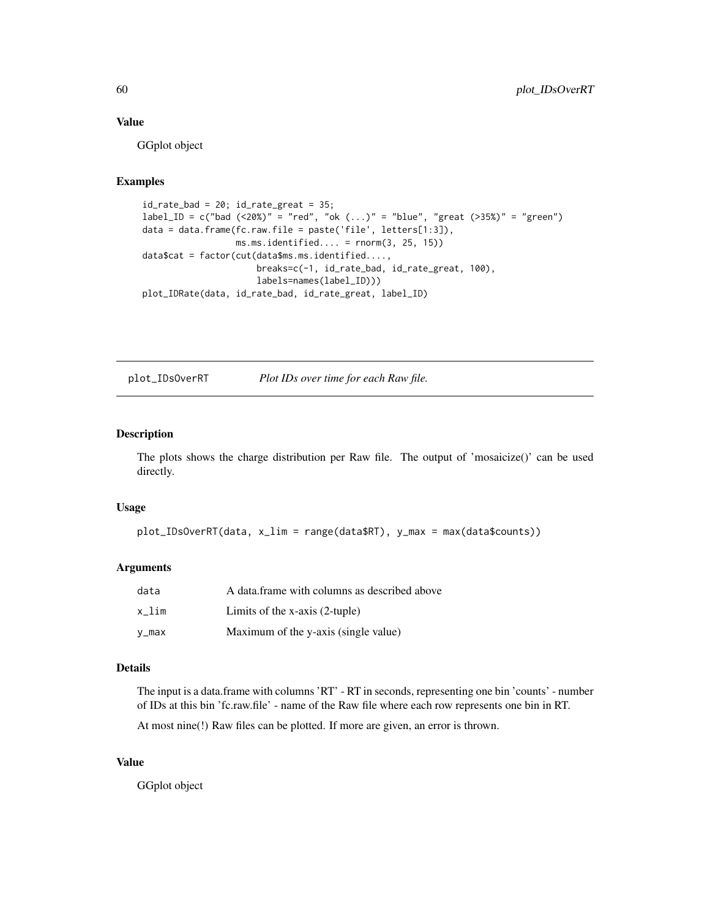### Value

GGplot object

### Examples

```
id_rate_bad = 20; id_rate_great = 35;
label_ID = c("bad (<20%)" = "red", "ok (...)" = "blue", "great (>35%)" = "green")
data = data.frame(fc.raw.file = paste('file', letters[1:3]),
                  ms.ms.identified.... = rnorm(3, 25, 15))
data$cat = factor(cut(data$ms.ms.identified....,
                      breaks=c(-1, id_rate_bad, id_rate_great, 100),
                      labels=names(label_ID)))
plot_IDRate(data, id_rate_bad, id_rate_great, label_ID)
```

---

## plot_IDsOverRT — *Plot IDs over time for each Raw file.*

### Description

The plots shows the charge distribution per Raw file. The output of 'mosaicize()' can be used directly.

### Usage

```
plot_IDsOverRT(data, x_lim = range(data$RT), y_max = max(data$counts))
```

### Arguments

| | |
|---|---|
| data | A data.frame with columns as described above |
| x_lim | Limits of the x-axis (2-tuple) |
| y_max | Maximum of the y-axis (single value) |

### Details

The input is a data.frame with columns 'RT' - RT in seconds, representing one bin 'counts' - number of IDs at this bin 'fc.raw.file' - name of the Raw file where each row represents one bin in RT.

At most nine(!) Raw files can be plotted. If more are given, an error is thrown.

### Value

GGplot object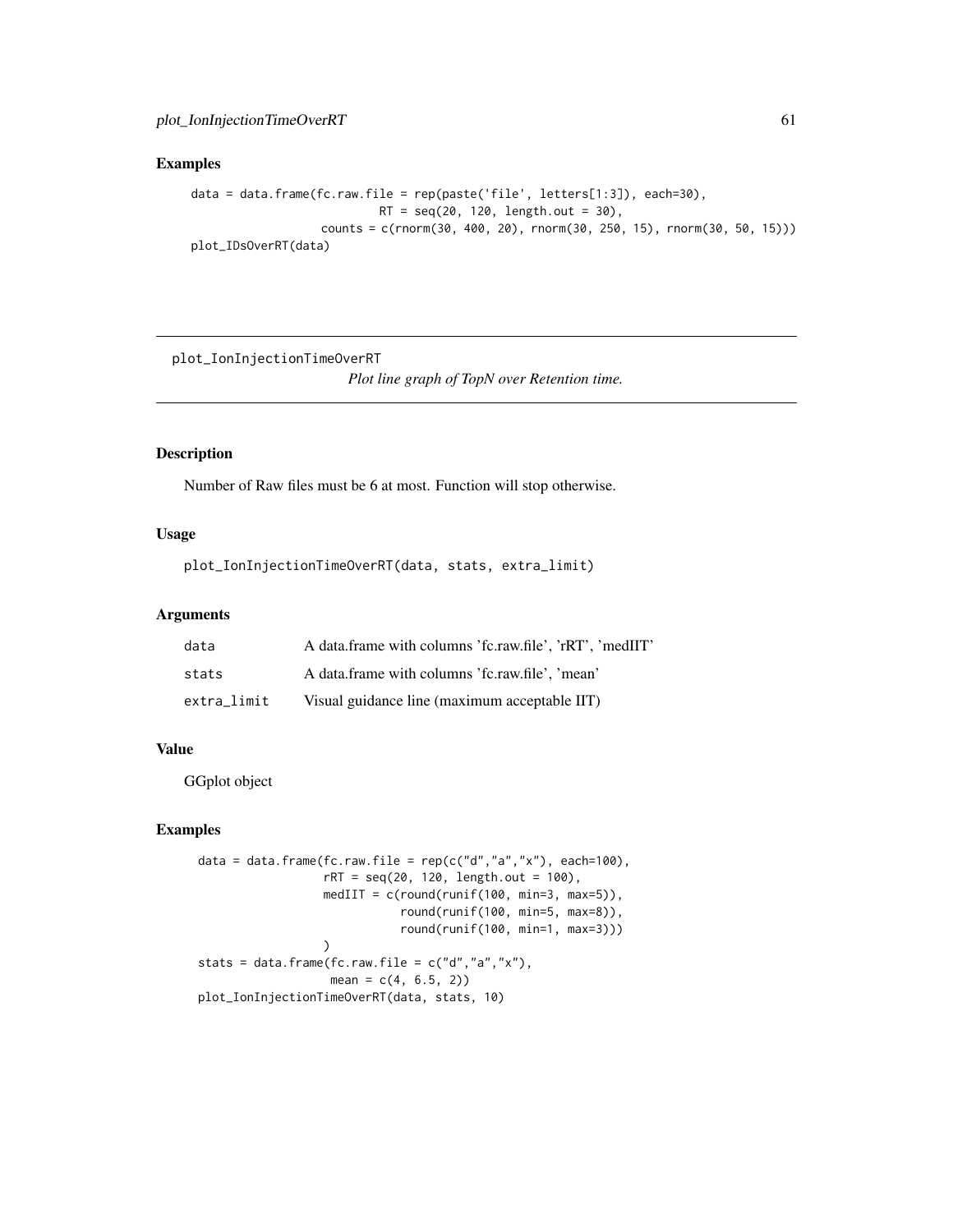## Examples

```
data = data.frame(fc.raw.file = rep(paste('file', letters[1:3]), each=30),
                         RT = seq(20, 120, length.out = 30),
                  counts = c(rnorm(30, 400, 20), rnorm(30, 250, 15), rnorm(30, 50, 15)))
plot_IDsOverRT(data)
```

---

plot_IonInjectionTimeOverRT *Plot line graph of TopN over Retention time.*

---

## Description

Number of Raw files must be 6 at most. Function will stop otherwise.

## Usage

```
plot_IonInjectionTimeOverRT(data, stats, extra_limit)
```

## Arguments

| | |
|---|---|
| data | A data.frame with columns 'fc.raw.file', 'rRT', 'medIIT' |
| stats | A data.frame with columns 'fc.raw.file', 'mean' |
| extra_limit | Visual guidance line (maximum acceptable IIT) |

## Value

GGplot object

## Examples

```
data = data.frame(fc.raw.file = rep(c("d","a","x"), each=100),
                  rRT = seq(20, 120, length.out = 100),
                  medIIT = c(round(runif(100, min=3, max=5)),
                             round(runif(100, min=5, max=8)),
                             round(runif(100, min=1, max=3)))
                  )
stats = data.frame(fc.raw.file = c("d","a","x"),
                   mean = c(4, 6.5, 2))
plot_IonInjectionTimeOverRT(data, stats, 10)
```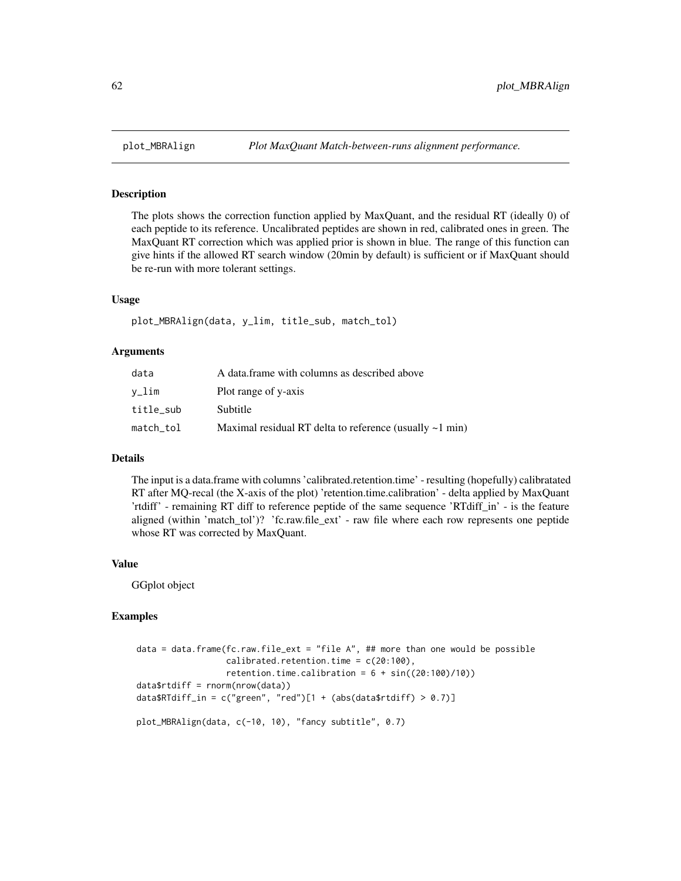# plot_MBRAlign

*Plot MaxQuant Match-between-runs alignment performance.*

## Description

The plots shows the correction function applied by MaxQuant, and the residual RT (ideally 0) of each peptide to its reference. Uncalibrated peptides are shown in red, calibrated ones in green. The MaxQuant RT correction which was applied prior is shown in blue. The range of this function can give hints if the allowed RT search window (20min by default) is sufficient or if MaxQuant should be re-run with more tolerant settings.

## Usage

```
plot_MBRAlign(data, y_lim, title_sub, match_tol)
```

## Arguments

| | |
|---|---|
| `data` | A data.frame with columns as described above |
| `y_lim` | Plot range of y-axis |
| `title_sub` | Subtitle |
| `match_tol` | Maximal residual RT delta to reference (usually ~1 min) |

## Details

The input is a data.frame with columns 'calibrated.retention.time' - resulting (hopefully) calibratated RT after MQ-recal (the X-axis of the plot) 'retention.time.calibration' - delta applied by MaxQuant 'rtdiff' - remaining RT diff to reference peptide of the same sequence 'RTdiff_in' - is the feature aligned (within 'match_tol')? 'fc.raw.file_ext' - raw file where each row represents one peptide whose RT was corrected by MaxQuant.

## Value

GGplot object

## Examples

```
data = data.frame(fc.raw.file_ext = "file A", ## more than one would be possible
                  calibrated.retention.time = c(20:100),
                  retention.time.calibration = 6 + sin((20:100)/10))
data$rtdiff = rnorm(nrow(data))
data$RTdiff_in = c("green", "red")[1 + (abs(data$rtdiff) > 0.7)]

plot_MBRAlign(data, c(-10, 10), "fancy subtitle", 0.7)
```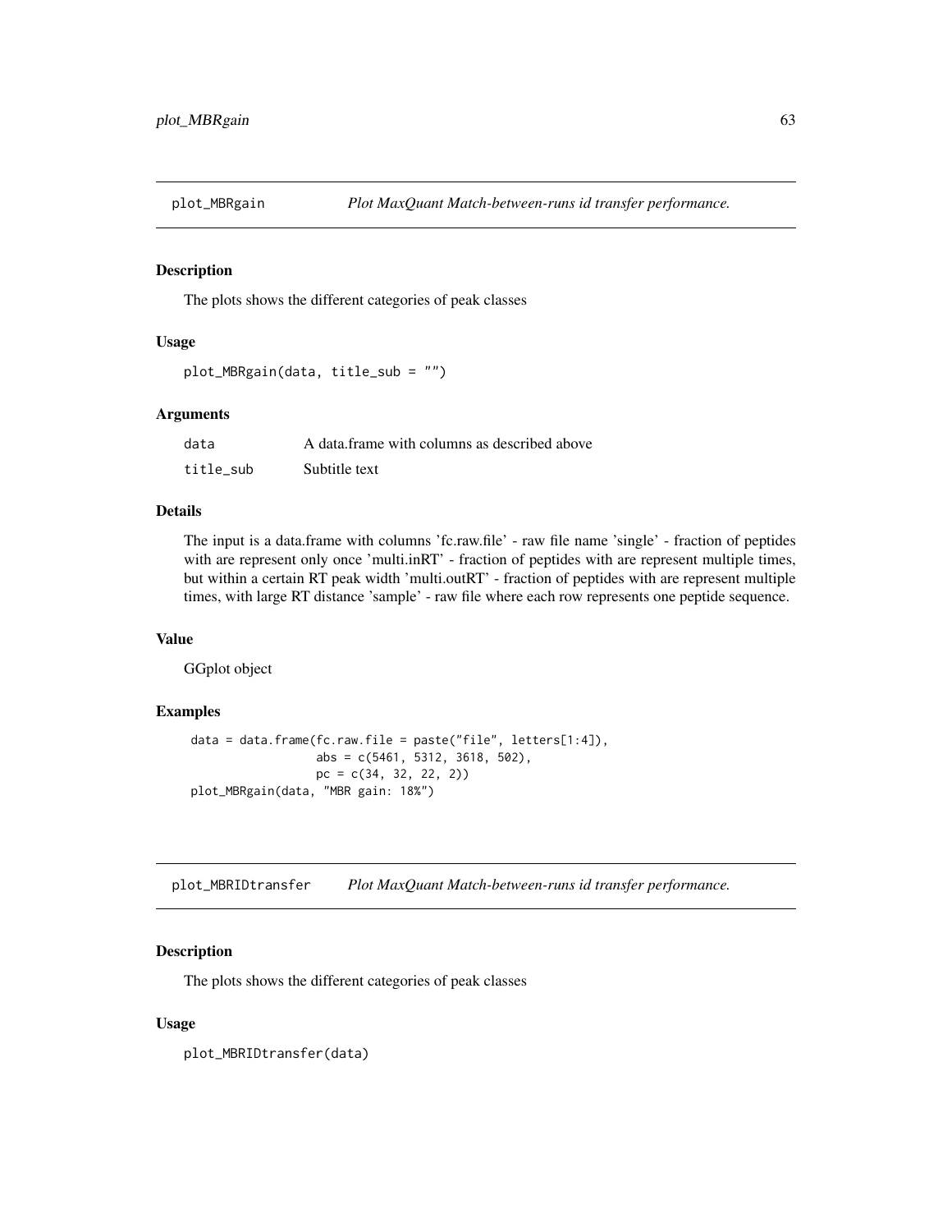## plot_MBRgain *Plot MaxQuant Match-between-runs id transfer performance.*

### Description

The plots shows the different categories of peak classes

### Usage

```
plot_MBRgain(data, title_sub = "")
```

### Arguments

| | |
|---|---|
| data | A data.frame with columns as described above |
| title_sub | Subtitle text |

### Details

The input is a data.frame with columns 'fc.raw.file' - raw file name 'single' - fraction of peptides with are represent only once 'multi.inRT' - fraction of peptides with are represent multiple times, but within a certain RT peak width 'multi.outRT' - fraction of peptides with are represent multiple times, with large RT distance 'sample' - raw file where each row represents one peptide sequence.

### Value

GGplot object

### Examples

```
data = data.frame(fc.raw.file = paste("file", letters[1:4]),
                  abs = c(5461, 5312, 3618, 502),
                  pc = c(34, 32, 22, 2))
plot_MBRgain(data, "MBR gain: 18%")
```

## plot_MBRIDtransfer *Plot MaxQuant Match-between-runs id transfer performance.*

### Description

The plots shows the different categories of peak classes

### Usage

```
plot_MBRIDtransfer(data)
```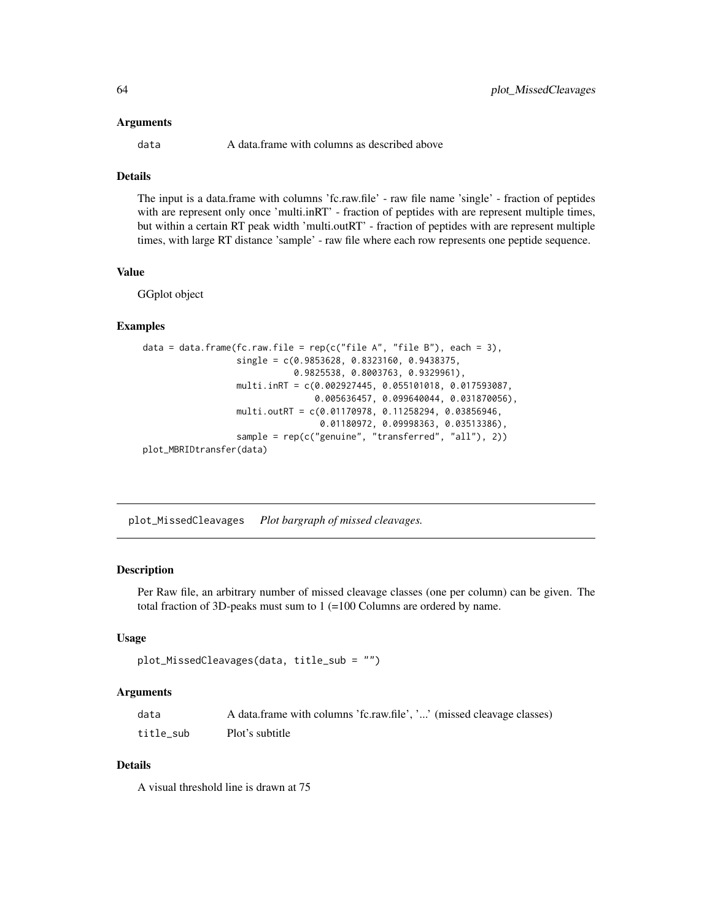### Arguments

data A data.frame with columns as described above

### Details

The input is a data.frame with columns 'fc.raw.file' - raw file name 'single' - fraction of peptides with are represent only once 'multi.inRT' - fraction of peptides with are represent multiple times, but within a certain RT peak width 'multi.outRT' - fraction of peptides with are represent multiple times, with large RT distance 'sample' - raw file where each row represents one peptide sequence.

### Value

GGplot object

### Examples

```
data = data.frame(fc.raw.file = rep(c("file A", "file B"), each = 3),
                  single = c(0.9853628, 0.8323160, 0.9438375,
                             0.9825538, 0.8003763, 0.9329961),
                  multi.inRT = c(0.002927445, 0.055101018, 0.017593087,
                                 0.005636457, 0.099640044, 0.031870056),
                  multi.outRT = c(0.01170978, 0.11258294, 0.03856946,
                                  0.01180972, 0.09998363, 0.03513386),
                  sample = rep(c("genuine", "transferred", "all"), 2))
plot_MBRIDtransfer(data)
```

---

## plot_MissedCleavages *Plot bargraph of missed cleavages.*

### Description

Per Raw file, an arbitrary number of missed cleavage classes (one per column) can be given. The total fraction of 3D-peaks must sum to 1 (=100 Columns are ordered by name.

### Usage

```
plot_MissedCleavages(data, title_sub = "")
```

### Arguments

data A data.frame with columns 'fc.raw.file', '...' (missed cleavage classes)

title_sub Plot's subtitle

### Details

A visual threshold line is drawn at 75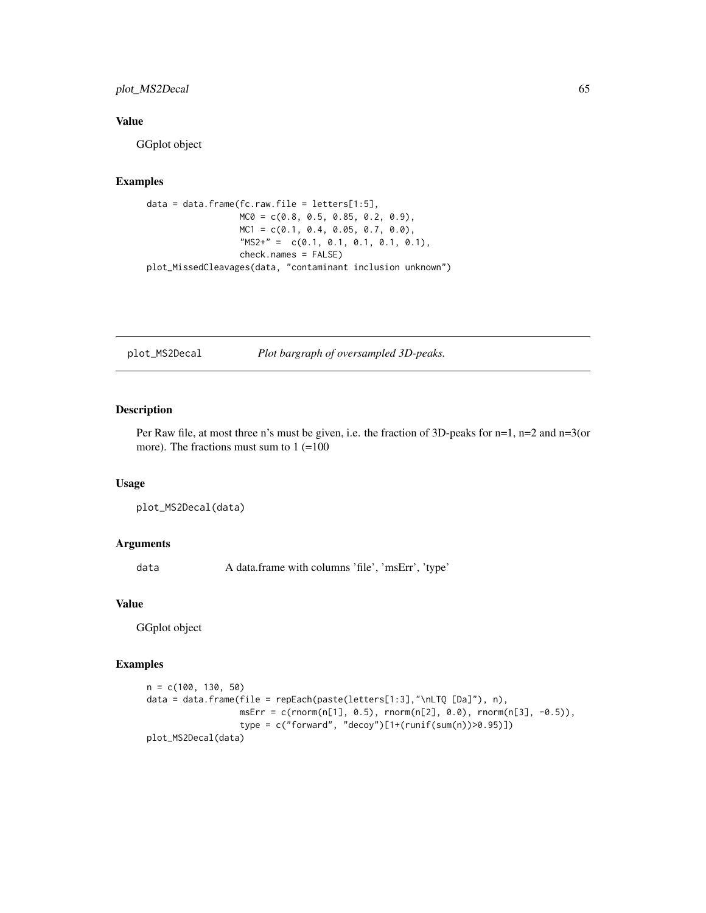## Value

GGplot object

## Examples

```
data = data.frame(fc.raw.file = letters[1:5],
                  MC0 = c(0.8, 0.5, 0.85, 0.2, 0.9),
                  MC1 = c(0.1, 0.4, 0.05, 0.7, 0.0),
                  "MS2+" =  c(0.1, 0.1, 0.1, 0.1, 0.1),
                  check.names = FALSE)
plot_MissedCleavages(data, "contaminant inclusion unknown")
```

---

# plot_MS2Decal &emsp; *Plot bargraph of oversampled 3D-peaks.*

---

## Description

Per Raw file, at most three n's must be given, i.e. the fraction of 3D-peaks for n=1, n=2 and n=3(or more). The fractions must sum to 1 (=100

## Usage

```
plot_MS2Decal(data)
```

## Arguments

| | |
|---|---|
| `data` | A data.frame with columns 'file', 'msErr', 'type' |

## Value

GGplot object

## Examples

```
n = c(100, 130, 50)
data = data.frame(file = repEach(paste(letters[1:3],"\nLTQ [Da]"), n),
                  msErr = c(rnorm(n[1], 0.5), rnorm(n[2], 0.0), rnorm(n[3], -0.5)),
                  type = c("forward", "decoy")[1+(runif(sum(n))>0.95)])
plot_MS2Decal(data)
```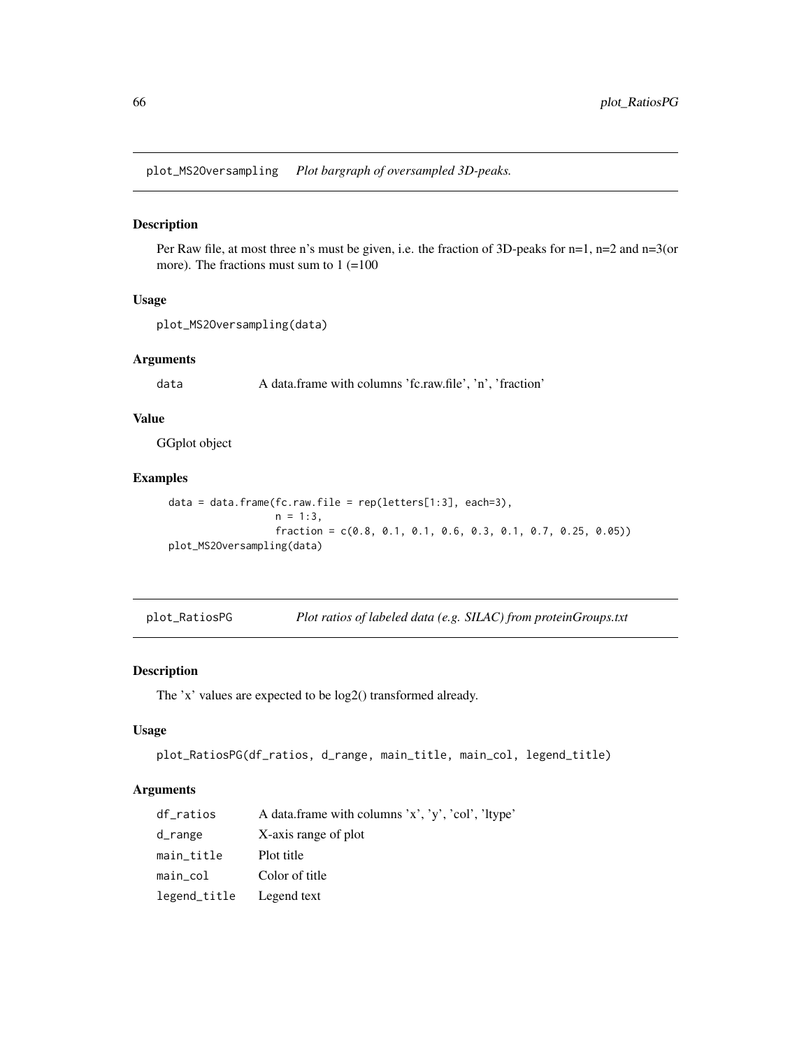## plot_MS2Oversampling    *Plot bargraph of oversampled 3D-peaks.*

### Description

Per Raw file, at most three n's must be given, i.e. the fraction of 3D-peaks for n=1, n=2 and n=3(or more). The fractions must sum to 1 (=100

### Usage

```
plot_MS2Oversampling(data)
```

### Arguments

| | |
|---|---|
| `data` | A data.frame with columns 'fc.raw.file', 'n', 'fraction' |

### Value

GGplot object

### Examples

```
data = data.frame(fc.raw.file = rep(letters[1:3], each=3),
                  n = 1:3,
                  fraction = c(0.8, 0.1, 0.1, 0.6, 0.3, 0.1, 0.7, 0.25, 0.05))
plot_MS2Oversampling(data)
```

## plot_RatiosPG    *Plot ratios of labeled data (e.g. SILAC) from proteinGroups.txt*

### Description

The 'x' values are expected to be log2() transformed already.

### Usage

```
plot_RatiosPG(df_ratios, d_range, main_title, main_col, legend_title)
```

### Arguments

| | |
|---|---|
| `df_ratios` | A data.frame with columns 'x', 'y', 'col', 'ltype' |
| `d_range` | X-axis range of plot |
| `main_title` | Plot title |
| `main_col` | Color of title |
| `legend_title` | Legend text |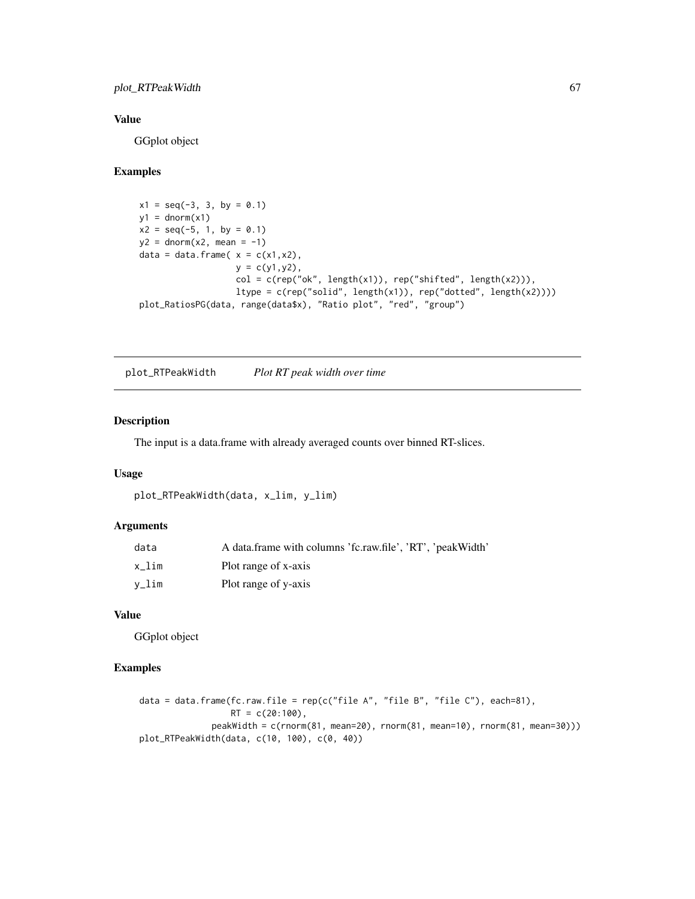### Value

GGplot object

### Examples

```
x1 = seq(-3, 3, by = 0.1)
y1 = dnorm(x1)
x2 = seq(-5, 1, by = 0.1)
y2 = dnorm(x2, mean = -1)
data = data.frame( x = c(x1,x2),
                   y = c(y1,y2),
                   col = c(rep("ok", length(x1)), rep("shifted", length(x2))),
                   ltype = c(rep("solid", length(x1)), rep("dotted", length(x2))))
plot_RatiosPG(data, range(data$x), "Ratio plot", "red", "group")
```

---

## plot_RTPeakWidth *Plot RT peak width over time*

### Description

The input is a data.frame with already averaged counts over binned RT-slices.

### Usage

```
plot_RTPeakWidth(data, x_lim, y_lim)
```

### Arguments

| | |
|---|---|
| data | A data.frame with columns 'fc.raw.file', 'RT', 'peakWidth' |
| x_lim | Plot range of x-axis |
| y_lim | Plot range of y-axis |

### Value

GGplot object

### Examples

```
data = data.frame(fc.raw.file = rep(c("file A", "file B", "file C"), each=81),
                  RT = c(20:100),
              peakWidth = c(rnorm(81, mean=20), rnorm(81, mean=10), rnorm(81, mean=30)))
plot_RTPeakWidth(data, c(10, 100), c(0, 40))
```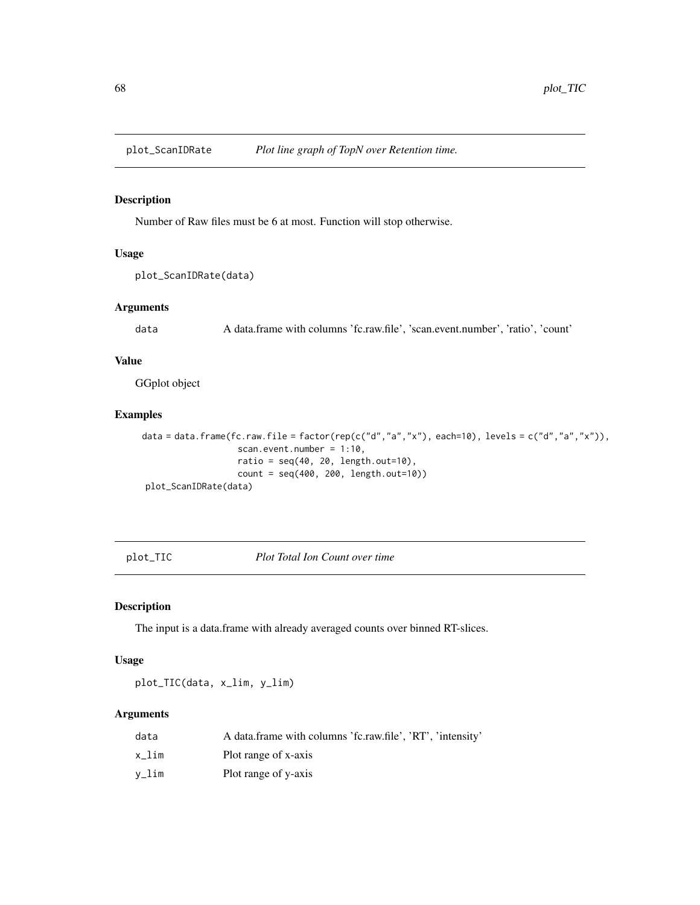## plot_ScanIDRate    *Plot line graph of TopN over Retention time.*

### Description

Number of Raw files must be 6 at most. Function will stop otherwise.

### Usage

```
plot_ScanIDRate(data)
```

### Arguments

| | |
|---|---|
| data | A data.frame with columns 'fc.raw.file', 'scan.event.number', 'ratio', 'count' |

### Value

GGplot object

### Examples

```
data = data.frame(fc.raw.file = factor(rep(c("d","a","x"), each=10), levels = c("d","a","x")),
                  scan.event.number = 1:10,
                  ratio = seq(40, 20, length.out=10),
                  count = seq(400, 200, length.out=10))
plot_ScanIDRate(data)
```

## plot_TIC    *Plot Total Ion Count over time*

### Description

The input is a data.frame with already averaged counts over binned RT-slices.

### Usage

```
plot_TIC(data, x_lim, y_lim)
```

### Arguments

| | |
|---|---|
| data | A data.frame with columns 'fc.raw.file', 'RT', 'intensity' |
| x_lim | Plot range of x-axis |
| y_lim | Plot range of y-axis |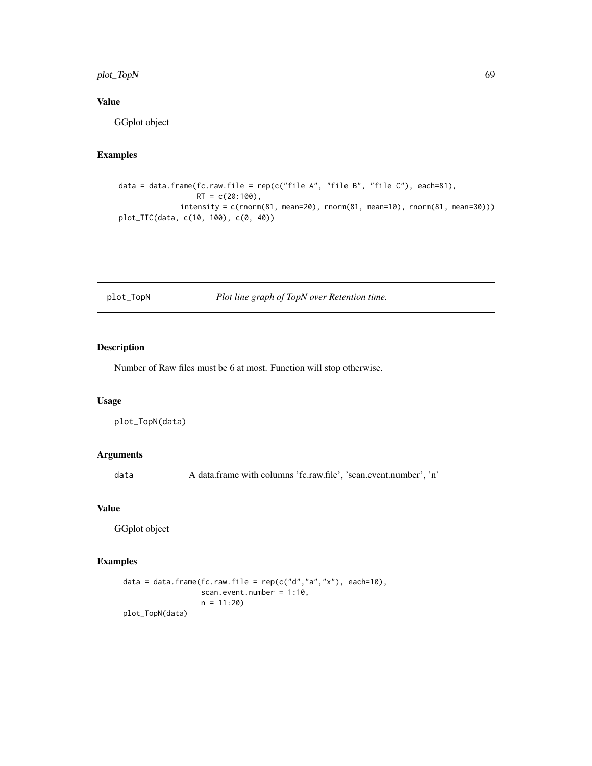## Value

GGplot object

## Examples

```
data = data.frame(fc.raw.file = rep(c("file A", "file B", "file C"), each=81),
                  RT = c(20:100),
              intensity = c(rnorm(81, mean=20), rnorm(81, mean=10), rnorm(81, mean=30)))
plot_TIC(data, c(10, 100), c(0, 40))
```

---

# plot_TopN    *Plot line graph of TopN over Retention time.*

---

## Description

Number of Raw files must be 6 at most. Function will stop otherwise.

## Usage

```
plot_TopN(data)
```

## Arguments

| | |
|---|---|
| data | A data.frame with columns 'fc.raw.file', 'scan.event.number', 'n' |

## Value

GGplot object

## Examples

```
data = data.frame(fc.raw.file = rep(c("d","a","x"), each=10),
                  scan.event.number = 1:10,
                  n = 11:20)
plot_TopN(data)
```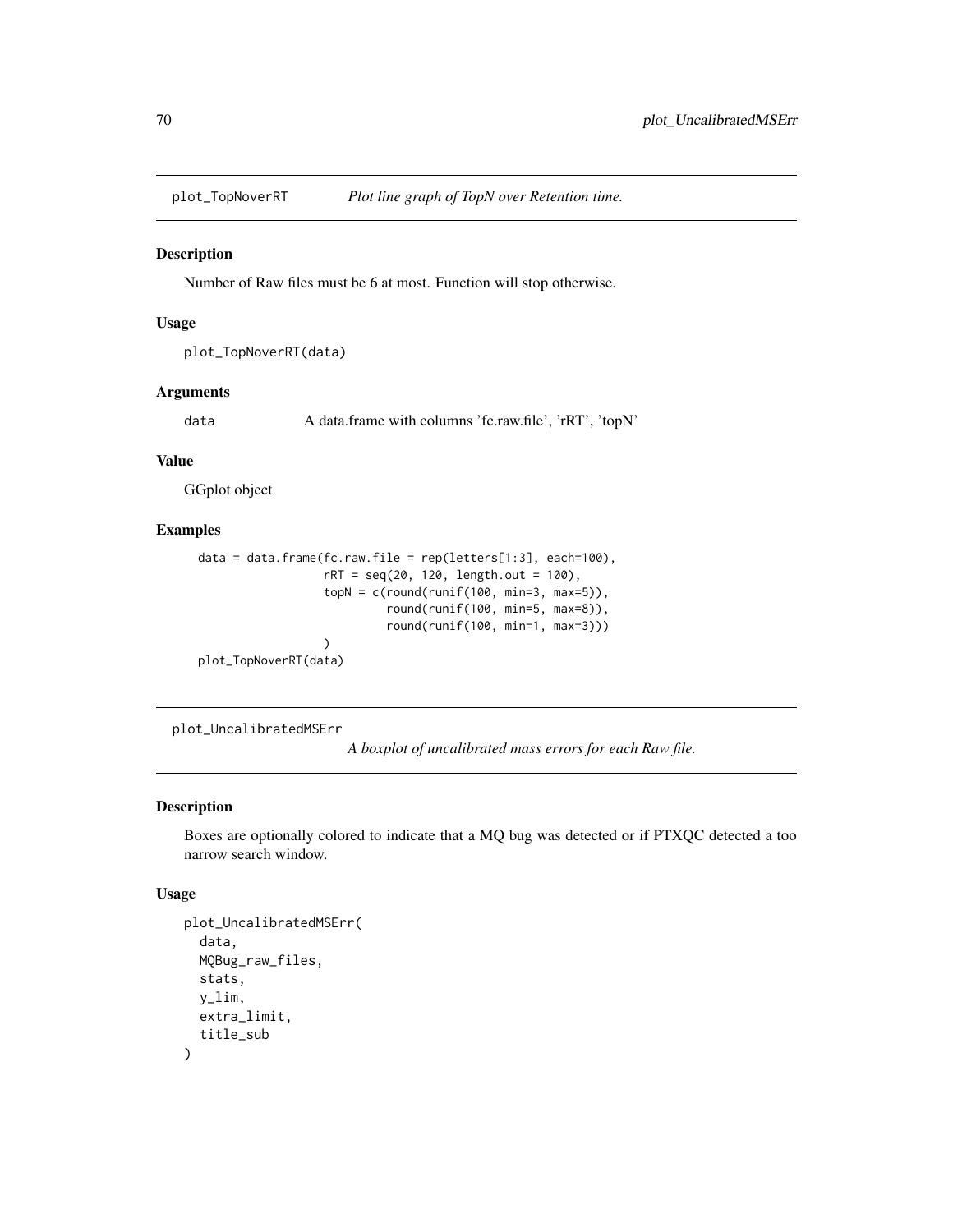## plot_TopNoverRT — *Plot line graph of TopN over Retention time.*

### Description

Number of Raw files must be 6 at most. Function will stop otherwise.

### Usage

```
plot_TopNoverRT(data)
```

### Arguments

| | |
|---|---|
| data | A data.frame with columns 'fc.raw.file', 'rRT', 'topN' |

### Value

GGplot object

### Examples

```
data = data.frame(fc.raw.file = rep(letters[1:3], each=100),
                  rRT = seq(20, 120, length.out = 100),
                  topN = c(round(runif(100, min=3, max=5)),
                           round(runif(100, min=5, max=8)),
                           round(runif(100, min=1, max=3)))
                  )
plot_TopNoverRT(data)
```

## plot_UncalibratedMSErr — *A boxplot of uncalibrated mass errors for each Raw file.*

### Description

Boxes are optionally colored to indicate that a MQ bug was detected or if PTXQC detected a too narrow search window.

### Usage

```
plot_UncalibratedMSErr(
  data,
  MQBug_raw_files,
  stats,
  y_lim,
  extra_limit,
  title_sub
)
```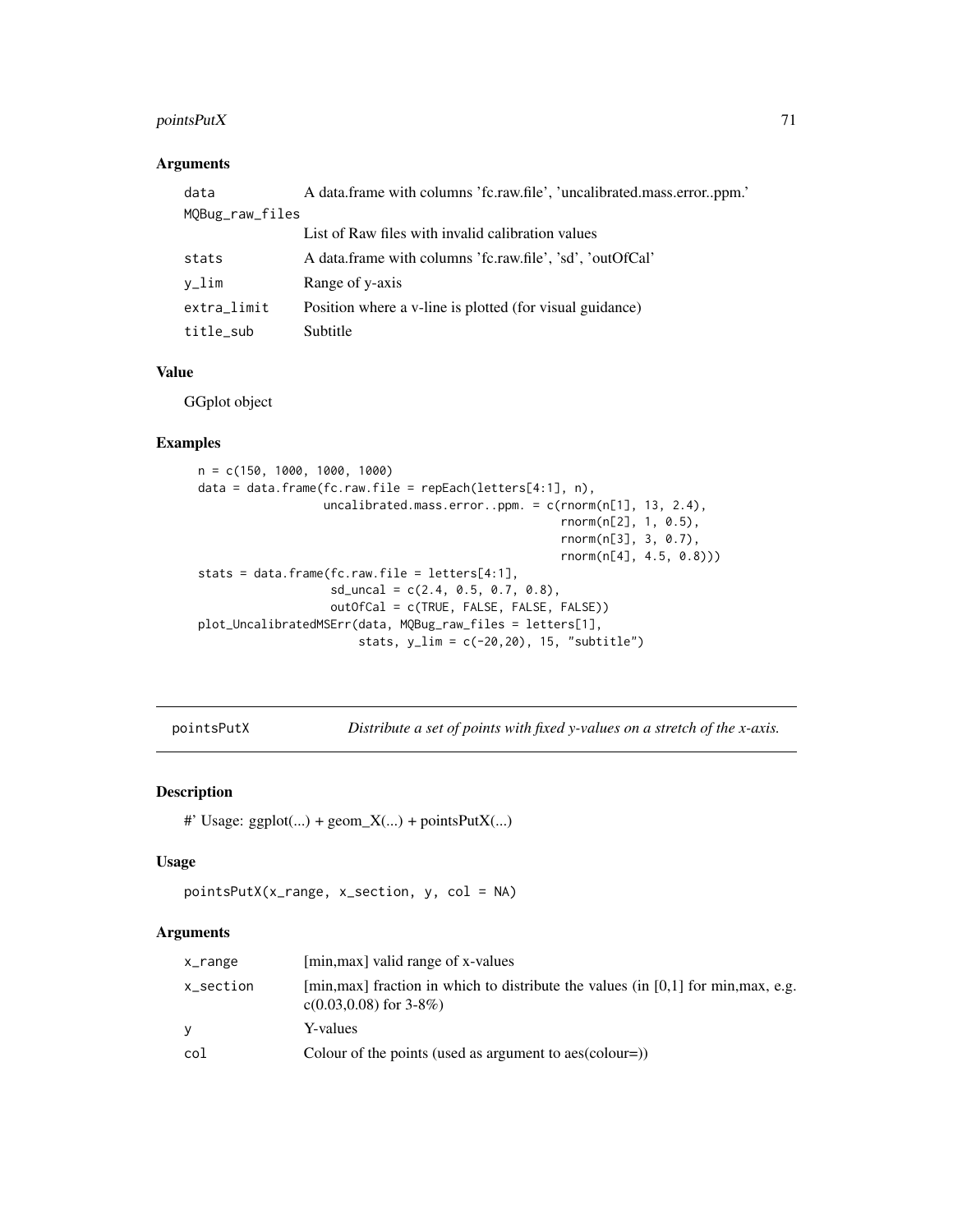### Arguments

| | |
|---|---|
| data | A data.frame with columns 'fc.raw.file', 'uncalibrated.mass.error..ppm.' |
| MQBug_raw_files | List of Raw files with invalid calibration values |
| stats | A data.frame with columns 'fc.raw.file', 'sd', 'outOfCal' |
| y_lim | Range of y-axis |
| extra_limit | Position where a v-line is plotted (for visual guidance) |
| title_sub | Subtitle |

### Value

GGplot object

### Examples

```
n = c(150, 1000, 1000, 1000)
data = data.frame(fc.raw.file = repEach(letters[4:1], n),
                  uncalibrated.mass.error..ppm. = c(rnorm(n[1], 13, 2.4),
                                                    rnorm(n[2], 1, 0.5),
                                                    rnorm(n[3], 3, 0.7),
                                                    rnorm(n[4], 4.5, 0.8)))
stats = data.frame(fc.raw.file = letters[4:1],
                   sd_uncal = c(2.4, 0.5, 0.7, 0.8),
                   outOfCal = c(TRUE, FALSE, FALSE, FALSE))
plot_UncalibratedMSErr(data, MQBug_raw_files = letters[1],
                       stats, y_lim = c(-20,20), 15, "subtitle")
```

---

## pointsPutX *Distribute a set of points with fixed y-values on a stretch of the x-axis.*

---

### Description

#' Usage: ggplot(...) + geom_X(...) + pointsPutX(...)

### Usage

```
pointsPutX(x_range, x_section, y, col = NA)
```

### Arguments

| | |
|---|---|
| x_range | [min,max] valid range of x-values |
| x_section | [min,max] fraction in which to distribute the values (in [0,1] for min,max, e.g. c(0.03,0.08) for 3-8%) |
| y | Y-values |
| col | Colour of the points (used as argument to aes(colour=)) |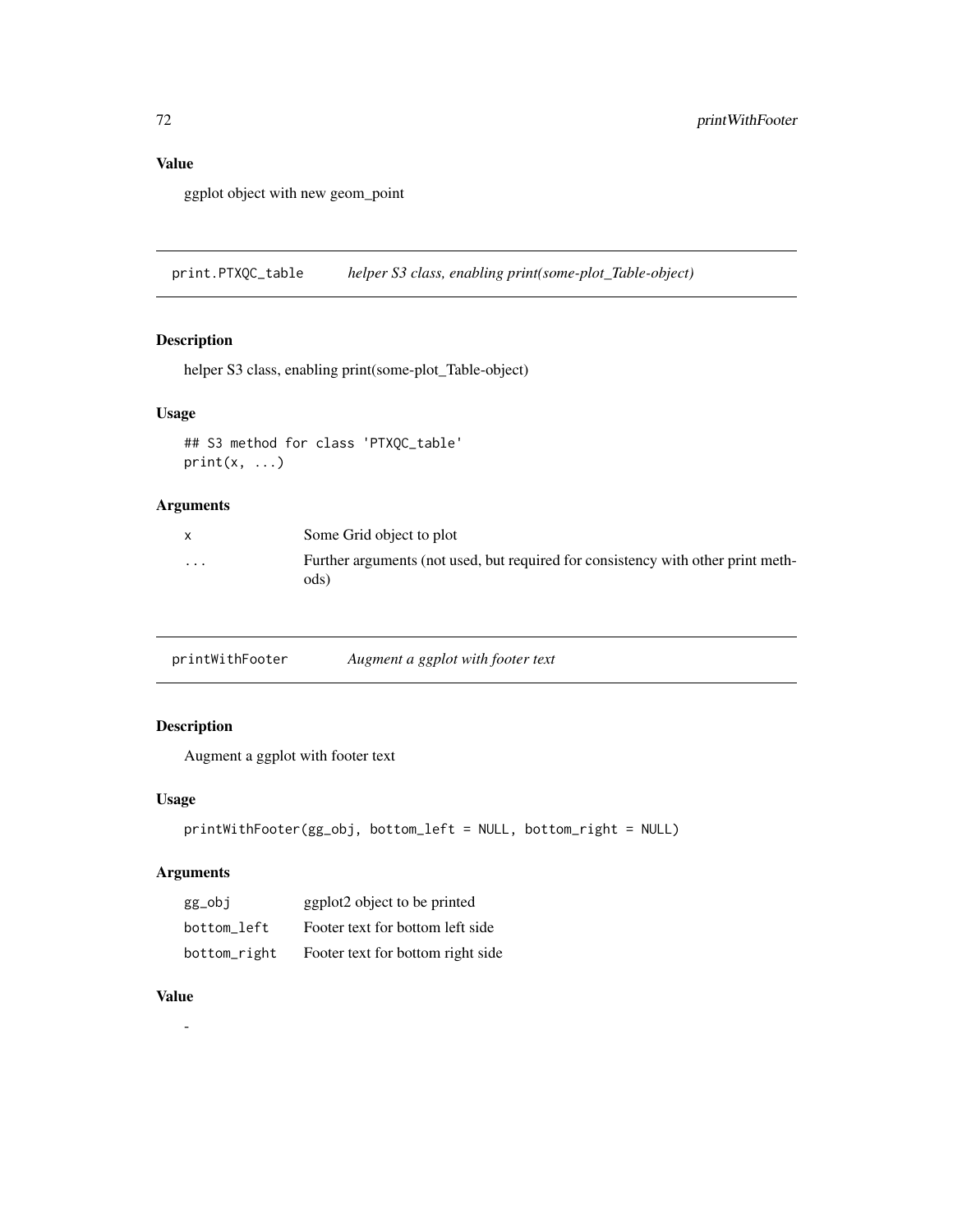### Value

ggplot object with new geom_point

## print.PTXQC_table — *helper S3 class, enabling print(some-plot_Table-object)*

### Description

helper S3 class, enabling print(some-plot_Table-object)

### Usage

```
## S3 method for class 'PTXQC_table'
print(x, ...)
```

### Arguments

| | |
|---|---|
| x | Some Grid object to plot |
| ... | Further arguments (not used, but required for consistency with other print methods) |

## printWithFooter — *Augment a ggplot with footer text*

### Description

Augment a ggplot with footer text

### Usage

```
printWithFooter(gg_obj, bottom_left = NULL, bottom_right = NULL)
```

### Arguments

| | |
|---|---|
| gg_obj | ggplot2 object to be printed |
| bottom_left | Footer text for bottom left side |
| bottom_right | Footer text for bottom right side |

### Value

-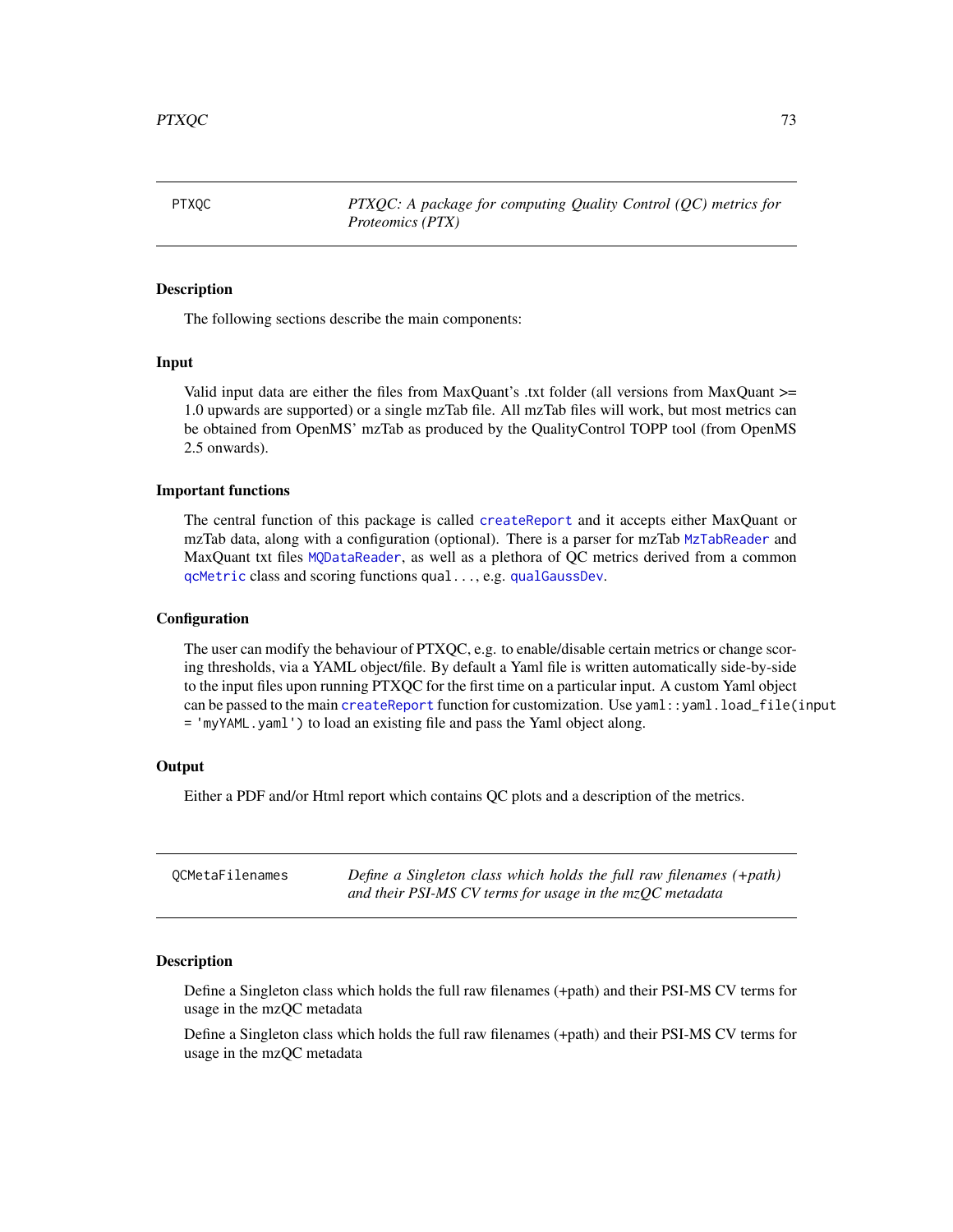## PTXQC — *PTXQC: A package for computing Quality Control (QC) metrics for Proteomics (PTX)*

### Description

The following sections describe the main components:

### Input

Valid input data are either the files from MaxQuant's .txt folder (all versions from MaxQuant >= 1.0 upwards are supported) or a single mzTab file. All mzTab files will work, but most metrics can be obtained from OpenMS' mzTab as produced by the QualityControl TOPP tool (from OpenMS 2.5 onwards).

### Important functions

The central function of this package is called `createReport` and it accepts either MaxQuant or mzTab data, along with a configuration (optional). There is a parser for mzTab `MzTabReader` and MaxQuant txt files `MQDataReader`, as well as a plethora of QC metrics derived from a common `qcMetric` class and scoring functions `qual...`, e.g. `qualGaussDev`.

### Configuration

The user can modify the behaviour of PTXQC, e.g. to enable/disable certain metrics or change scoring thresholds, via a YAML object/file. By default a Yaml file is written automatically side-by-side to the input files upon running PTXQC for the first time on a particular input. A custom Yaml object can be passed to the main `createReport` function for customization. Use `yaml::yaml.load_file(input = 'myYAML.yaml')` to load an existing file and pass the Yaml object along.

### Output

Either a PDF and/or Html report which contains QC plots and a description of the metrics.

## QCMetaFilenames — *Define a Singleton class which holds the full raw filenames (+path) and their PSI-MS CV terms for usage in the mzQC metadata*

### Description

Define a Singleton class which holds the full raw filenames (+path) and their PSI-MS CV terms for usage in the mzQC metadata

Define a Singleton class which holds the full raw filenames (+path) and their PSI-MS CV terms for usage in the mzQC metadata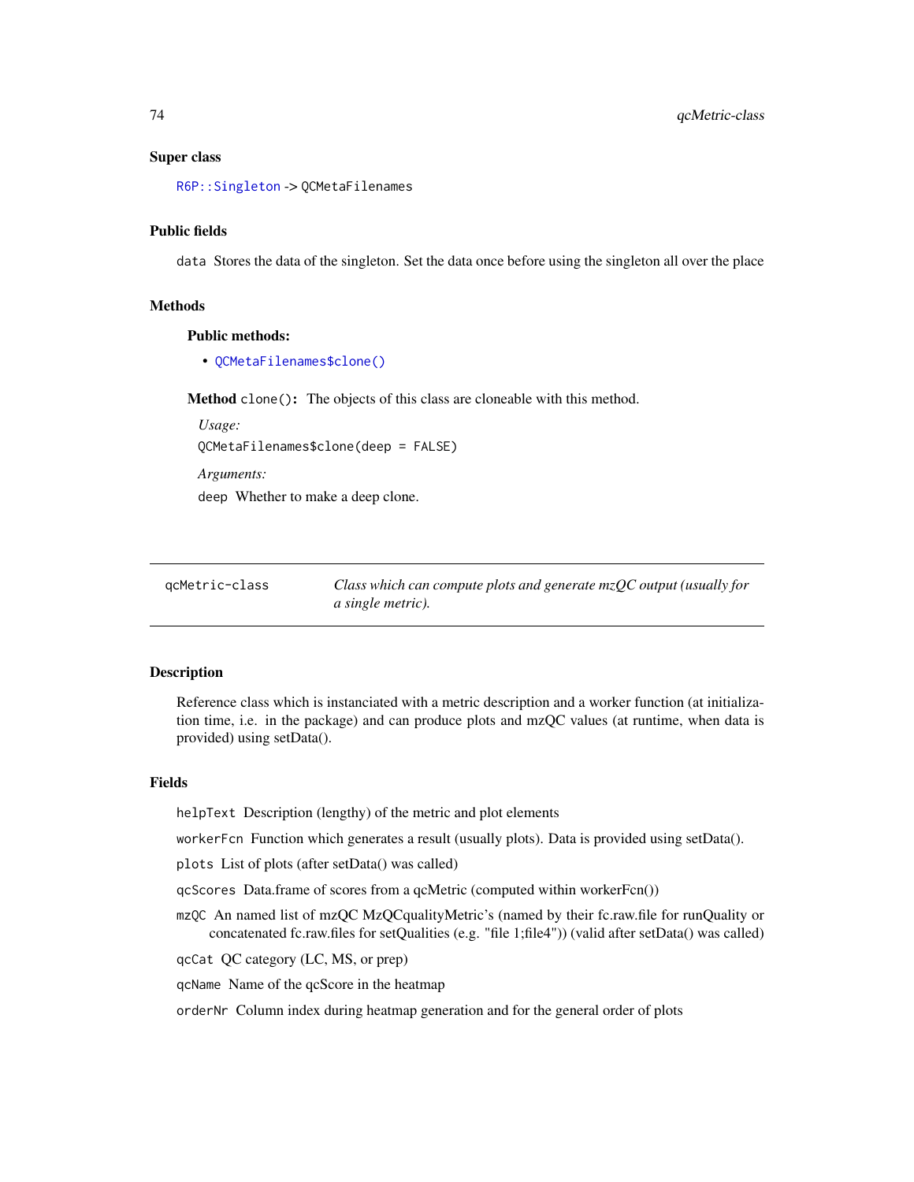### Super class

`R6P::Singleton` -> `QCMetaFilenames`

### Public fields

`data` Stores the data of the singleton. Set the data once before using the singleton all over the place

### Methods

#### Public methods:

- `QCMetaFilenames$clone()`

**Method** `clone()`**:** The objects of this class are cloneable with this method.

*Usage:*

```
QCMetaFilenames$clone(deep = FALSE)
```

*Arguments:*

`deep` Whether to make a deep clone.

---

## qcMetric-class — *Class which can compute plots and generate mzQC output (usually for a single metric).*

---

### Description

Reference class which is instanciated with a metric description and a worker function (at initialization time, i.e. in the package) and can produce plots and mzQC values (at runtime, when data is provided) using setData().

### Fields

`helpText` Description (lengthy) of the metric and plot elements

`workerFcn` Function which generates a result (usually plots). Data is provided using setData().

`plots` List of plots (after setData() was called)

`qcScores` Data.frame of scores from a qcMetric (computed within workerFcn())

`mzQC` An named list of mzQC MzQCqualityMetric's (named by their fc.raw.file for runQuality or concatenated fc.raw.files for setQualities (e.g. "file 1;file4")) (valid after setData() was called)

`qcCat` QC category (LC, MS, or prep)

`qcName` Name of the qcScore in the heatmap

`orderNr` Column index during heatmap generation and for the general order of plots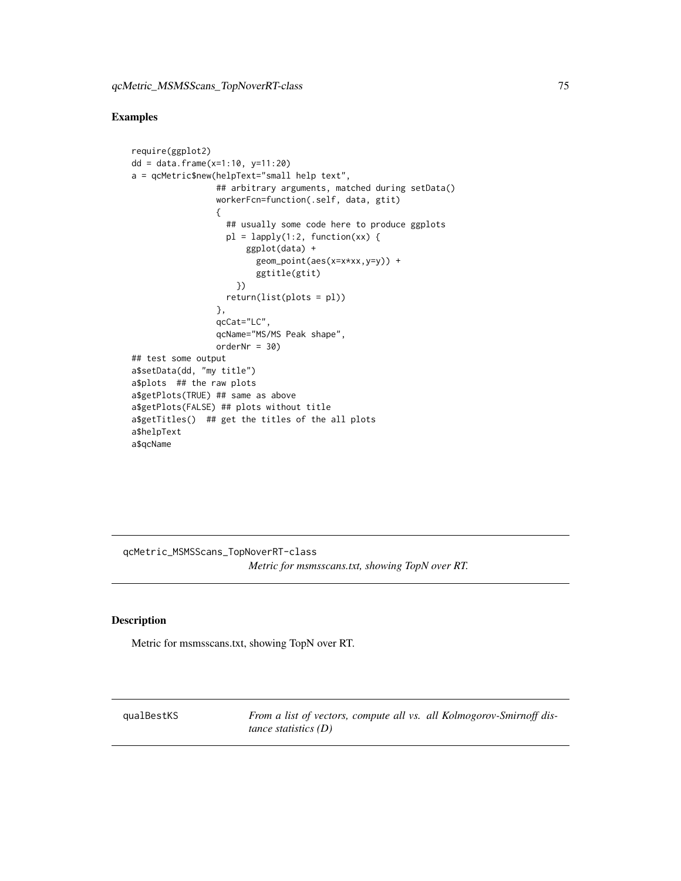## Examples

```
require(ggplot2)
dd = data.frame(x=1:10, y=11:20)
a = qcMetric$new(helpText="small help text",
                 ## arbitrary arguments, matched during setData()
                 workerFcn=function(.self, data, gtit)
                 {
                   ## usually some code here to produce ggplots
                   pl = lapply(1:2, function(xx) {
                       ggplot(data) +
                         geom_point(aes(x=x*xx,y=y)) +
                         ggtitle(gtit)
                     })
                   return(list(plots = pl))
                 },
                 qcCat="LC",
                 qcName="MS/MS Peak shape",
                 orderNr = 30)
## test some output
a$setData(dd, "my title")
a$plots  ## the raw plots
a$getPlots(TRUE) ## same as above
a$getPlots(FALSE) ## plots without title
a$getTitles()  ## get the titles of the all plots
a$helpText
a$qcName
```

---

qcMetric_MSMSScans_TopNoverRT-class — *Metric for msmsscans.txt, showing TopN over RT.*

---

## Description

Metric for msmsscans.txt, showing TopN over RT.

---

qualBestKS — *From a list of vectors, compute all vs. all Kolmogorov-Smirnoff distance statistics (D)*

---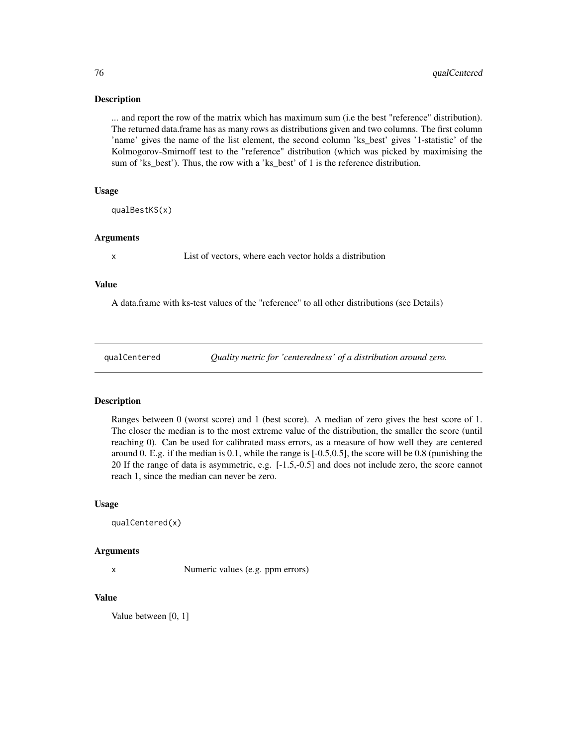### Description

... and report the row of the matrix which has maximum sum (i.e the best "reference" distribution). The returned data.frame has as many rows as distributions given and two columns. The first column 'name' gives the name of the list element, the second column 'ks_best' gives '1-statistic' of the Kolmogorov-Smirnoff test to the "reference" distribution (which was picked by maximising the sum of 'ks_best'). Thus, the row with a 'ks_best' of 1 is the reference distribution.

### Usage

```
qualBestKS(x)
```

### Arguments

| | |
|---|---|
| x | List of vectors, where each vector holds a distribution |

### Value

A data.frame with ks-test values of the "reference" to all other distributions (see Details)

---

## qualCentered — *Quality metric for 'centeredness' of a distribution around zero.*

---

### Description

Ranges between 0 (worst score) and 1 (best score). A median of zero gives the best score of 1. The closer the median is to the most extreme value of the distribution, the smaller the score (until reaching 0). Can be used for calibrated mass errors, as a measure of how well they are centered around 0. E.g. if the median is 0.1, while the range is [-0.5,0.5], the score will be 0.8 (punishing the 20 If the range of data is asymmetric, e.g. [-1.5,-0.5] and does not include zero, the score cannot reach 1, since the median can never be zero.

### Usage

```
qualCentered(x)
```

### Arguments

| | |
|---|---|
| x | Numeric values (e.g. ppm errors) |

### Value

Value between [0, 1]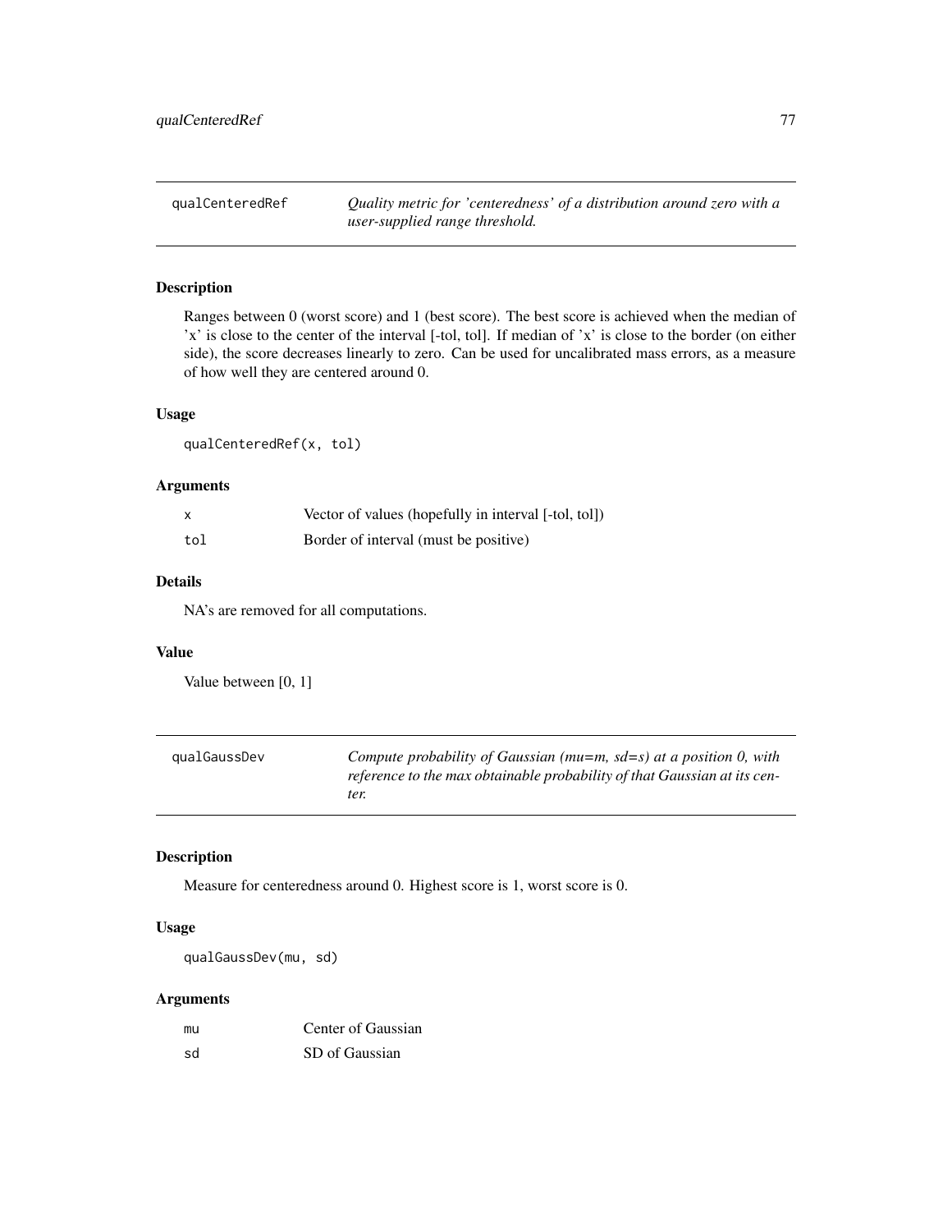## qualCenteredRef — *Quality metric for 'centeredness' of a distribution around zero with a user-supplied range threshold.*

### Description

Ranges between 0 (worst score) and 1 (best score). The best score is achieved when the median of 'x' is close to the center of the interval [-tol, tol]. If median of 'x' is close to the border (on either side), the score decreases linearly to zero. Can be used for uncalibrated mass errors, as a measure of how well they are centered around 0.

### Usage

```
qualCenteredRef(x, tol)
```

### Arguments

| | |
|---|---|
| `x` | Vector of values (hopefully in interval [-tol, tol]) |
| `tol` | Border of interval (must be positive) |

### Details

NA's are removed for all computations.

### Value

Value between [0, 1]

## qualGaussDev — *Compute probability of Gaussian (mu=m, sd=s) at a position 0, with reference to the max obtainable probability of that Gaussian at its center.*

### Description

Measure for centeredness around 0. Highest score is 1, worst score is 0.

### Usage

```
qualGaussDev(mu, sd)
```

### Arguments

| | |
|---|---|
| `mu` | Center of Gaussian |
| `sd` | SD of Gaussian |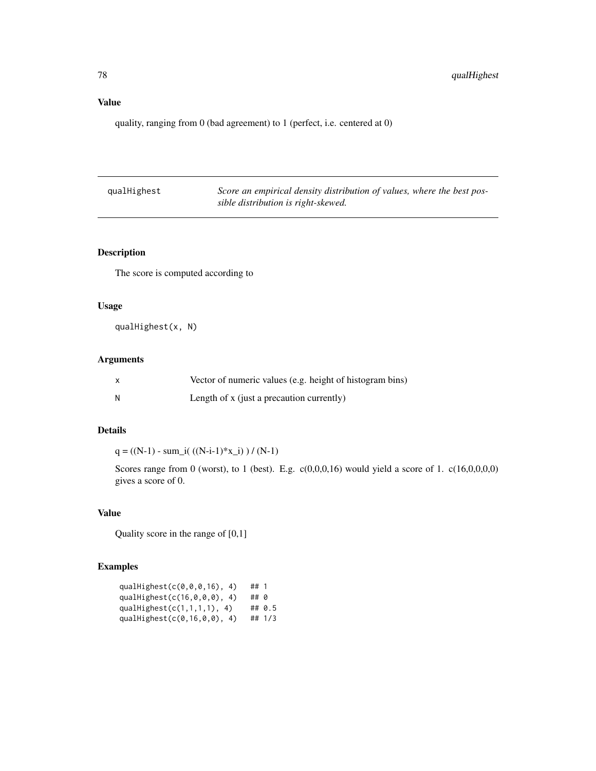## Value

quality, ranging from 0 (bad agreement) to 1 (perfect, i.e. centered at 0)

---

# qualHighest

*Score an empirical density distribution of values, where the best possible distribution is right-skewed.*

---

## Description

The score is computed according to

## Usage

```
qualHighest(x, N)
```

## Arguments

| | |
|---|---|
| x | Vector of numeric values (e.g. height of histogram bins) |
| N | Length of x (just a precaution currently) |

## Details

q = ((N-1) - sum_i( ((N-i-1)*x_i) ) / (N-1)

Scores range from 0 (worst), to 1 (best). E.g. c(0,0,0,16) would yield a score of 1. c(16,0,0,0,0) gives a score of 0.

## Value

Quality score in the range of [0,1]

## Examples

```
qualHighest(c(0,0,0,16), 4)   ## 1
qualHighest(c(16,0,0,0), 4)   ## 0
qualHighest(c(1,1,1,1), 4)    ## 0.5
qualHighest(c(0,16,0,0), 4)   ## 1/3
```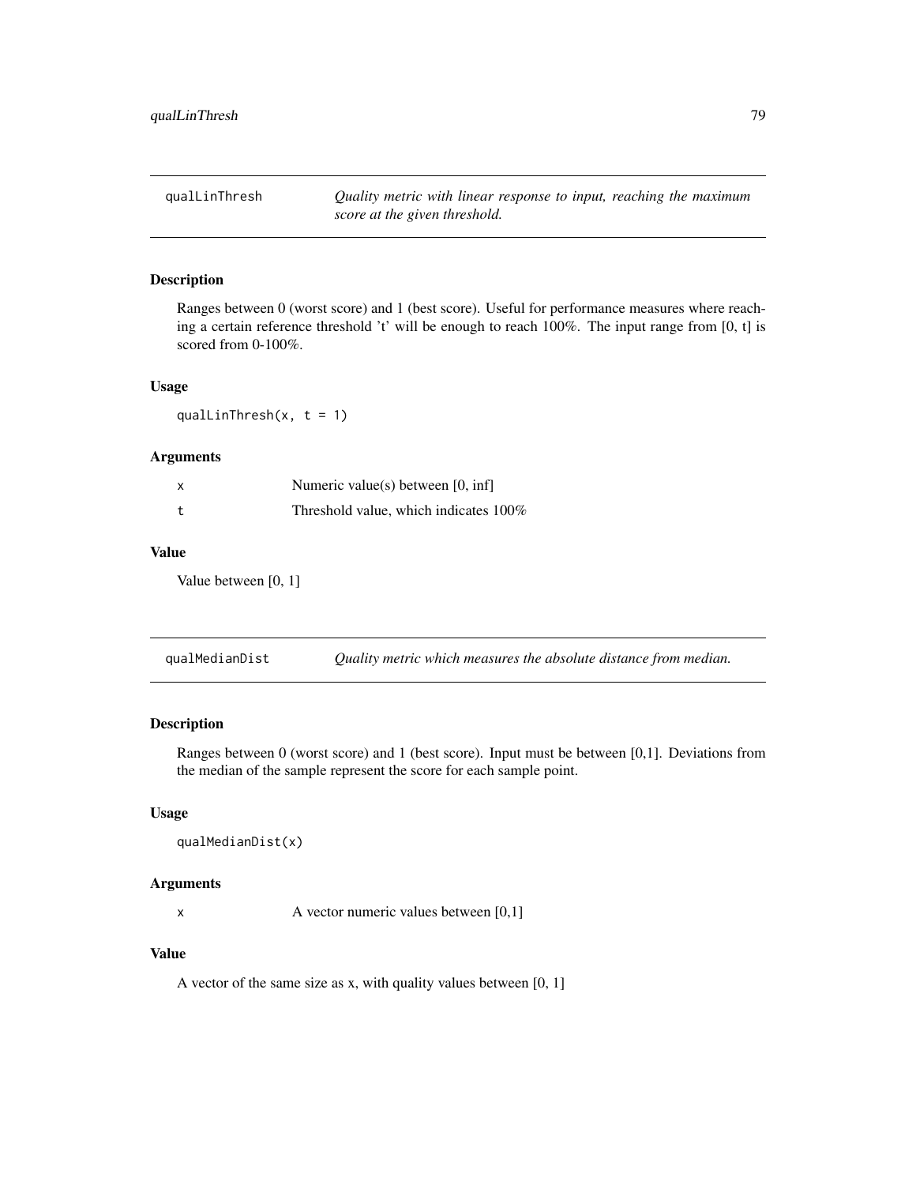## qualLinThresh

*Quality metric with linear response to input, reaching the maximum score at the given threshold.*

### Description

Ranges between 0 (worst score) and 1 (best score). Useful for performance measures where reaching a certain reference threshold 't' will be enough to reach 100%. The input range from [0, t] is scored from 0-100%.

### Usage

```
qualLinThresh(x, t = 1)
```

### Arguments

| | |
|---|---|
| x | Numeric value(s) between [0, inf] |
| t | Threshold value, which indicates 100% |

### Value

Value between [0, 1]

## qualMedianDist

*Quality metric which measures the absolute distance from median.*

### Description

Ranges between 0 (worst score) and 1 (best score). Input must be between [0,1]. Deviations from the median of the sample represent the score for each sample point.

### Usage

```
qualMedianDist(x)
```

### Arguments

| | |
|---|---|
| x | A vector numeric values between [0,1] |

### Value

A vector of the same size as x, with quality values between [0, 1]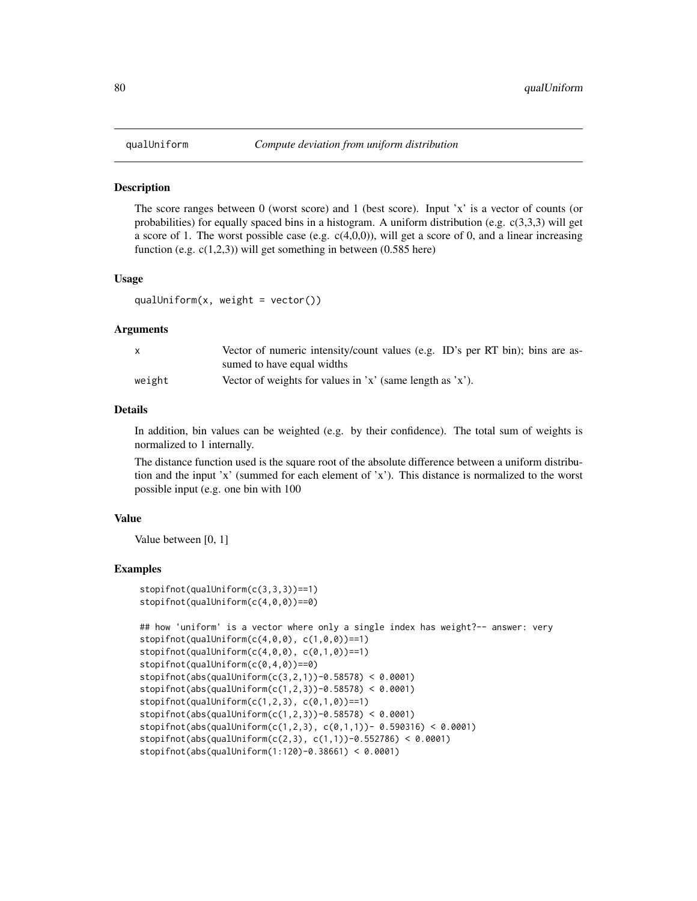## qualUniform *Compute deviation from uniform distribution*

### Description

The score ranges between 0 (worst score) and 1 (best score). Input 'x' is a vector of counts (or probabilities) for equally spaced bins in a histogram. A uniform distribution (e.g. c(3,3,3) will get a score of 1. The worst possible case (e.g. c(4,0,0)), will get a score of 0, and a linear increasing function (e.g. c(1,2,3)) will get something in between (0.585 here)

### Usage

```
qualUniform(x, weight = vector())
```

### Arguments

| | |
|---|---|
| x | Vector of numeric intensity/count values (e.g. ID's per RT bin); bins are assumed to have equal widths |
| weight | Vector of weights for values in 'x' (same length as 'x'). |

### Details

In addition, bin values can be weighted (e.g. by their confidence). The total sum of weights is normalized to 1 internally.

The distance function used is the square root of the absolute difference between a uniform distribution and the input 'x' (summed for each element of 'x'). This distance is normalized to the worst possible input (e.g. one bin with 100

### Value

Value between [0, 1]

### Examples

```
stopifnot(qualUniform(c(3,3,3))==1)
stopifnot(qualUniform(c(4,0,0))==0)

## how 'uniform' is a vector where only a single index has weight?-- answer: very
stopifnot(qualUniform(c(4,0,0), c(1,0,0))==1)
stopifnot(qualUniform(c(4,0,0), c(0,1,0))==1)
stopifnot(qualUniform(c(0,4,0))==0)
stopifnot(abs(qualUniform(c(3,2,1))-0.58578) < 0.0001)
stopifnot(abs(qualUniform(c(1,2,3))-0.58578) < 0.0001)
stopifnot(qualUniform(c(1,2,3), c(0,1,0))==1)
stopifnot(abs(qualUniform(c(1,2,3))-0.58578) < 0.0001)
stopifnot(abs(qualUniform(c(1,2,3), c(0,1,1))- 0.590316) < 0.0001)
stopifnot(abs(qualUniform(c(2,3), c(1,1))-0.552786) < 0.0001)
stopifnot(abs(qualUniform(1:120)-0.38661) < 0.0001)
```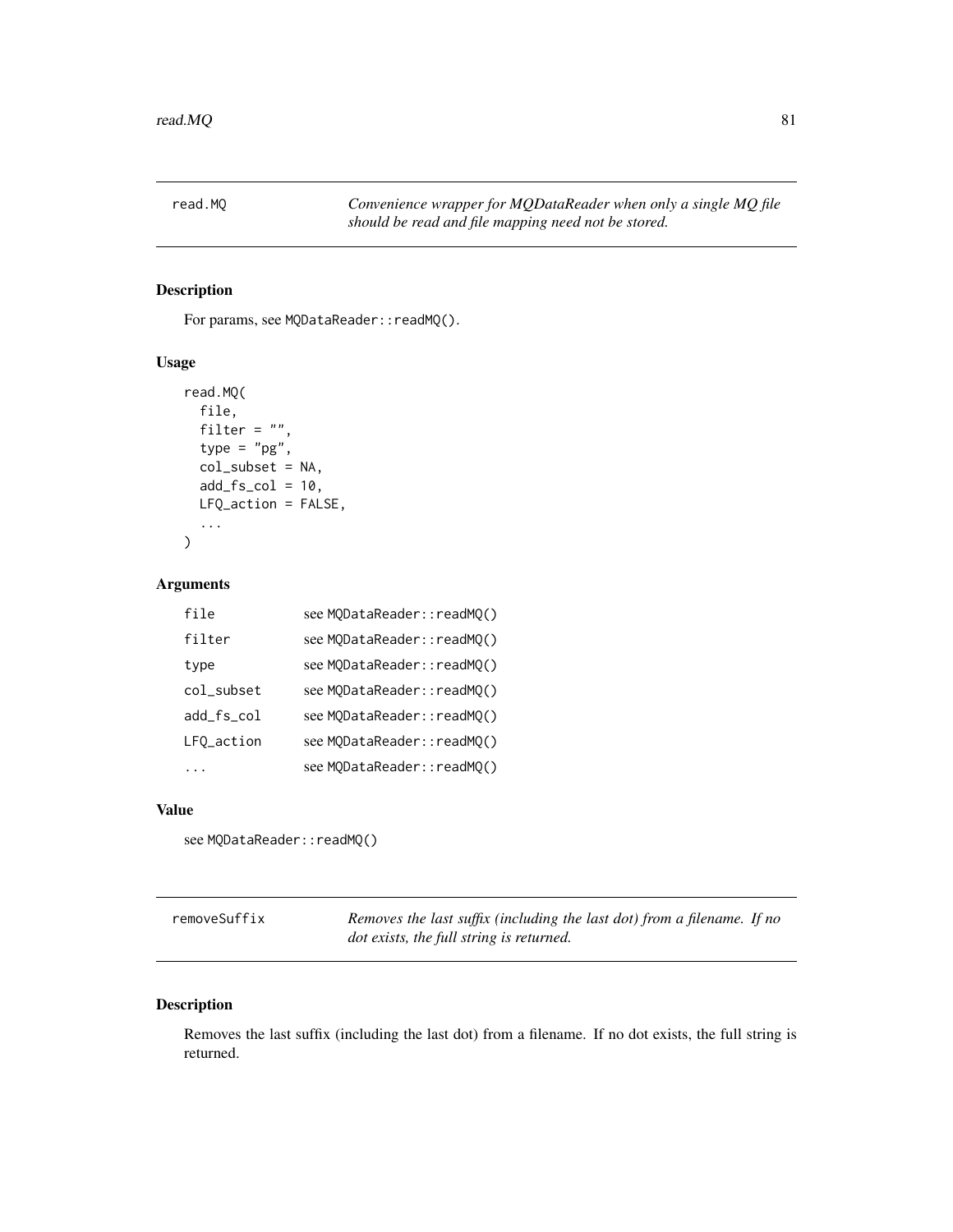## read.MQ — *Convenience wrapper for MQDataReader when only a single MQ file should be read and file mapping need not be stored.*

### Description

For params, see `MQDataReader::readMQ()`.

### Usage

```
read.MQ(
  file,
  filter = "",
  type = "pg",
  col_subset = NA,
  add_fs_col = 10,
  LFQ_action = FALSE,
  ...
)
```

### Arguments

| | |
|---|---|
| `file` | see `MQDataReader::readMQ()` |
| `filter` | see `MQDataReader::readMQ()` |
| `type` | see `MQDataReader::readMQ()` |
| `col_subset` | see `MQDataReader::readMQ()` |
| `add_fs_col` | see `MQDataReader::readMQ()` |
| `LFQ_action` | see `MQDataReader::readMQ()` |
| `...` | see `MQDataReader::readMQ()` |

### Value

see `MQDataReader::readMQ()`

## removeSuffix — *Removes the last suffix (including the last dot) from a filename. If no dot exists, the full string is returned.*

### Description

Removes the last suffix (including the last dot) from a filename. If no dot exists, the full string is returned.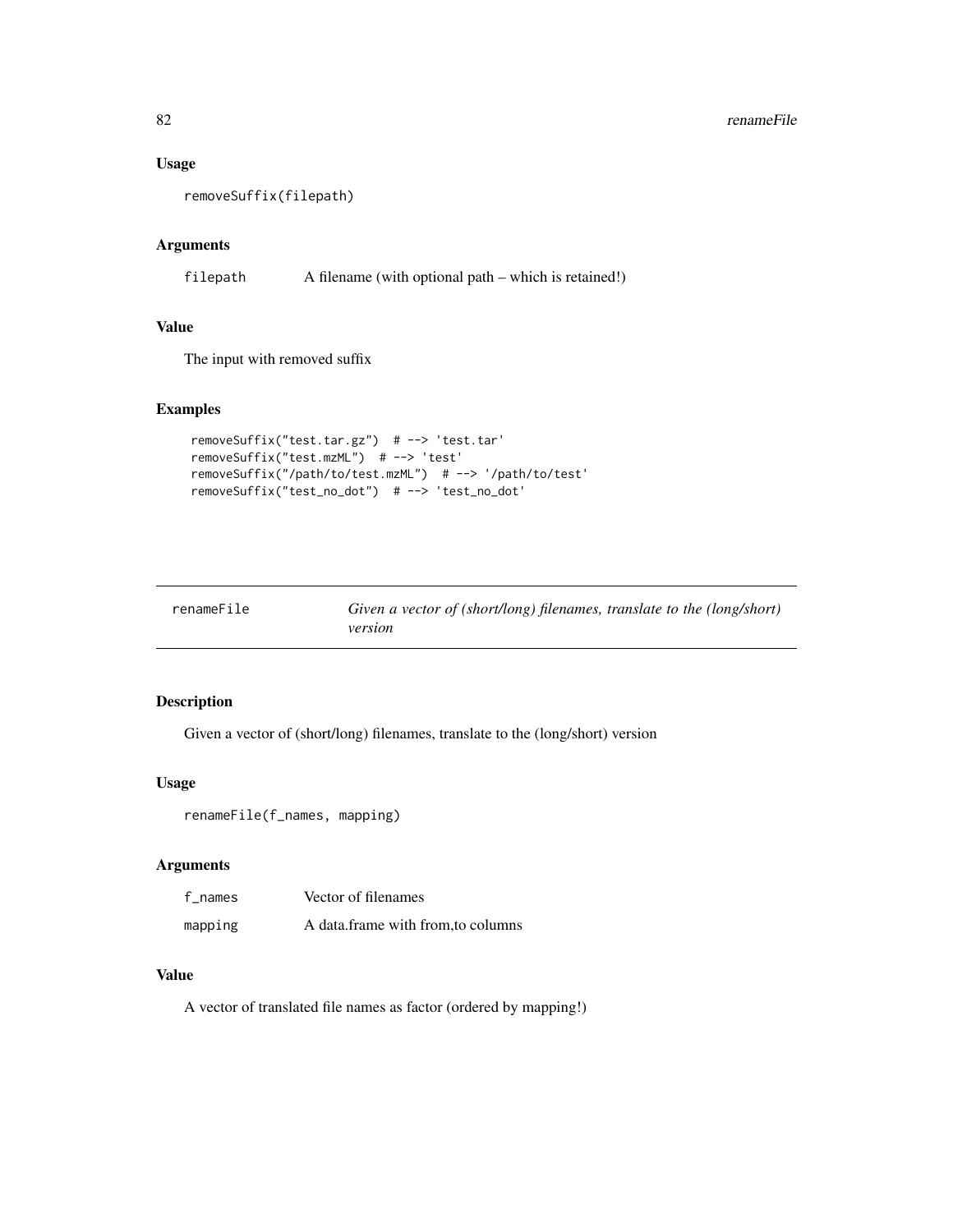### Usage

```
removeSuffix(filepath)
```

### Arguments

| | |
|---|---|
| filepath | A filename (with optional path – which is retained!) |

### Value

The input with removed suffix

### Examples

```
removeSuffix("test.tar.gz")  # --> 'test.tar'
removeSuffix("test.mzML")  # --> 'test'
removeSuffix("/path/to/test.mzML")  # --> '/path/to/test'
removeSuffix("test_no_dot")  # --> 'test_no_dot'
```

---

## renameFile — *Given a vector of (short/long) filenames, translate to the (long/short) version*

---

### Description

Given a vector of (short/long) filenames, translate to the (long/short) version

### Usage

```
renameFile(f_names, mapping)
```

### Arguments

| | |
|---|---|
| f_names | Vector of filenames |
| mapping | A data.frame with from,to columns |

### Value

A vector of translated file names as factor (ordered by mapping!)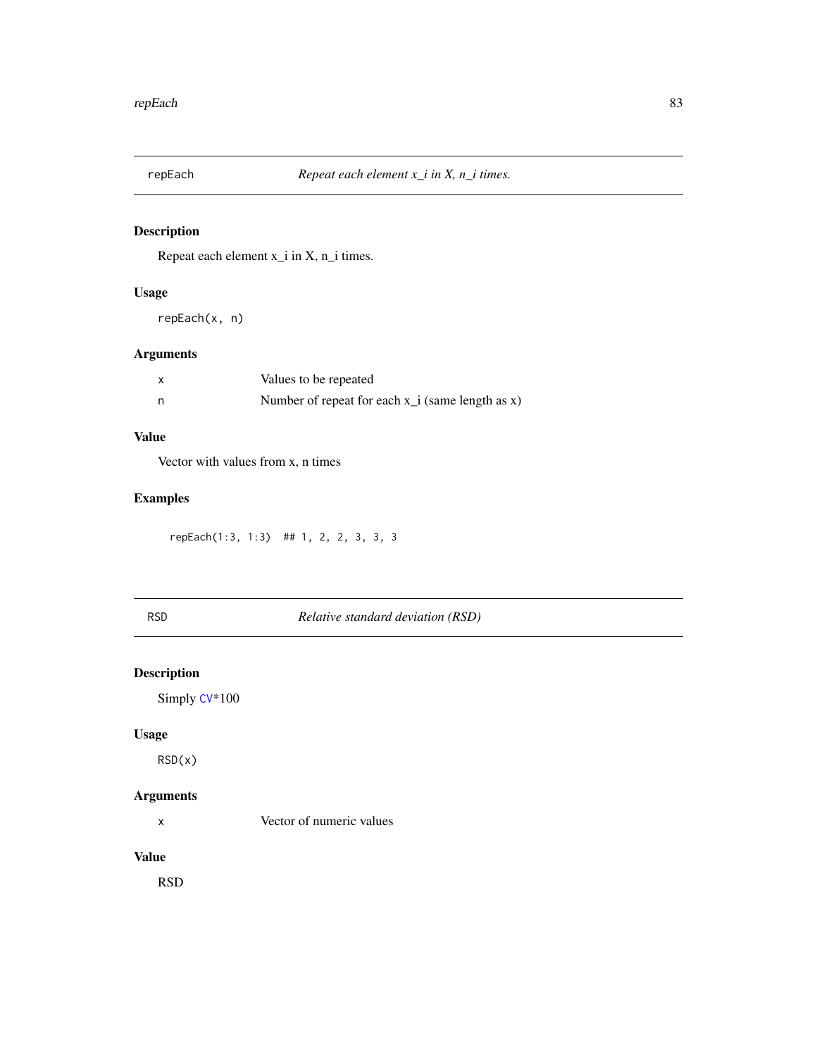## repEach — *Repeat each element x_i in X, n_i times.*

### Description

Repeat each element x_i in X, n_i times.

### Usage

```
repEach(x, n)
```

### Arguments

| | |
|---|---|
| x | Values to be repeated |
| n | Number of repeat for each x_i (same length as x) |

### Value

Vector with values from x, n times

### Examples

```
repEach(1:3, 1:3)  ## 1, 2, 2, 3, 3, 3
```

## RSD — *Relative standard deviation (RSD)*

### Description

Simply CV*100

### Usage

```
RSD(x)
```

### Arguments

| | |
|---|---|
| x | Vector of numeric values |

### Value

RSD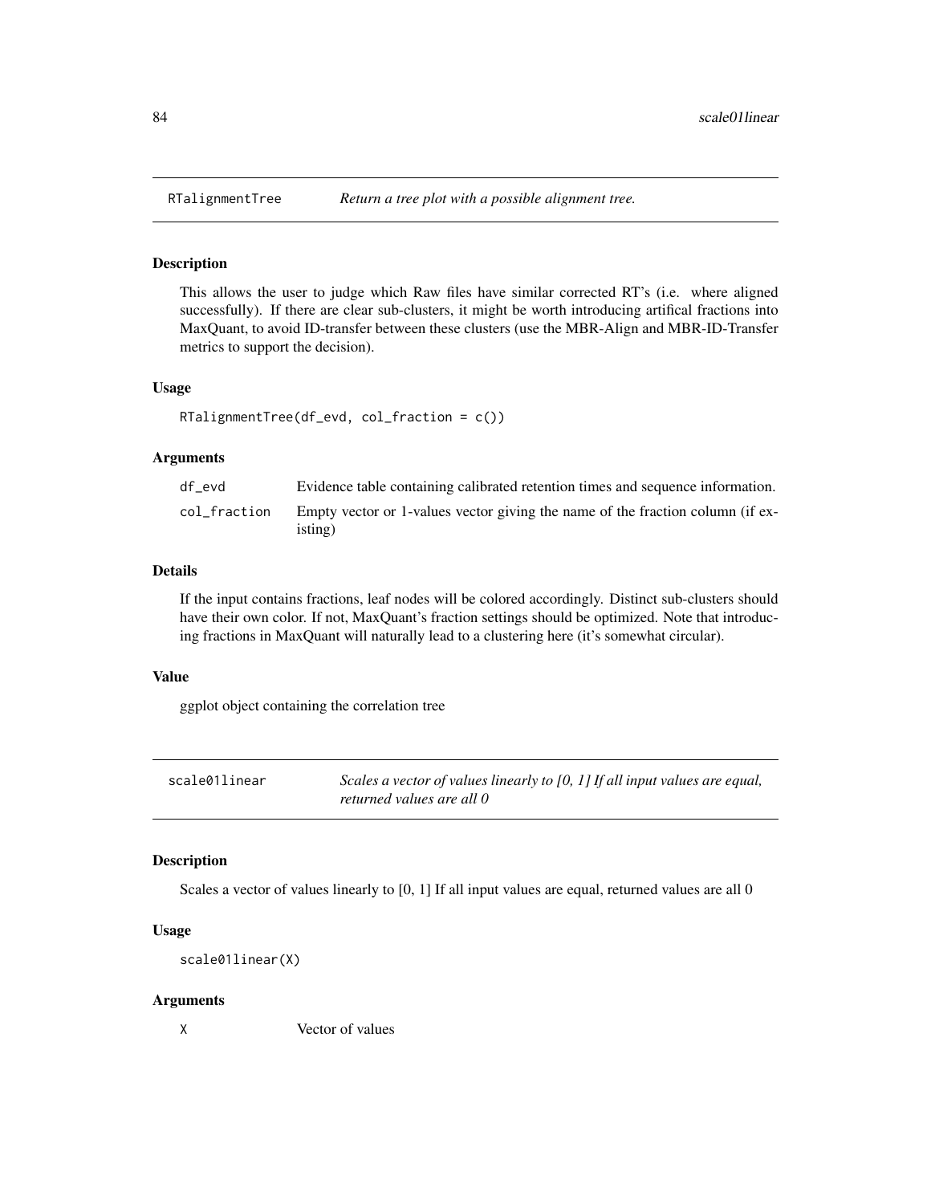## RTalignmentTree *Return a tree plot with a possible alignment tree.*

### Description

This allows the user to judge which Raw files have similar corrected RT's (i.e. where aligned successfully). If there are clear sub-clusters, it might be worth introducing artifical fractions into MaxQuant, to avoid ID-transfer between these clusters (use the MBR-Align and MBR-ID-Transfer metrics to support the decision).

### Usage

```
RTalignmentTree(df_evd, col_fraction = c())
```

### Arguments

| | |
|---|---|
| df_evd | Evidence table containing calibrated retention times and sequence information. |
| col_fraction | Empty vector or 1-values vector giving the name of the fraction column (if existing) |

### Details

If the input contains fractions, leaf nodes will be colored accordingly. Distinct sub-clusters should have their own color. If not, MaxQuant's fraction settings should be optimized. Note that introducing fractions in MaxQuant will naturally lead to a clustering here (it's somewhat circular).

### Value

ggplot object containing the correlation tree

## scale01linear *Scales a vector of values linearly to [0, 1] If all input values are equal, returned values are all 0*

### Description

Scales a vector of values linearly to [0, 1] If all input values are equal, returned values are all 0

### Usage

```
scale01linear(X)
```

### Arguments

| | |
|---|---|
| X | Vector of values |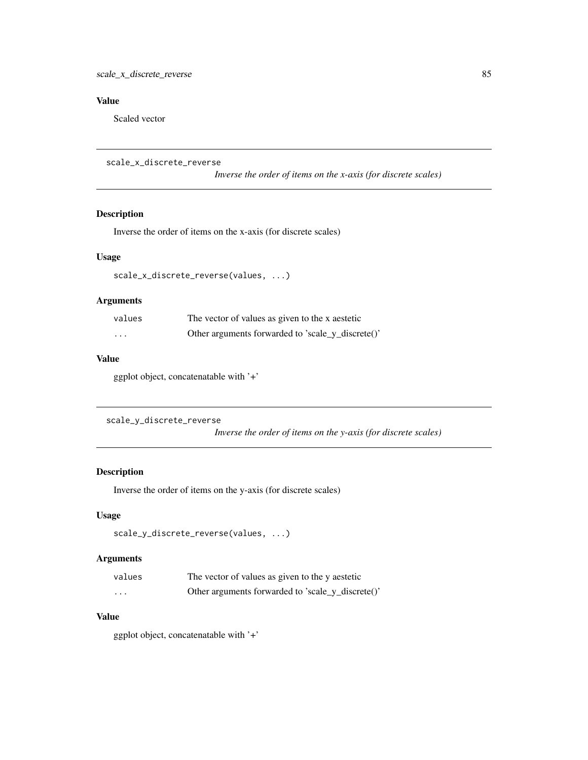## Value

Scaled vector

---

`scale_x_discrete_reverse` *Inverse the order of items on the x-axis (for discrete scales)*

---

### Description

Inverse the order of items on the x-axis (for discrete scales)

### Usage

```
scale_x_discrete_reverse(values, ...)
```

### Arguments

| | |
|---|---|
| `values` | The vector of values as given to the x aestetic |
| `...` | Other arguments forwarded to 'scale_y_discrete()' |

### Value

ggplot object, concatenatable with '+'

---

`scale_y_discrete_reverse` *Inverse the order of items on the y-axis (for discrete scales)*

---

### Description

Inverse the order of items on the y-axis (for discrete scales)

### Usage

```
scale_y_discrete_reverse(values, ...)
```

### Arguments

| | |
|---|---|
| `values` | The vector of values as given to the y aestetic |
| `...` | Other arguments forwarded to 'scale_y_discrete()' |

### Value

ggplot object, concatenatable with '+'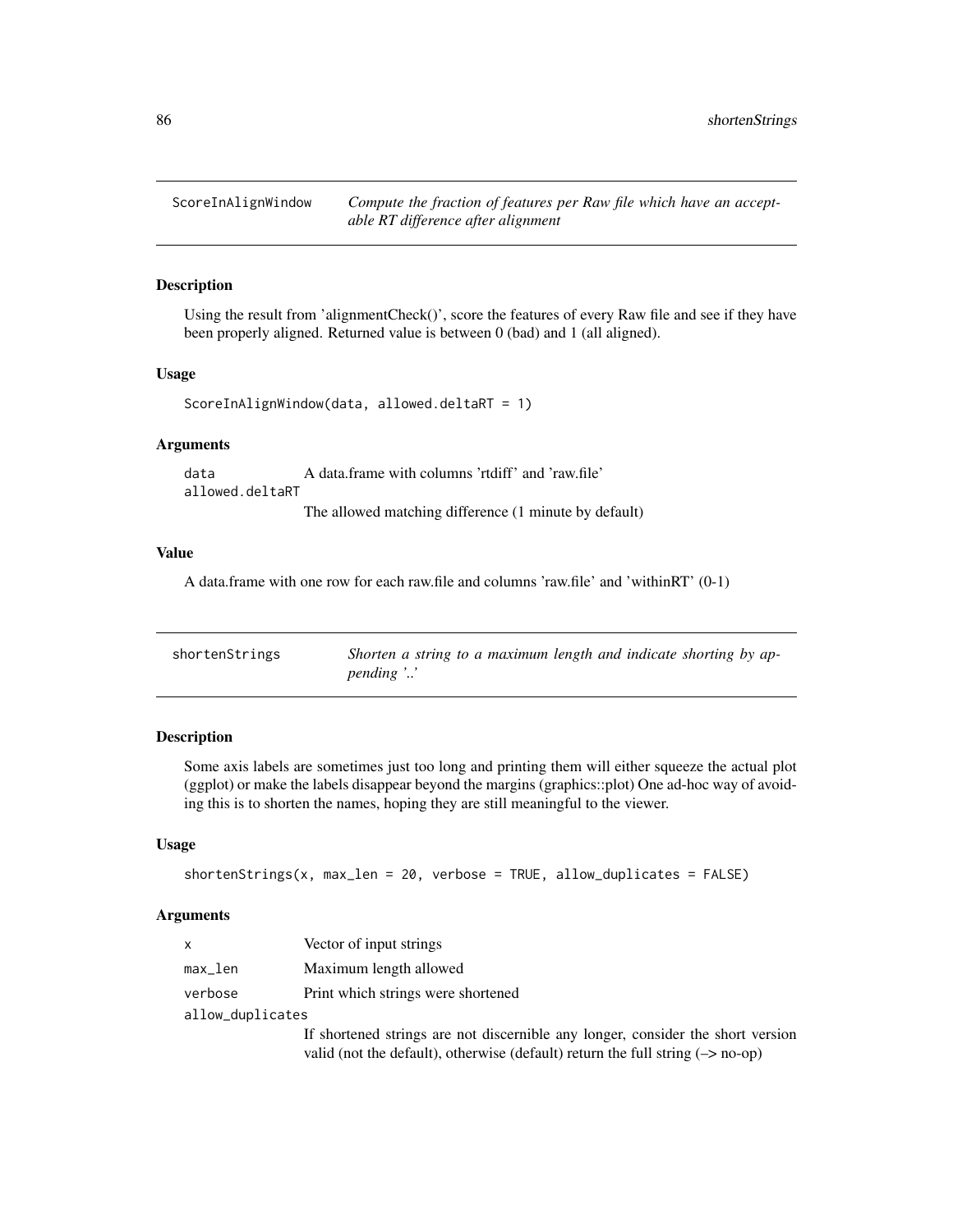## ScoreInAlignWindow

*Compute the fraction of features per Raw file which have an acceptable RT difference after alignment*

### Description

Using the result from 'alignmentCheck()', score the features of every Raw file and see if they have been properly aligned. Returned value is between 0 (bad) and 1 (all aligned).

### Usage

```
ScoreInAlignWindow(data, allowed.deltaRT = 1)
```

### Arguments

| | |
|---|---|
| data | A data.frame with columns 'rtdiff' and 'raw.file' |
| allowed.deltaRT | The allowed matching difference (1 minute by default) |

### Value

A data.frame with one row for each raw.file and columns 'raw.file' and 'withinRT' (0-1)

## shortenStrings

*Shorten a string to a maximum length and indicate shorting by appending '..'*

### Description

Some axis labels are sometimes just too long and printing them will either squeeze the actual plot (ggplot) or make the labels disappear beyond the margins (graphics::plot) One ad-hoc way of avoiding this is to shorten the names, hoping they are still meaningful to the viewer.

### Usage

```
shortenStrings(x, max_len = 20, verbose = TRUE, allow_duplicates = FALSE)
```

### Arguments

| | |
|---|---|
| x | Vector of input strings |
| max_len | Maximum length allowed |
| verbose | Print which strings were shortened |
| allow_duplicates | If shortened strings are not discernible any longer, consider the short version valid (not the default), otherwise (default) return the full string (–> no-op) |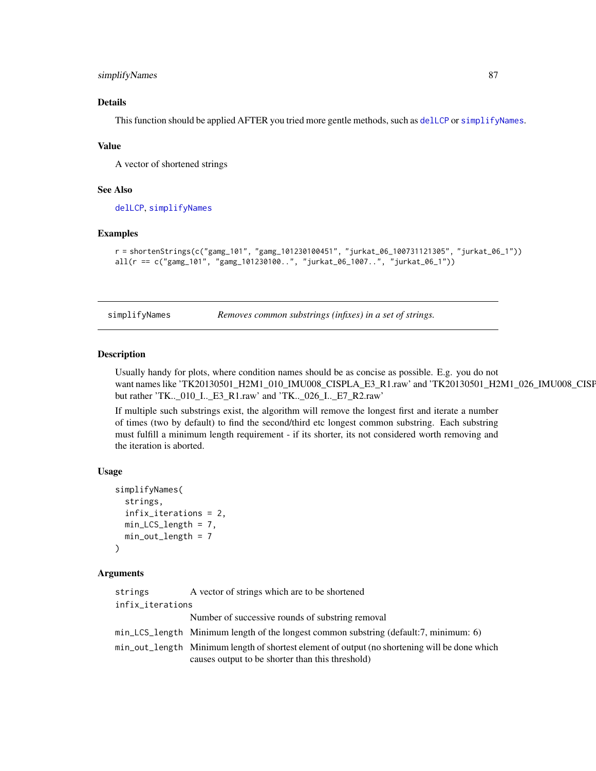### Details

This function should be applied AFTER you tried more gentle methods, such as delLCP or simplifyNames.

### Value

A vector of shortened strings

### See Also

delLCP, simplifyNames

### Examples

```
r = shortenStrings(c("gamg_101", "gamg_101230100451", "jurkat_06_100731121305", "jurkat_06_1"))
all(r == c("gamg_101", "gamg_101230100..", "jurkat_06_1007..", "jurkat_06_1"))
```

---

## simplifyNames — *Removes common substrings (infixes) in a set of strings.*

---

### Description

Usually handy for plots, where condition names should be as concise as possible. E.g. you do not want names like 'TK20130501_H2M1_010_IMU008_CISPLA_E3_R1.raw' and 'TK20130501_H2M1_026_IMU008_CISP but rather 'TK.._010_I.._E3_R1.raw' and 'TK.._026_I.._E7_R2.raw'

If multiple such substrings exist, the algorithm will remove the longest first and iterate a number of times (two by default) to find the second/third etc longest common substring. Each substring must fulfill a minimum length requirement - if its shorter, its not considered worth removing and the iteration is aborted.

### Usage

```
simplifyNames(
  strings,
  infix_iterations = 2,
  min_LCS_length = 7,
  min_out_length = 7
)
```

### Arguments

| | |
|---|---|
| strings | A vector of strings which are to be shortened |
| infix_iterations | Number of successive rounds of substring removal |
| min_LCS_length | Minimum length of the longest common substring (default:7, minimum: 6) |
| min_out_length | Minimum length of shortest element of output (no shortening will be done which causes output to be shorter than this threshold) |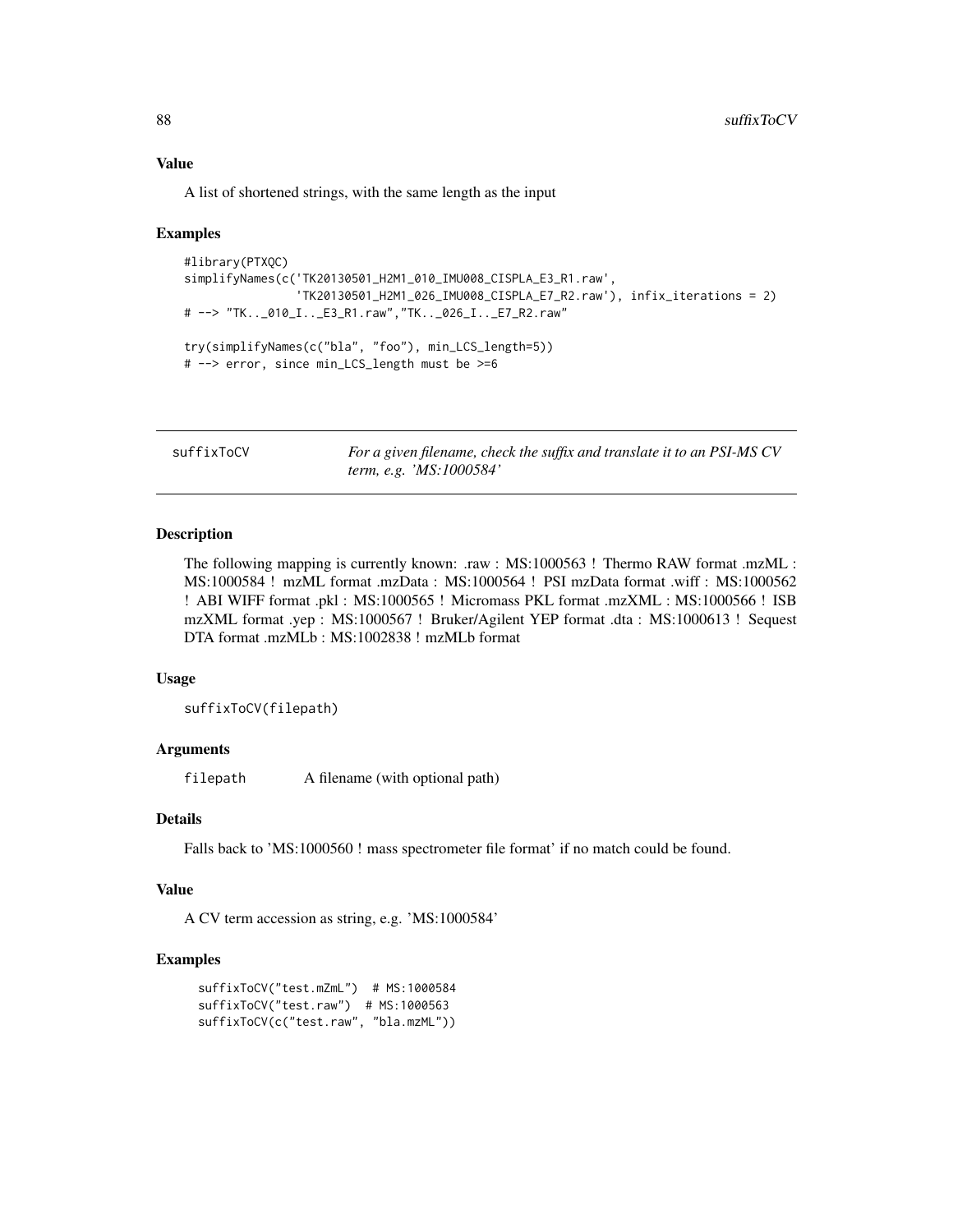### Value

A list of shortened strings, with the same length as the input

### Examples

```
#library(PTXQC)
simplifyNames(c('TK20130501_H2M1_010_IMU008_CISPLA_E3_R1.raw',
                'TK20130501_H2M1_026_IMU008_CISPLA_E7_R2.raw'), infix_iterations = 2)
# --> "TK.._010_I.._E3_R1.raw","TK.._026_I.._E7_R2.raw"

try(simplifyNames(c("bla", "foo"), min_LCS_length=5))
# --> error, since min_LCS_length must be >=6
```

---

## suffixToCV — *For a given filename, check the suffix and translate it to an PSI-MS CV term, e.g. 'MS:1000584'*

### Description

The following mapping is currently known: .raw : MS:1000563 ! Thermo RAW format .mzML : MS:1000584 ! mzML format .mzData : MS:1000564 ! PSI mzData format .wiff : MS:1000562 ! ABI WIFF format .pkl : MS:1000565 ! Micromass PKL format .mzXML : MS:1000566 ! ISB mzXML format .yep : MS:1000567 ! Bruker/Agilent YEP format .dta : MS:1000613 ! Sequest DTA format .mzMLb : MS:1002838 ! mzMLb format

### Usage

```
suffixToCV(filepath)
```

### Arguments

| | |
|---|---|
| filepath | A filename (with optional path) |

### Details

Falls back to 'MS:1000560 ! mass spectrometer file format' if no match could be found.

### Value

A CV term accession as string, e.g. 'MS:1000584'

### Examples

```
suffixToCV("test.mZmL")  # MS:1000584
suffixToCV("test.raw")  # MS:1000563
suffixToCV(c("test.raw", "bla.mzML"))
```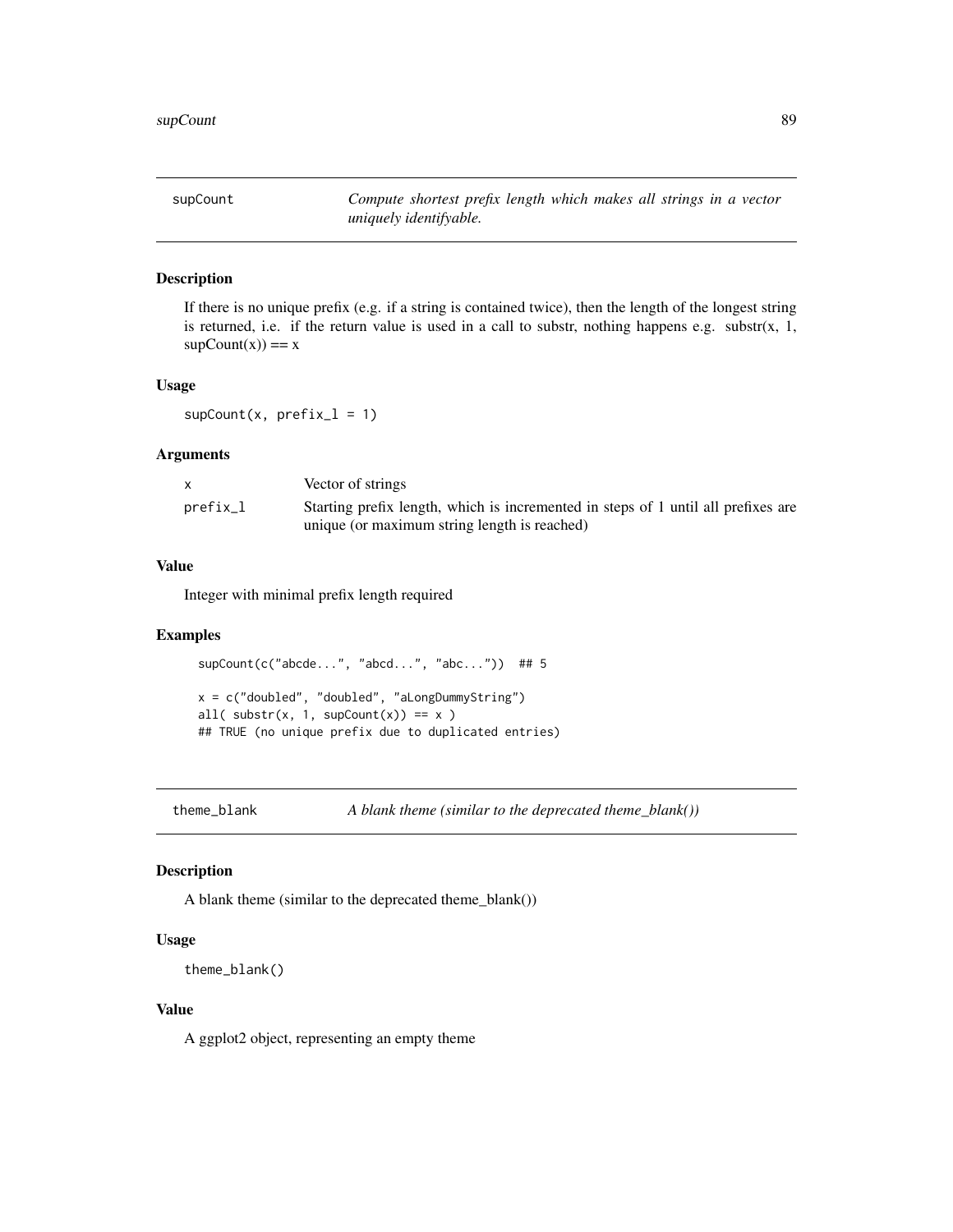## supCount

*Compute shortest prefix length which makes all strings in a vector uniquely identifyable.*

### Description

If there is no unique prefix (e.g. if a string is contained twice), then the length of the longest string is returned, i.e. if the return value is used in a call to substr, nothing happens e.g. substr(x, 1, supCount(x)) == x

### Usage

```
supCount(x, prefix_l = 1)
```

### Arguments

| | |
|---|---|
| x | Vector of strings |
| prefix_l | Starting prefix length, which is incremented in steps of 1 until all prefixes are unique (or maximum string length is reached) |

### Value

Integer with minimal prefix length required

### Examples

```
supCount(c("abcde...", "abcd...", "abc..."))  ## 5

x = c("doubled", "doubled", "aLongDummyString")
all( substr(x, 1, supCount(x)) == x )
## TRUE (no unique prefix due to duplicated entries)
```

## theme_blank

*A blank theme (similar to the deprecated theme_blank())*

### Description

A blank theme (similar to the deprecated theme_blank())

### Usage

```
theme_blank()
```

### Value

A ggplot2 object, representing an empty theme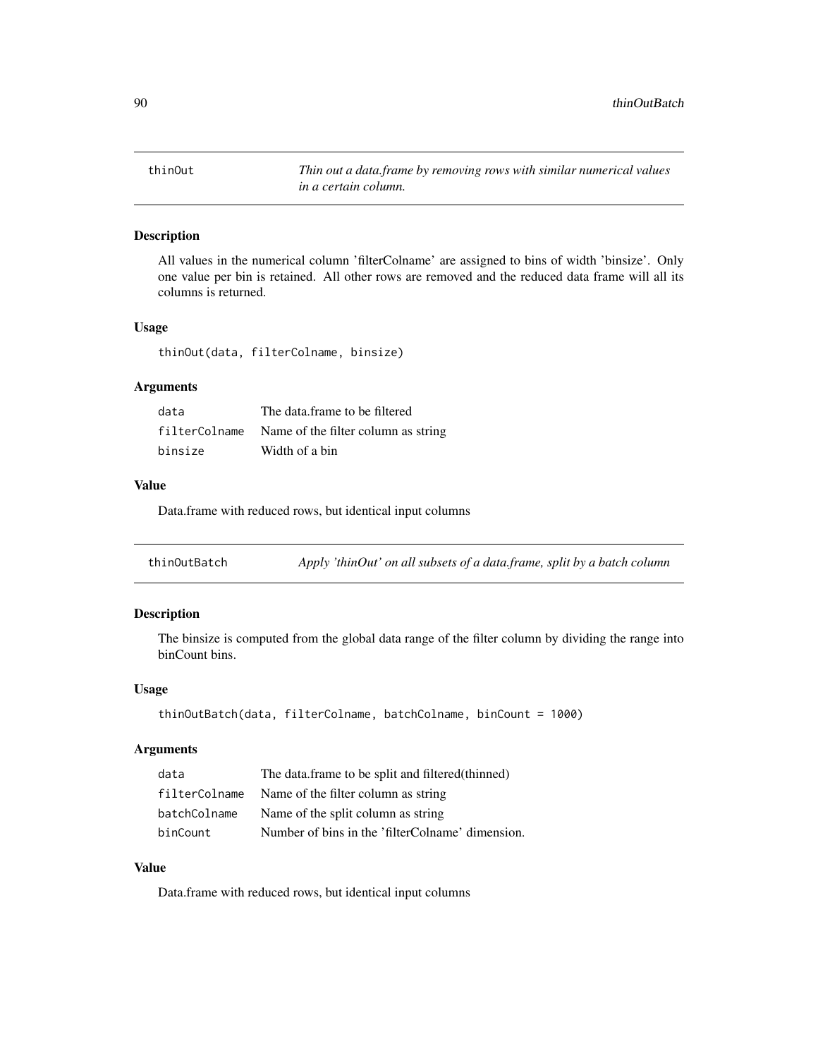## thinOut — *Thin out a data.frame by removing rows with similar numerical values in a certain column.*

### Description

All values in the numerical column 'filterColname' are assigned to bins of width 'binsize'. Only one value per bin is retained. All other rows are removed and the reduced data frame will all its columns is returned.

### Usage

```
thinOut(data, filterColname, binsize)
```

### Arguments

| | |
|---|---|
| data | The data.frame to be filtered |
| filterColname | Name of the filter column as string |
| binsize | Width of a bin |

### Value

Data.frame with reduced rows, but identical input columns

## thinOutBatch — *Apply 'thinOut' on all subsets of a data.frame, split by a batch column*

### Description

The binsize is computed from the global data range of the filter column by dividing the range into binCount bins.

### Usage

```
thinOutBatch(data, filterColname, batchColname, binCount = 1000)
```

### Arguments

| | |
|---|---|
| data | The data.frame to be split and filtered(thinned) |
| filterColname | Name of the filter column as string |
| batchColname | Name of the split column as string |
| binCount | Number of bins in the 'filterColname' dimension. |

### Value

Data.frame with reduced rows, but identical input columns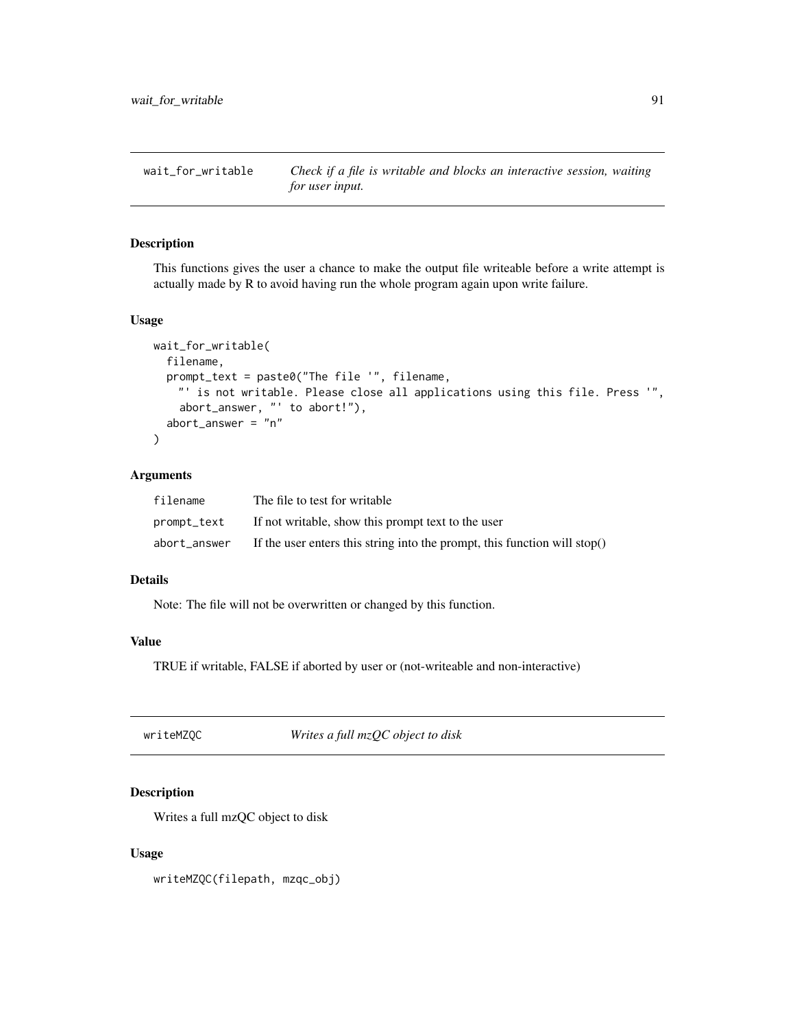## wait_for_writable

*Check if a file is writable and blocks an interactive session, waiting for user input.*

### Description

This functions gives the user a chance to make the output file writeable before a write attempt is actually made by R to avoid having run the whole program again upon write failure.

### Usage

```
wait_for_writable(
  filename,
  prompt_text = paste0("The file '", filename,
    "' is not writable. Please close all applications using this file. Press '",
    abort_answer, "' to abort!"),
  abort_answer = "n"
)
```

### Arguments

| | |
|---|---|
| filename | The file to test for writable |
| prompt_text | If not writable, show this prompt text to the user |
| abort_answer | If the user enters this string into the prompt, this function will stop() |

### Details

Note: The file will not be overwritten or changed by this function.

### Value

TRUE if writable, FALSE if aborted by user or (not-writeable and non-interactive)

## writeMZQC

*Writes a full mzQC object to disk*

### Description

Writes a full mzQC object to disk

### Usage

```
writeMZQC(filepath, mzqc_obj)
```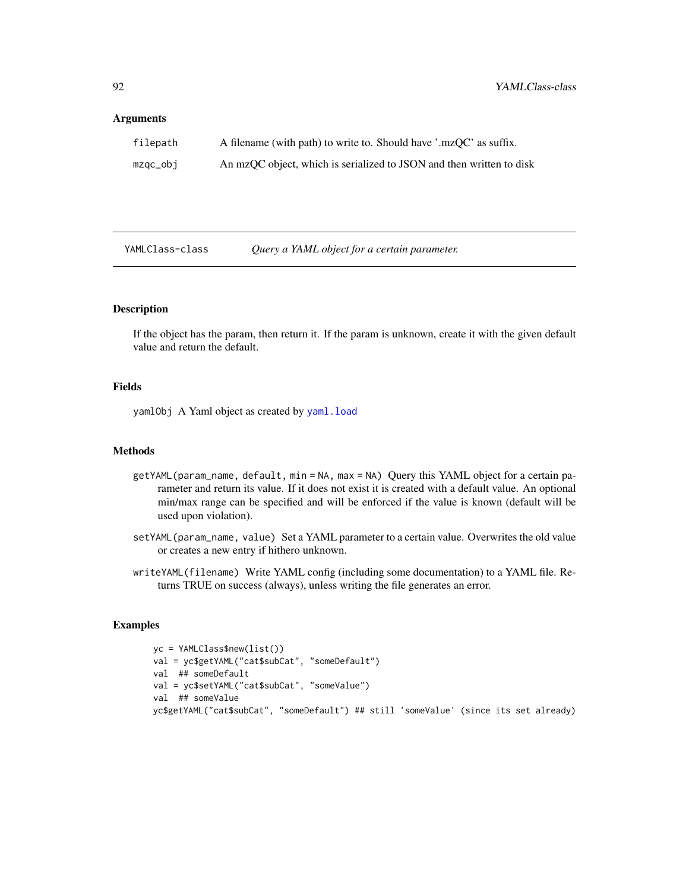### Arguments

| | |
|---|---|
| filepath | A filename (with path) to write to. Should have '.mzQC' as suffix. |
| mzqc_obj | An mzQC object, which is serialized to JSON and then written to disk |

---

## YAMLClass-class — *Query a YAML object for a certain parameter.*

### Description

If the object has the param, then return it. If the param is unknown, create it with the given default value and return the default.

### Fields

`yamlObj` A Yaml object as created by `yaml.load`

### Methods

`getYAML(param_name, default, min = NA, max = NA)` Query this YAML object for a certain parameter and return its value. If it does not exist it is created with a default value. An optional min/max range can be specified and will be enforced if the value is known (default will be used upon violation).

`setYAML(param_name, value)` Set a YAML parameter to a certain value. Overwrites the old value or creates a new entry if hithero unknown.

`writeYAML(filename)` Write YAML config (including some documentation) to a YAML file. Returns TRUE on success (always), unless writing the file generates an error.

### Examples

```
yc = YAMLClass$new(list())
val = yc$getYAML("cat$subCat", "someDefault")
val  ## someDefault
val = yc$setYAML("cat$subCat", "someValue")
val  ## someValue
yc$getYAML("cat$subCat", "someDefault") ## still 'someValue' (since its set already)
```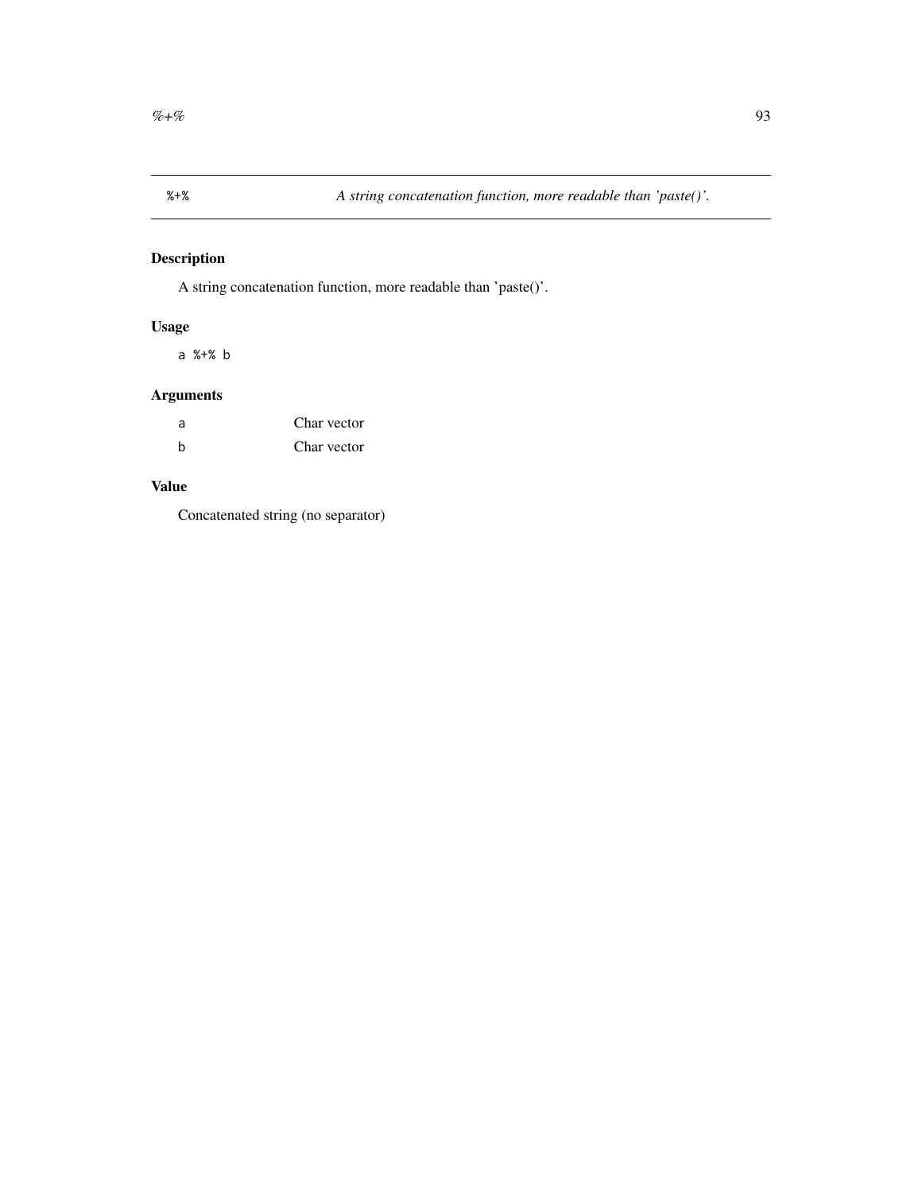`%+%` *A string concatenation function, more readable than 'paste()'.*

## Description

A string concatenation function, more readable than 'paste()'.

## Usage

```
a %+% b
```

## Arguments

| | |
|---|---|
| a | Char vector |
| b | Char vector |

## Value

Concatenated string (no separator)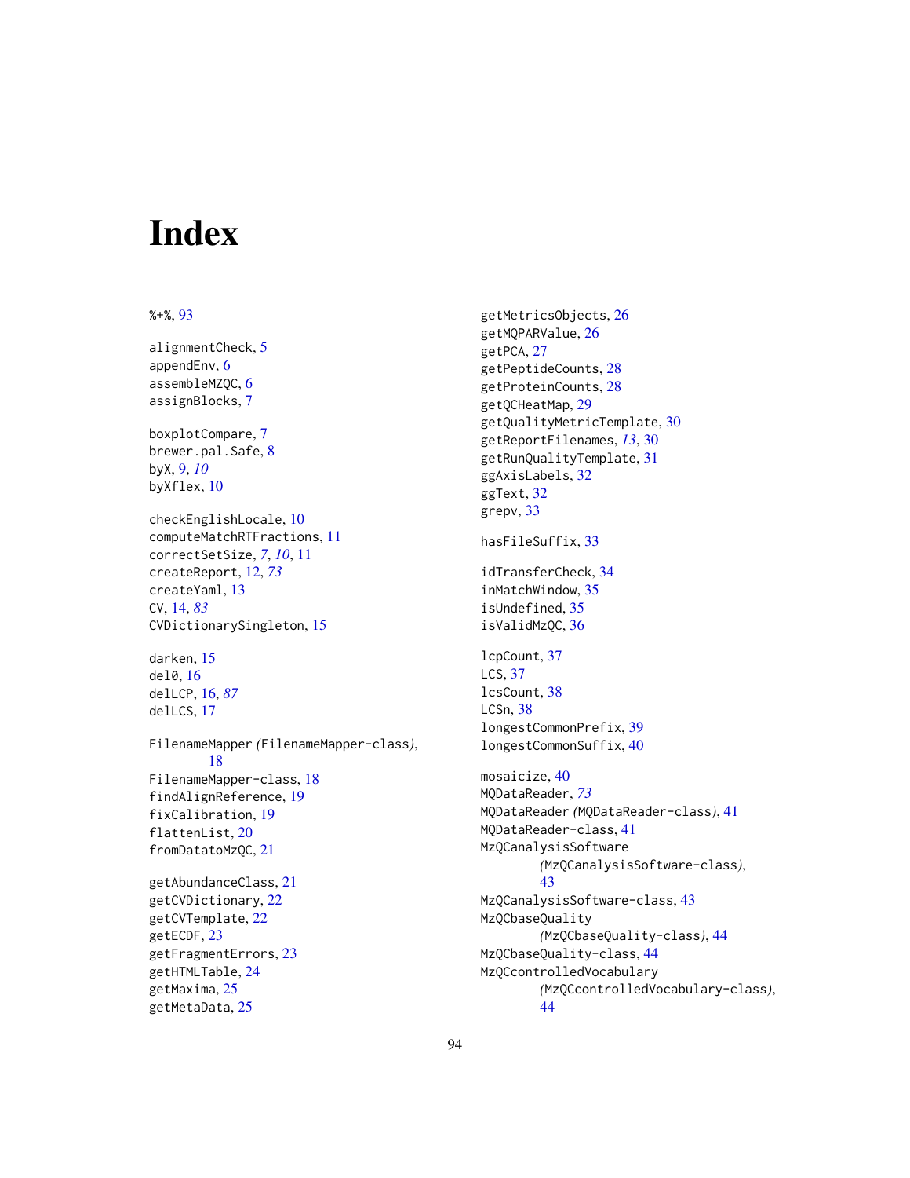# Index

%+%, 93

alignmentCheck, 5
appendEnv, 6
assembleMZQC, 6
assignBlocks, 7

boxplotCompare, 7
brewer.pal.Safe, 8
byX, 9, *10*
byXflex, 10

checkEnglishLocale, 10
computeMatchRTFractions, 11
correctSetSize, *7*, *10*, 11
createReport, 12, *73*
createYaml, 13
CV, 14, *83*
CVDictionarySingleton, 15

darken, 15
del0, 16
delLCP, 16, *87*
delLCS, 17

FilenameMapper *(*FilenameMapper-class*)*, 18
FilenameMapper-class, 18
findAlignReference, 19
fixCalibration, 19
flattenList, 20
fromDatatoMzQC, 21

getAbundanceClass, 21
getCVDictionary, 22
getCVTemplate, 22
getECDF, 23
getFragmentErrors, 23
getHTMLTable, 24
getMaxima, 25
getMetaData, 25
getMetricsObjects, 26
getMQPARValue, 26
getPCA, 27
getPeptideCounts, 28
getProteinCounts, 28
getQCHeatMap, 29
getQualityMetricTemplate, 30
getReportFilenames, *13*, 30
getRunQualityTemplate, 31
ggAxisLabels, 32
ggText, 32
grepv, 33

hasFileSuffix, 33

idTransferCheck, 34
inMatchWindow, 35
isUndefined, 35
isValidMzQC, 36

lcpCount, 37
LCS, 37
lcsCount, 38
LCSn, 38
longestCommonPrefix, 39
longestCommonSuffix, 40

mosaicize, 40
MQDataReader, *73*
MQDataReader *(*MQDataReader-class*)*, 41
MQDataReader-class, 41
MzQCanalysisSoftware *(*MzQCanalysisSoftware-class*)*, 43
MzQCanalysisSoftware-class, 43
MzQCbaseQuality *(*MzQCbaseQuality-class*)*, 44
MzQCbaseQuality-class, 44
MzQCcontrolledVocabulary *(*MzQCcontrolledVocabulary-class*)*, 44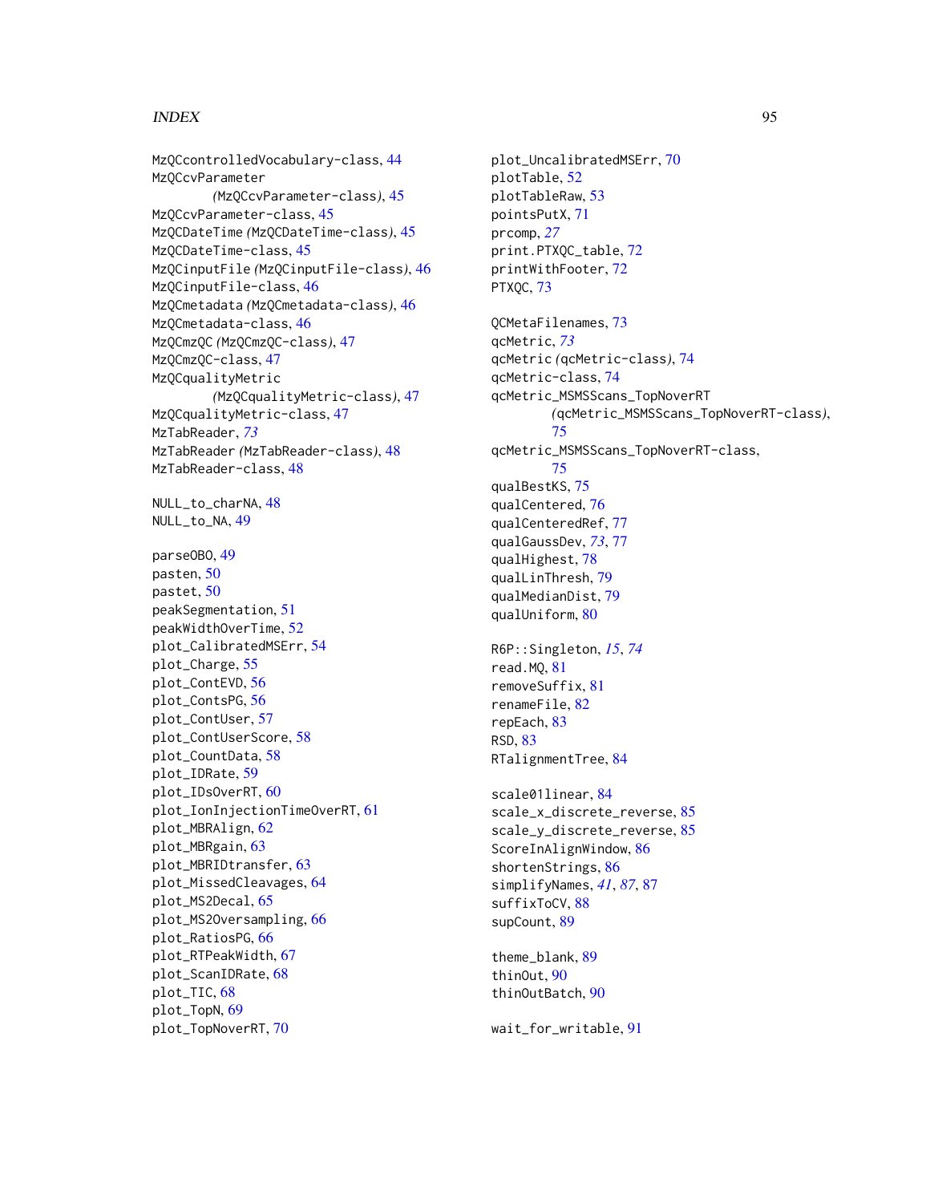MzQCcontrolledVocabulary-class, 44
MzQCcvParameter
    *(MzQCcvParameter-class)*, 45
MzQCcvParameter-class, 45
MzQCDateTime *(MzQCDateTime-class)*, 45
MzQCDateTime-class, 45
MzQCinputFile *(MzQCinputFile-class)*, 46
MzQCinputFile-class, 46
MzQCmetadata *(MzQCmetadata-class)*, 46
MzQCmetadata-class, 46
MzQCmzQC *(MzQCmzQC-class)*, 47
MzQCmzQC-class, 47
MzQCqualityMetric
    *(MzQCqualityMetric-class)*, 47
MzQCqualityMetric-class, 47
MzTabReader, *73*
MzTabReader *(MzTabReader-class)*, 48
MzTabReader-class, 48

NULL_to_charNA, 48
NULL_to_NA, 49

parseOBO, 49
pasten, 50
pastet, 50
peakSegmentation, 51
peakWidthOverTime, 52
plot_CalibratedMSErr, 54
plot_Charge, 55
plot_ContEVD, 56
plot_ContsPG, 56
plot_ContUser, 57
plot_ContUserScore, 58
plot_CountData, 58
plot_IDRate, 59
plot_IDsOverRT, 60
plot_IonInjectionTimeOverRT, 61
plot_MBRAlign, 62
plot_MBRgain, 63
plot_MBRIDtransfer, 63
plot_MissedCleavages, 64
plot_MS2Decal, 65
plot_MS2Oversampling, 66
plot_RatiosPG, 66
plot_RTPeakWidth, 67
plot_ScanIDRate, 68
plot_TIC, 68
plot_TopN, 69
plot_TopNoverRT, 70
plot_UncalibratedMSErr, 70
plotTable, 52
plotTableRaw, 53
pointsPutX, 71
prcomp, *27*
print.PTXQC_table, 72
printWithFooter, 72
PTXQC, 73

QCMetaFilenames, 73
qcMetric, *73*
qcMetric *(qcMetric-class)*, 74
qcMetric-class, 74
qcMetric_MSMSScans_TopNoverRT
    *(qcMetric_MSMSScans_TopNoverRT-class)*,
    75
qcMetric_MSMSScans_TopNoverRT-class,
    75
qualBestKS, 75
qualCentered, 76
qualCenteredRef, 77
qualGaussDev, *73*, 77
qualHighest, 78
qualLinThresh, 79
qualMedianDist, 79
qualUniform, 80

R6P::Singleton, *15*, *74*
read.MQ, 81
removeSuffix, 81
renameFile, 82
repEach, 83
RSD, 83
RTalignmentTree, 84

scale01linear, 84
scale_x_discrete_reverse, 85
scale_y_discrete_reverse, 85
ScoreInAlignWindow, 86
shortenStrings, 86
simplifyNames, *41*, *87*, 87
suffixToCV, 88
supCount, 89

theme_blank, 89
thinOut, 90
thinOutBatch, 90

wait_for_writable, 91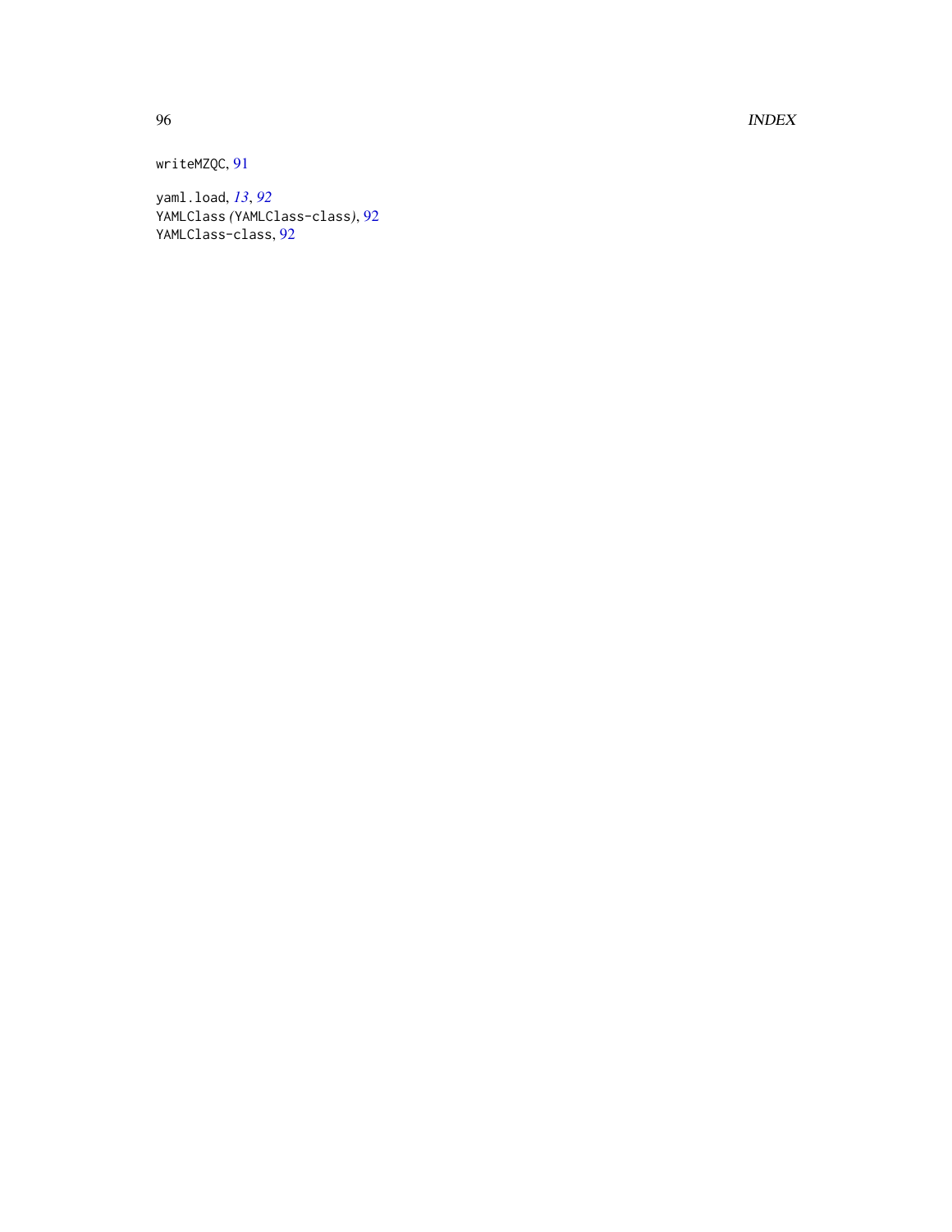writeMZQC, 91

yaml.load, *13*, *92*
YAMLClass *(*YAMLClass-class*)*, 92
YAMLClass-class, 92